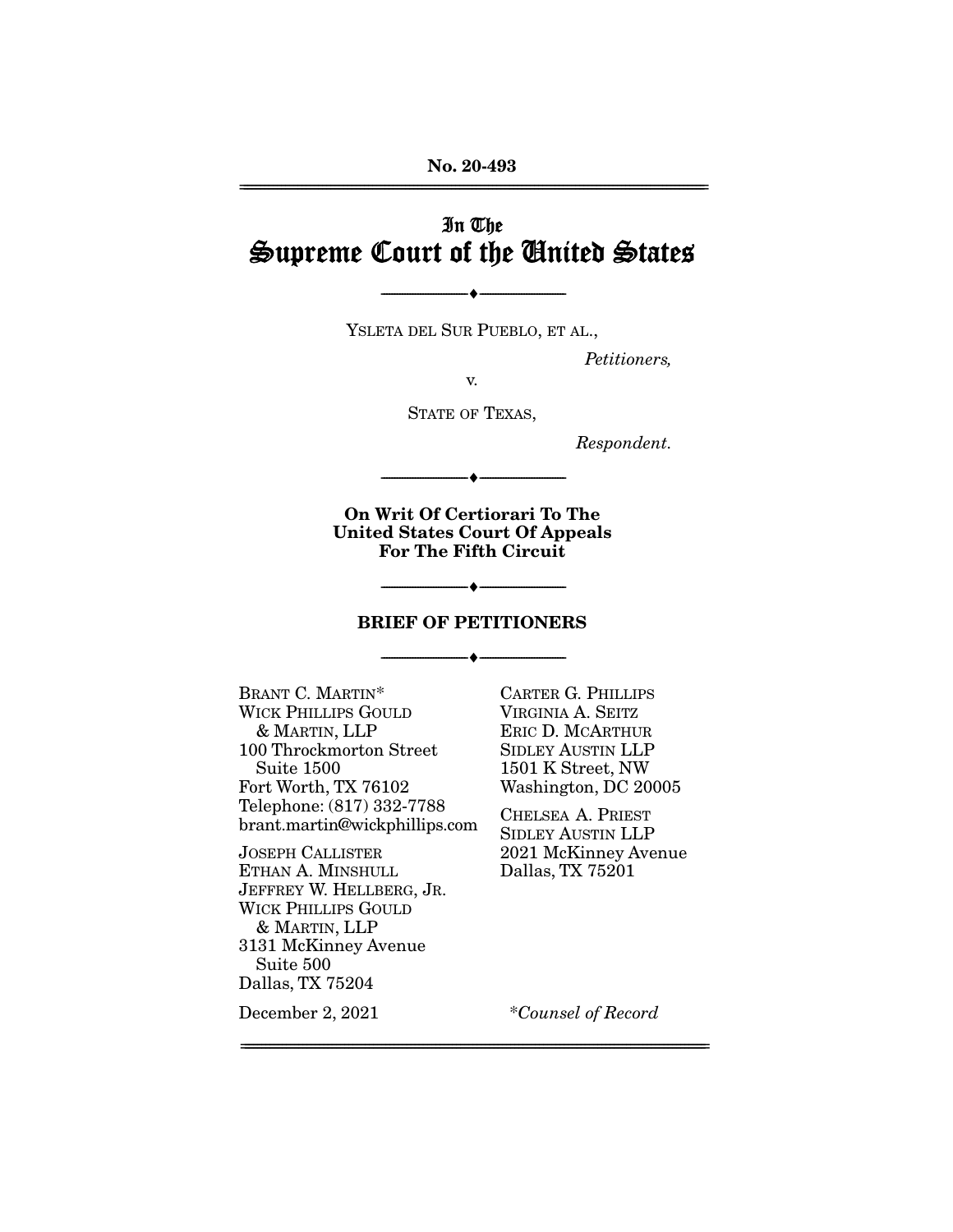No. 20-493

# In The Supreme Court of the United States

YSLETA DEL SUR PUEBLO, ET AL.,

*Petitioners,*

v.

STATE OF TEXAS,

*Respondent.*

**On Writ Of Certiorari To The United States Court Of Appeals For The Fifth Circuit**

**BRIEF OF PETITIONERS**

BRANT C. MARTIN*
WICK PHILLIPS GOULD & MARTIN, LLP
100 Throckmorton Street Suite 1500
Fort Worth, TX 76102
Telephone: (817) 332-7788
brant.martin@wickphillips.com

JOSEPH CALLISTER
ETHAN A. MINSHULL
JEFFREY W. HELLBERG, JR.
WICK PHILLIPS GOULD & MARTIN, LLP
3131 McKinney Avenue Suite 500
Dallas, TX 75204

CARTER G. PHILLIPS
VIRGINIA A. SEITZ
ERIC D. MCARTHUR
SIDLEY AUSTIN LLP
1501 K Street, NW
Washington, DC 20005

CHELSEA A. PRIEST
SIDLEY AUSTIN LLP
2021 McKinney Avenue
Dallas, TX 75201

December 2, 2021

*Counsel of Record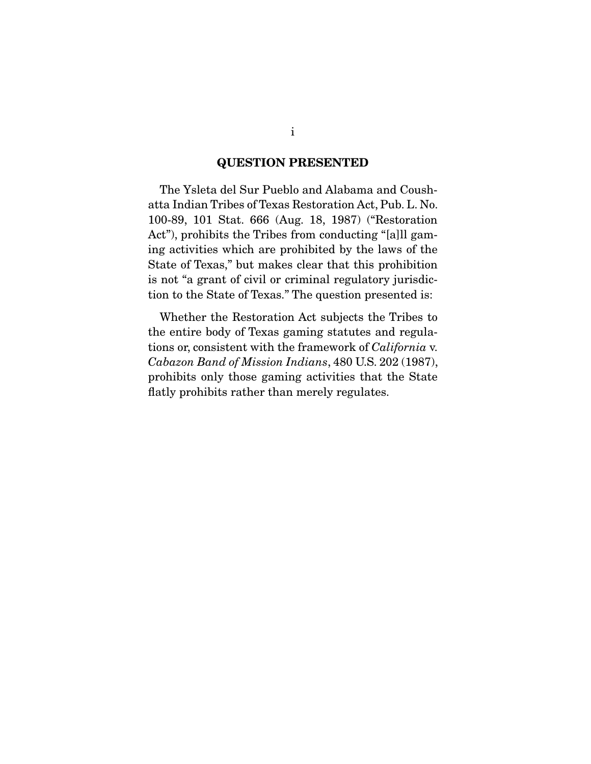## QUESTION PRESENTED

The Ysleta del Sur Pueblo and Alabama and Coushatta Indian Tribes of Texas Restoration Act, Pub. L. No. 100-89, 101 Stat. 666 (Aug. 18, 1987) ("Restoration Act"), prohibits the Tribes from conducting "[a]ll gaming activities which are prohibited by the laws of the State of Texas," but makes clear that this prohibition is not "a grant of civil or criminal regulatory jurisdiction to the State of Texas." The question presented is:

Whether the Restoration Act subjects the Tribes to the entire body of Texas gaming statutes and regulations or, consistent with the framework of *California* v. *Cabazon Band of Mission Indians*, 480 U.S. 202 (1987), prohibits only those gaming activities that the State flatly prohibits rather than merely regulates.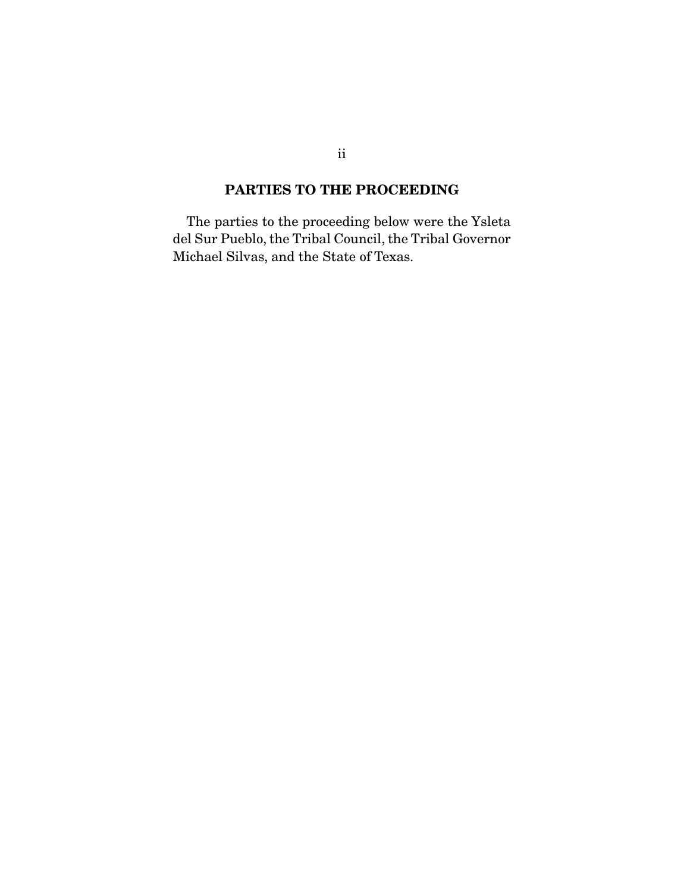## PARTIES TO THE PROCEEDING

The parties to the proceeding below were the Ysleta del Sur Pueblo, the Tribal Council, the Tribal Governor Michael Silvas, and the State of Texas.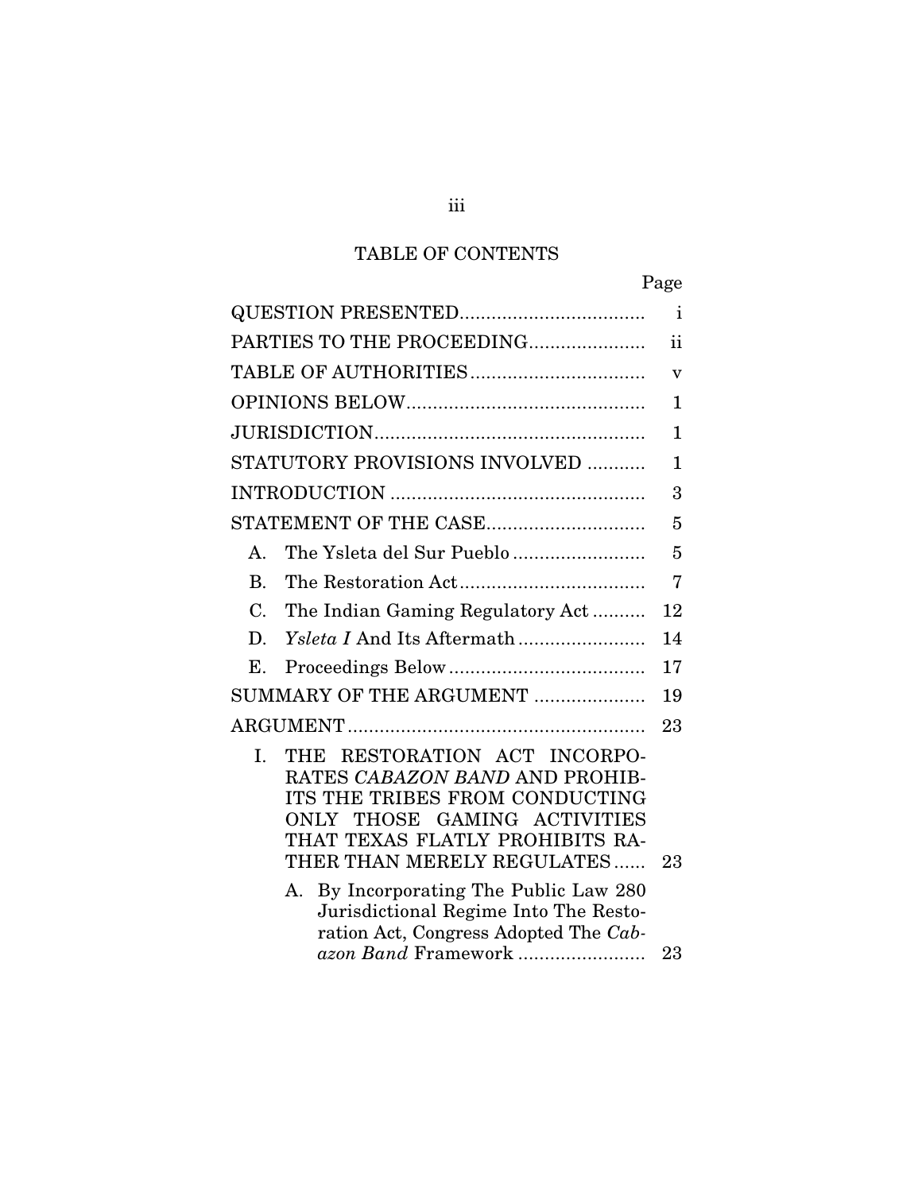## TABLE OF CONTENTS

| | Page |
|---|---|
| QUESTION PRESENTED | i |
| PARTIES TO THE PROCEEDING | ii |
| TABLE OF AUTHORITIES | v |
| OPINIONS BELOW | 1 |
| JURISDICTION | 1 |
| STATUTORY PROVISIONS INVOLVED | 1 |
| INTRODUCTION | 3 |
| STATEMENT OF THE CASE | 5 |
| A. The Ysleta del Sur Pueblo | 5 |
| B. The Restoration Act | 7 |
| C. The Indian Gaming Regulatory Act | 12 |
| D. *Ysleta I* And Its Aftermath | 14 |
| E. Proceedings Below | 17 |
| SUMMARY OF THE ARGUMENT | 19 |
| ARGUMENT | 23 |
| I. THE RESTORATION ACT INCORPORATES *CABAZON BAND* AND PROHIBITS THE TRIBES FROM CONDUCTING ONLY THOSE GAMING ACTIVITIES THAT TEXAS FLATLY PROHIBITS RATHER THAN MERELY REGULATES | 23 |
| A. By Incorporating The Public Law 280 Jurisdictional Regime Into The Restoration Act, Congress Adopted The *Cabazon Band* Framework | 23 |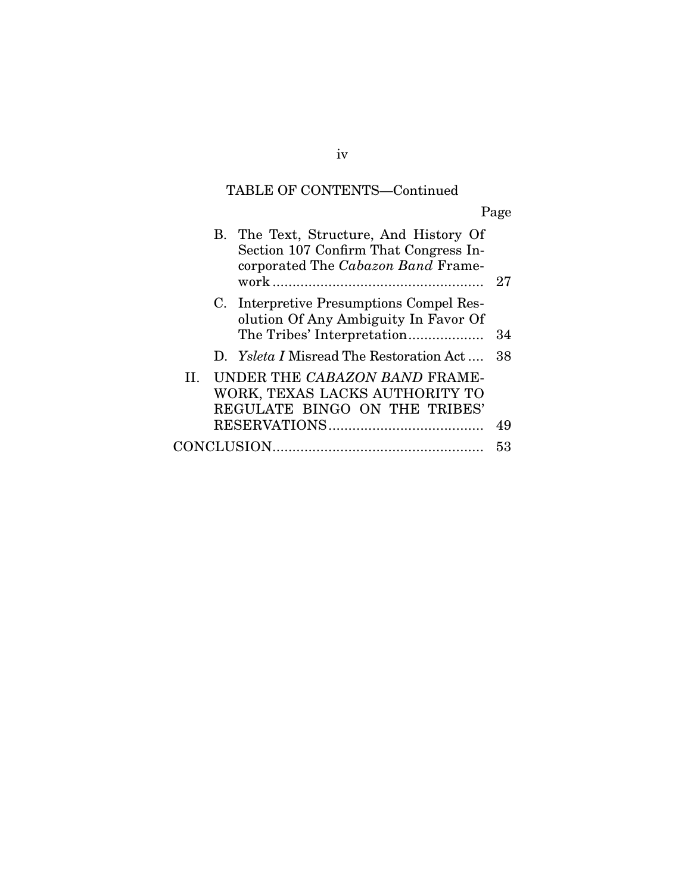TABLE OF CONTENTS—Continued

| | Page |
|---|---|
| B. The Text, Structure, And History Of Section 107 Confirm That Congress Incorporated The *Cabazon Band* Framework | 27 |
| C. Interpretive Presumptions Compel Resolution Of Any Ambiguity In Favor Of The Tribes' Interpretation | 34 |
| D. *Ysleta I* Misread The Restoration Act | 38 |
| II. UNDER THE *CABAZON BAND* FRAMEWORK, TEXAS LACKS AUTHORITY TO REGULATE BINGO ON THE TRIBES' RESERVATIONS | 49 |
| CONCLUSION | 53 |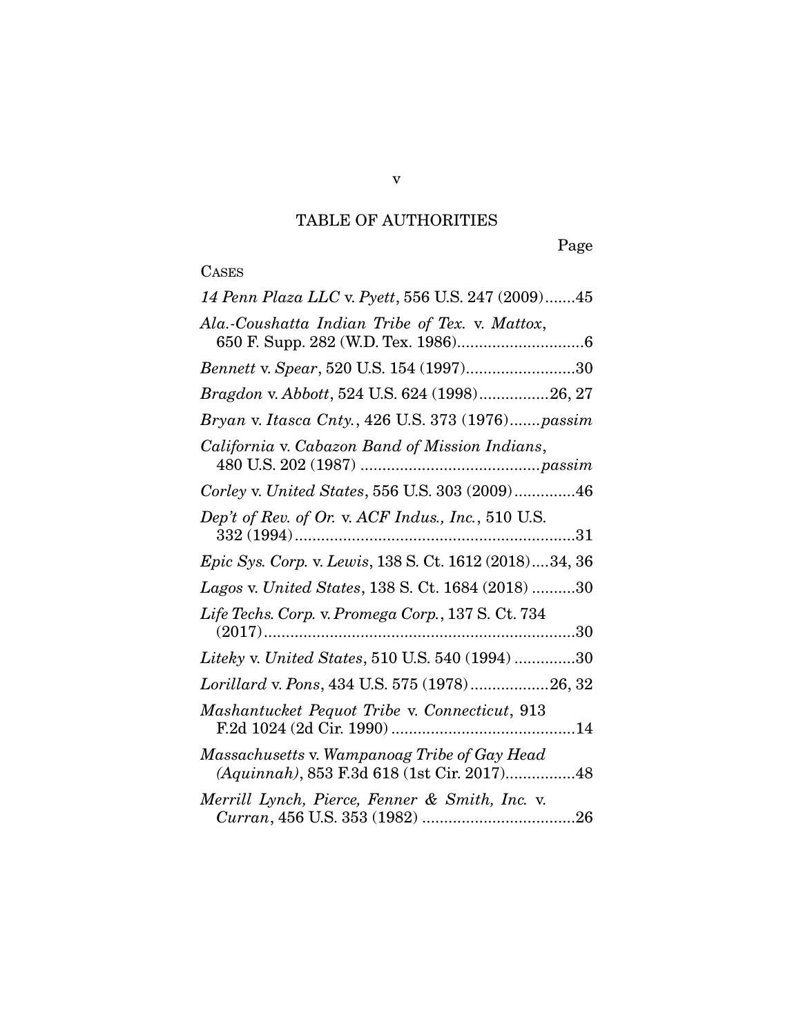# TABLE OF AUTHORITIES

Page

CASES

*14 Penn Plaza LLC* v. *Pyett*, 556 U.S. 247 (2009).......45

*Ala.-Coushatta Indian Tribe of Tex.* v. *Mattox*, 650 F. Supp. 282 (W.D. Tex. 1986)............................6

*Bennett* v. *Spear*, 520 U.S. 154 (1997).........................30

*Bragdon* v. *Abbott*, 524 U.S. 624 (1998)................26, 27

*Bryan* v. *Itasca Cnty.*, 426 U.S. 373 (1976).......*passim*

*California* v. *Cabazon Band of Mission Indians*, 480 U.S. 202 (1987) ........................................*passim*

*Corley* v. *United States*, 556 U.S. 303 (2009)..............46

*Dep't of Rev. of Or.* v. *ACF Indus., Inc.*, 510 U.S. 332 (1994)................................................................31

*Epic Sys. Corp.* v. *Lewis*, 138 S. Ct. 1612 (2018)....34, 36

*Lagos* v. *United States*, 138 S. Ct. 1684 (2018) ..........30

*Life Techs. Corp.* v. *Promega Corp.*, 137 S. Ct. 734 (2017).......................................................................30

*Liteky* v. *United States*, 510 U.S. 540 (1994) ..............30

*Lorillard* v. *Pons*, 434 U.S. 575 (1978)..................26, 32

*Mashantucket Pequot Tribe* v. *Connecticut*, 913 F.2d 1024 (2d Cir. 1990) ..........................................14

*Massachusetts* v. *Wampanoag Tribe of Gay Head (Aquinnah)*, 853 F.3d 618 (1st Cir. 2017)................48

*Merrill Lynch, Pierce, Fenner & Smith, Inc.* v. *Curran*, 456 U.S. 353 (1982) ...................................26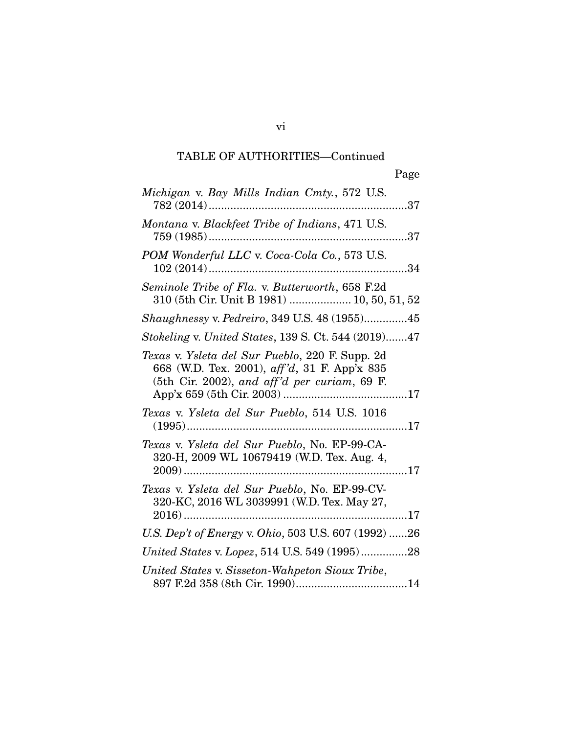TABLE OF AUTHORITIES—Continued

Page

*Michigan* v. *Bay Mills Indian Cmty.*, 572 U.S. 782 (2014) ................................................................37

*Montana* v. *Blackfeet Tribe of Indians*, 471 U.S. 759 (1985) ................................................................37

*POM Wonderful LLC* v. *Coca-Cola Co.*, 573 U.S. 102 (2014) ................................................................34

*Seminole Tribe of Fla.* v. *Butterworth*, 658 F.2d 310 (5th Cir. Unit B 1981) .................... 10, 50, 51, 52

*Shaughnessy* v. *Pedreiro*, 349 U.S. 48 (1955)..............45

*Stokeling* v. *United States*, 139 S. Ct. 544 (2019).......47

*Texas* v. *Ysleta del Sur Pueblo*, 220 F. Supp. 2d 668 (W.D. Tex. 2001), *aff'd*, 31 F. App'x 835 (5th Cir. 2002), *and aff'd per curiam*, 69 F. App'x 659 (5th Cir. 2003) ........................................17

*Texas* v. *Ysleta del Sur Pueblo*, 514 U.S. 1016 (1995).......................................................................17

*Texas* v. *Ysleta del Sur Pueblo*, No. EP-99-CA-320-H, 2009 WL 10679419 (W.D. Tex. Aug. 4, 2009) ........................................................................17

*Texas* v. *Ysleta del Sur Pueblo*, No. EP-99-CV-320-KC, 2016 WL 3039991 (W.D. Tex. May 27, 2016) ........................................................................17

*U.S. Dep't of Energy* v. *Ohio*, 503 U.S. 607 (1992) ......26

*United States* v. *Lopez*, 514 U.S. 549 (1995)...............28

*United States* v. *Sisseton-Wahpeton Sioux Tribe*, 897 F.2d 358 (8th Cir. 1990)....................................14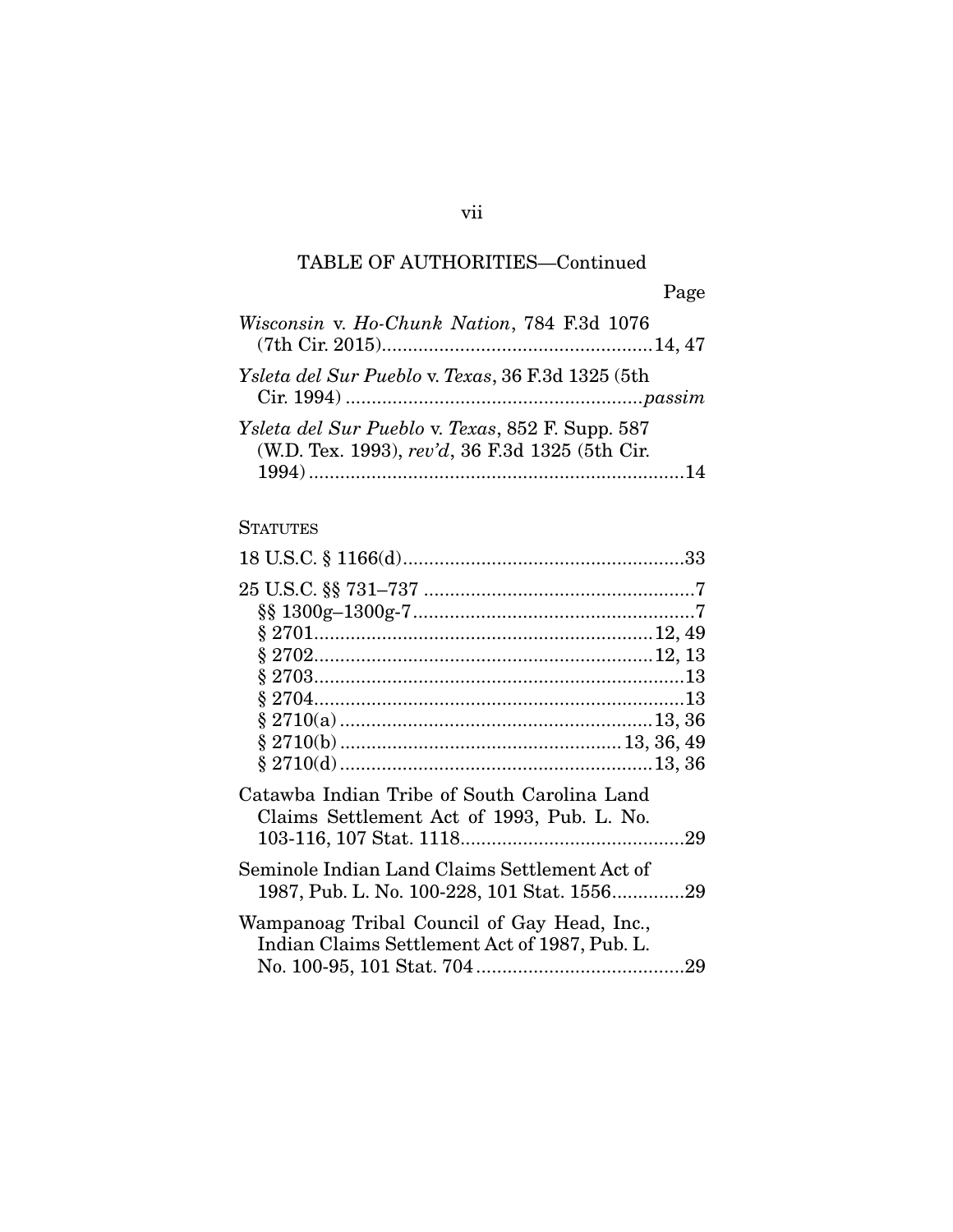TABLE OF AUTHORITIES—Continued

Page

*Wisconsin* v. *Ho-Chunk Nation*, 784 F.3d 1076 (7th Cir. 2015)....................................................14, 47

*Ysleta del Sur Pueblo* v. *Texas*, 36 F.3d 1325 (5th Cir. 1994) .........................................................*passim*

*Ysleta del Sur Pueblo* v. *Texas*, 852 F. Supp. 587 (W.D. Tex. 1993), *rev'd*, 36 F.3d 1325 (5th Cir. 1994) ........................................................................14

STATUTES

18 U.S.C. § 1166(d).......................................................33

25 U.S.C. §§ 731–737 ....................................................7
§§ 1300g–1300g-7......................................................7
§ 2701.................................................................12, 49
§ 2702.................................................................12, 13
§ 2703.......................................................................13
§ 2704.......................................................................13
§ 2710(a) ............................................................13, 36
§ 2710(b) .......................................................13, 36, 49
§ 2710(d) ............................................................13, 36

Catawba Indian Tribe of South Carolina Land Claims Settlement Act of 1993, Pub. L. No. 103-116, 107 Stat. 1118...........................................29

Seminole Indian Land Claims Settlement Act of 1987, Pub. L. No. 100-228, 101 Stat. 1556.............29

Wampanoag Tribal Council of Gay Head, Inc., Indian Claims Settlement Act of 1987, Pub. L. No. 100-95, 101 Stat. 704 ........................................29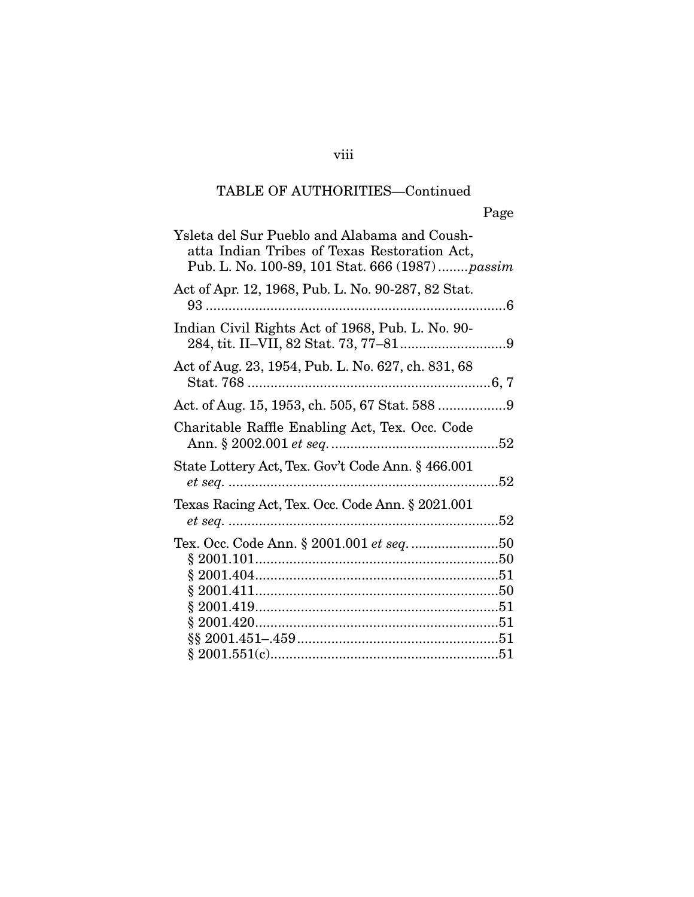TABLE OF AUTHORITIES—Continued

| | Page |
|---|---|
| Ysleta del Sur Pueblo and Alabama and Coushatta Indian Tribes of Texas Restoration Act, Pub. L. No. 100-89, 101 Stat. 666 (1987) | *passim* |
| Act of Apr. 12, 1968, Pub. L. No. 90-287, 82 Stat. 93 | 6 |
| Indian Civil Rights Act of 1968, Pub. L. No. 90-284, tit. II–VII, 82 Stat. 73, 77–81 | 9 |
| Act of Aug. 23, 1954, Pub. L. No. 627, ch. 831, 68 Stat. 768 | 6, 7 |
| Act. of Aug. 15, 1953, ch. 505, 67 Stat. 588 | 9 |
| Charitable Raffle Enabling Act, Tex. Occ. Code Ann. § 2002.001 *et seq.* | 52 |
| State Lottery Act, Tex. Gov't Code Ann. § 466.001 *et seq.* | 52 |
| Texas Racing Act, Tex. Occ. Code Ann. § 2021.001 *et seq.* | 52 |
| Tex. Occ. Code Ann. § 2001.001 *et seq.* | 50 |
| § 2001.101 | 50 |
| § 2001.404 | 51 |
| § 2001.411 | 50 |
| § 2001.419 | 51 |
| § 2001.420 | 51 |
| §§ 2001.451–.459 | 51 |
| § 2001.551(c) | 51 |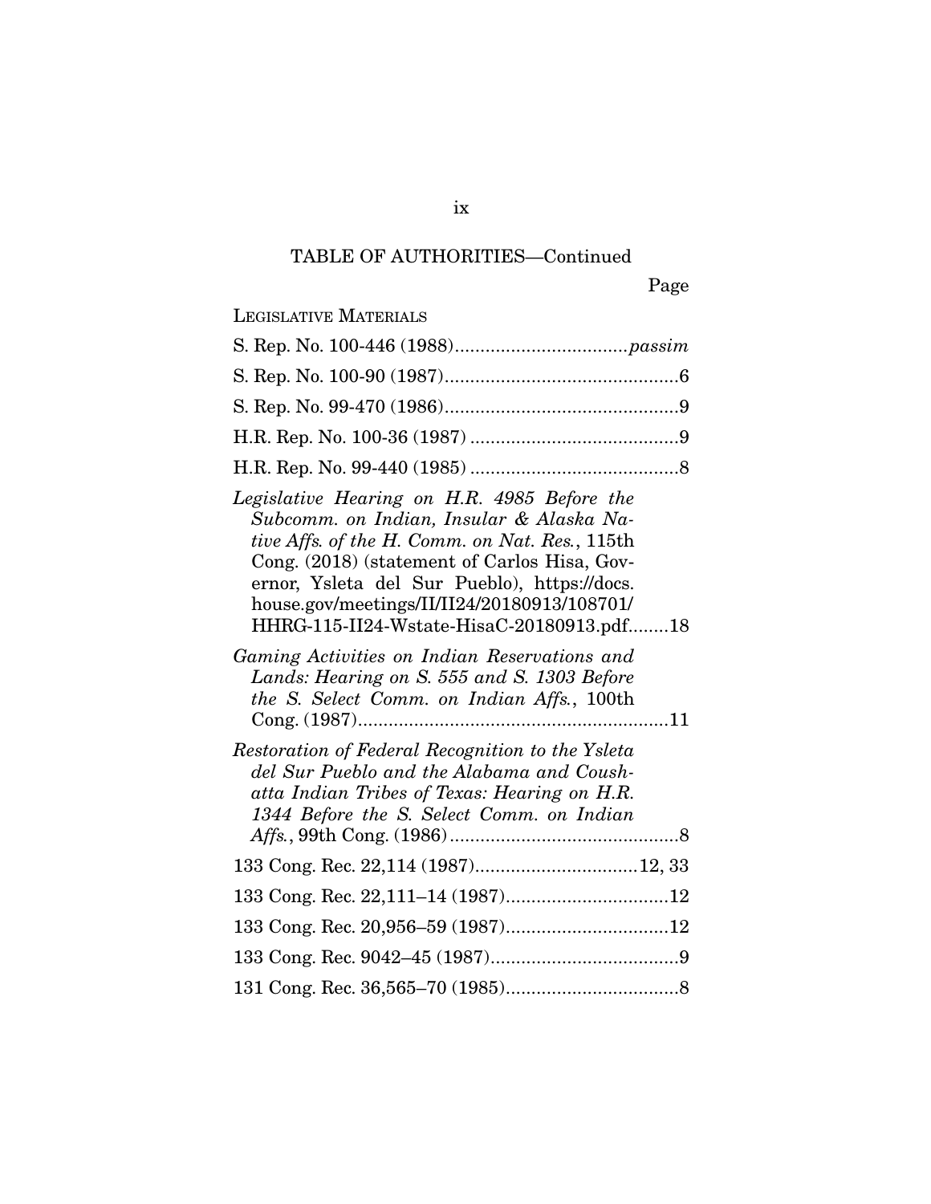TABLE OF AUTHORITIES—Continued

Page

LEGISLATIVE MATERIALS

S. Rep. No. 100-446 (1988).................................*passim*

S. Rep. No. 100-90 (1987).............................................6

S. Rep. No. 99-470 (1986).............................................9

H.R. Rep. No. 100-36 (1987) .........................................9

H.R. Rep. No. 99-440 (1985) .........................................8

*Legislative Hearing on H.R. 4985 Before the Subcomm. on Indian, Insular & Alaska Native Affs. of the H. Comm. on Nat. Res.*, 115th Cong. (2018) (statement of Carlos Hisa, Governor, Ysleta del Sur Pueblo), https://docs.house.gov/meetings/II/II24/20180913/108701/HHRG-115-II24-Wstate-HisaC-20180913.pdf........18

*Gaming Activities on Indian Reservations and Lands: Hearing on S. 555 and S. 1303 Before the S. Select Comm. on Indian Affs.*, 100th Cong. (1987)...........................................................11

*Restoration of Federal Recognition to the Ysleta del Sur Pueblo and the Alabama and Coushatta Indian Tribes of Texas: Hearing on H.R. 1344 Before the S. Select Comm. on Indian Affs.*, 99th Cong. (1986)............................................8

133 Cong. Rec. 22,114 (1987)................................12, 33

133 Cong. Rec. 22,111–14 (1987)................................12

133 Cong. Rec. 20,956–59 (1987)................................12

133 Cong. Rec. 9042–45 (1987).....................................9

131 Cong. Rec. 36,565–70 (1985)..................................8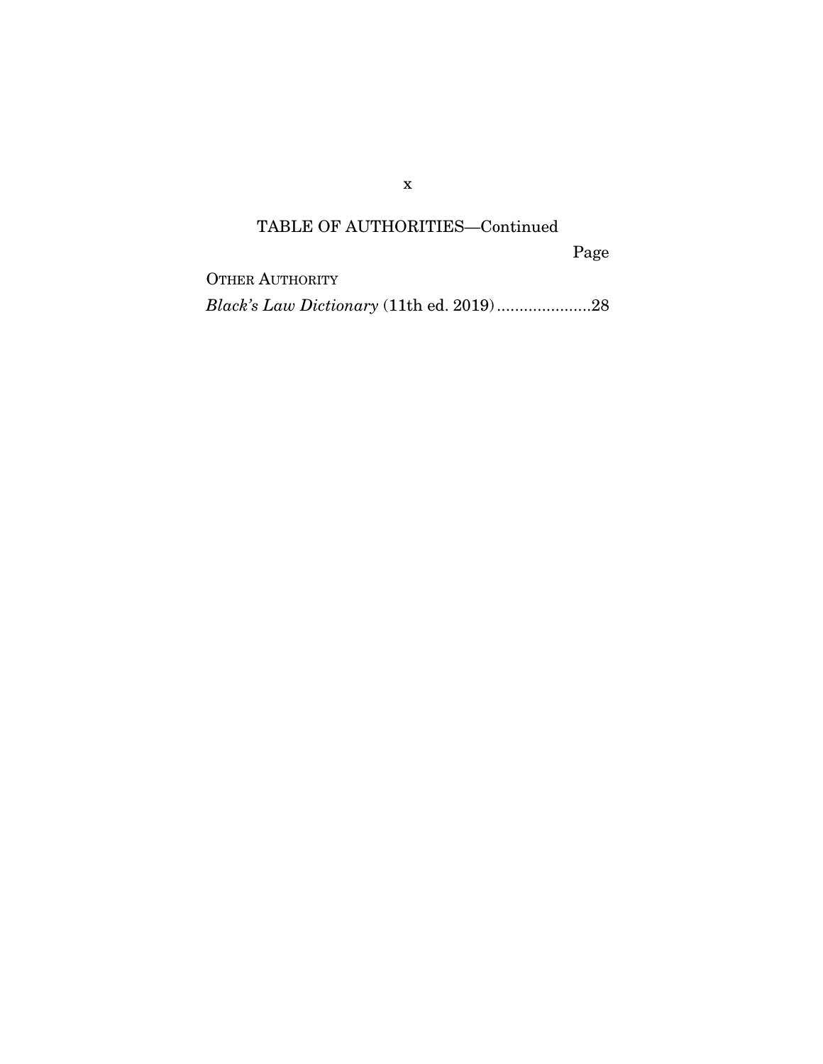TABLE OF AUTHORITIES—Continued

Page

OTHER AUTHORITY

*Black's Law Dictionary* (11th ed. 2019).....................28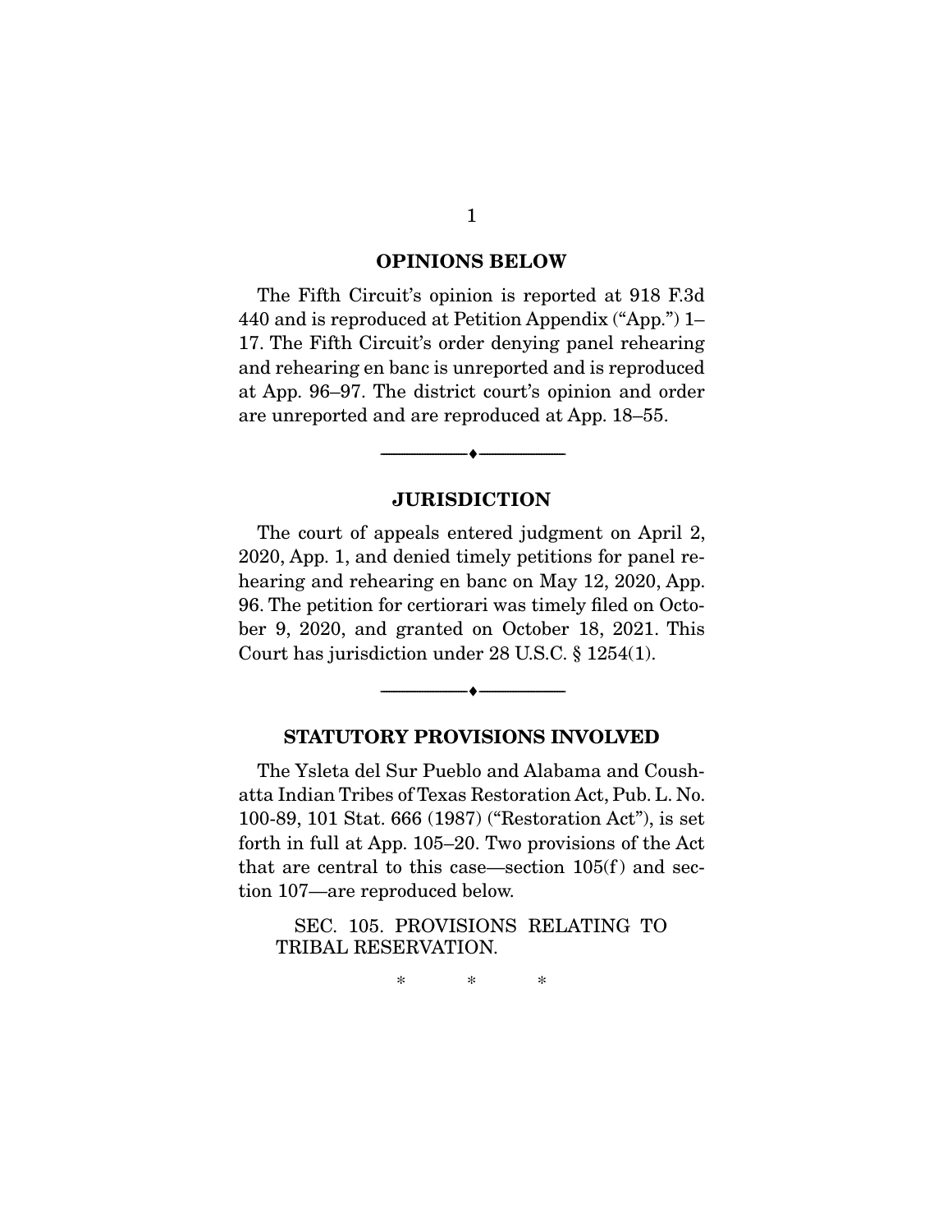## OPINIONS BELOW

The Fifth Circuit's opinion is reported at 918 F.3d 440 and is reproduced at Petition Appendix ("App.") 1–17. The Fifth Circuit's order denying panel rehearing and rehearing en banc is unreported and is reproduced at App. 96–97. The district court's opinion and order are unreported and are reproduced at App. 18–55.

---

## JURISDICTION

The court of appeals entered judgment on April 2, 2020, App. 1, and denied timely petitions for panel rehearing and rehearing en banc on May 12, 2020, App. 96. The petition for certiorari was timely filed on October 9, 2020, and granted on October 18, 2021. This Court has jurisdiction under 28 U.S.C. § 1254(1).

---

## STATUTORY PROVISIONS INVOLVED

The Ysleta del Sur Pueblo and Alabama and Coushatta Indian Tribes of Texas Restoration Act, Pub. L. No. 100-89, 101 Stat. 666 (1987) ("Restoration Act"), is set forth in full at App. 105–20. Two provisions of the Act that are central to this case—section 105(f) and section 107—are reproduced below.

> SEC. 105. PROVISIONS RELATING TO TRIBAL RESERVATION.
>
> \* \* \*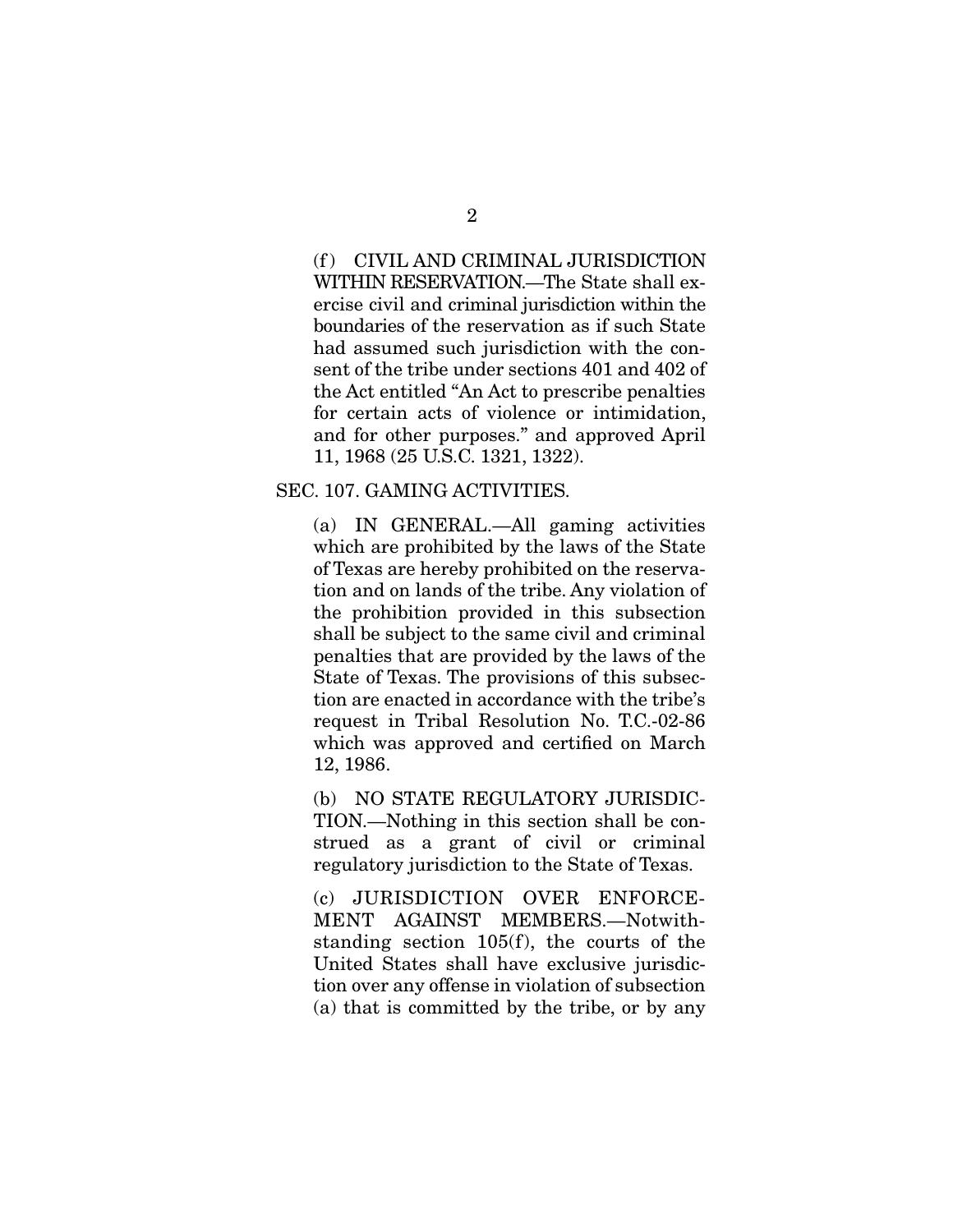(f) CIVIL AND CRIMINAL JURISDICTION WITHIN RESERVATION.—The State shall exercise civil and criminal jurisdiction within the boundaries of the reservation as if such State had assumed such jurisdiction with the consent of the tribe under sections 401 and 402 of the Act entitled "An Act to prescribe penalties for certain acts of violence or intimidation, and for other purposes." and approved April 11, 1968 (25 U.S.C. 1321, 1322).

SEC. 107. GAMING ACTIVITIES.

(a) IN GENERAL.—All gaming activities which are prohibited by the laws of the State of Texas are hereby prohibited on the reservation and on lands of the tribe. Any violation of the prohibition provided in this subsection shall be subject to the same civil and criminal penalties that are provided by the laws of the State of Texas. The provisions of this subsection are enacted in accordance with the tribe's request in Tribal Resolution No. T.C.-02-86 which was approved and certified on March 12, 1986.

(b) NO STATE REGULATORY JURISDICTION.—Nothing in this section shall be construed as a grant of civil or criminal regulatory jurisdiction to the State of Texas.

(c) JURISDICTION OVER ENFORCEMENT AGAINST MEMBERS.—Notwithstanding section 105(f), the courts of the United States shall have exclusive jurisdiction over any offense in violation of subsection (a) that is committed by the tribe, or by any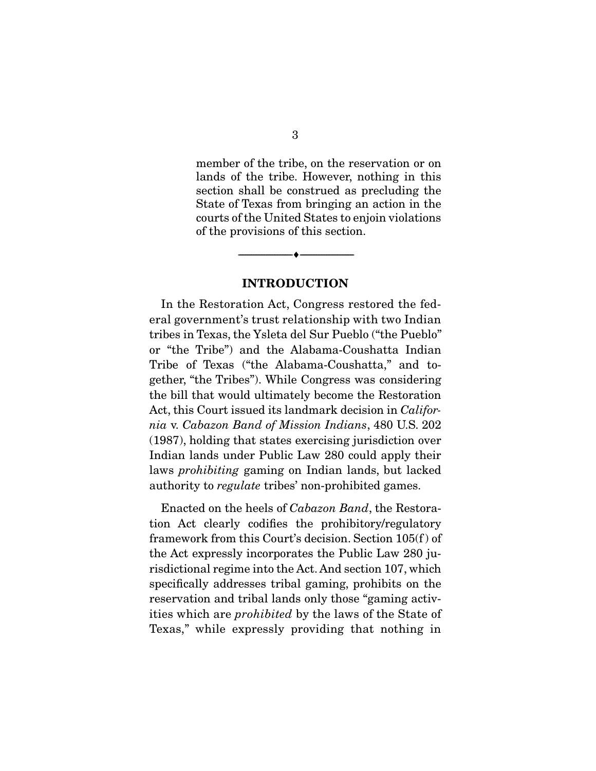member of the tribe, on the reservation or on lands of the tribe. However, nothing in this section shall be construed as precluding the State of Texas from bringing an action in the courts of the United States to enjoin violations of the provisions of this section.

---

## INTRODUCTION

In the Restoration Act, Congress restored the federal government's trust relationship with two Indian tribes in Texas, the Ysleta del Sur Pueblo ("the Pueblo" or "the Tribe") and the Alabama-Coushatta Indian Tribe of Texas ("the Alabama-Coushatta," and together, "the Tribes"). While Congress was considering the bill that would ultimately become the Restoration Act, this Court issued its landmark decision in *California* v. *Cabazon Band of Mission Indians*, 480 U.S. 202 (1987), holding that states exercising jurisdiction over Indian lands under Public Law 280 could apply their laws *prohibiting* gaming on Indian lands, but lacked authority to *regulate* tribes' non-prohibited games.

Enacted on the heels of *Cabazon Band*, the Restoration Act clearly codifies the prohibitory/regulatory framework from this Court's decision. Section 105(f) of the Act expressly incorporates the Public Law 280 jurisdictional regime into the Act. And section 107, which specifically addresses tribal gaming, prohibits on the reservation and tribal lands only those "gaming activities which are *prohibited* by the laws of the State of Texas," while expressly providing that nothing in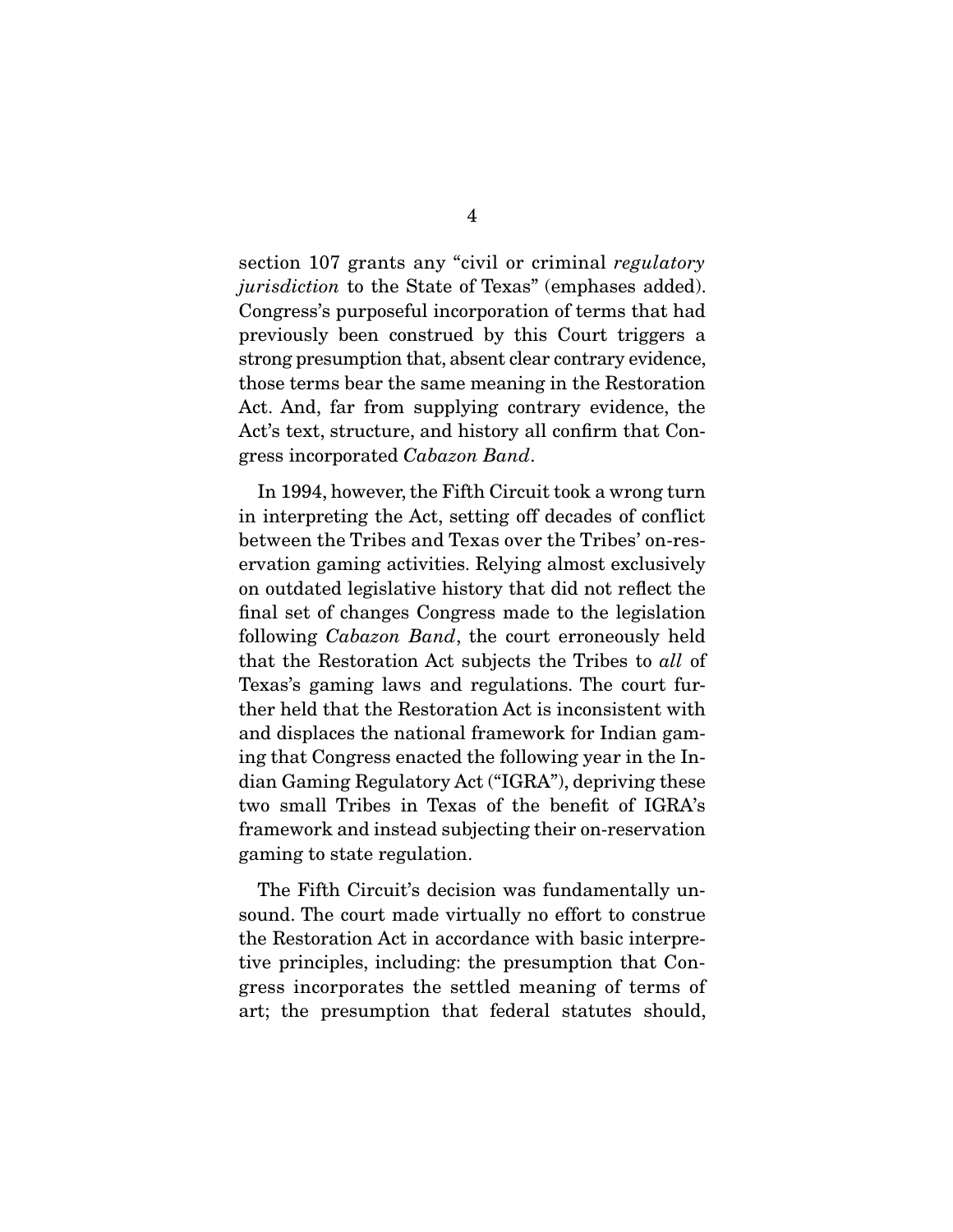section 107 grants any "civil or criminal *regulatory jurisdiction* to the State of Texas" (emphases added). Congress's purposeful incorporation of terms that had previously been construed by this Court triggers a strong presumption that, absent clear contrary evidence, those terms bear the same meaning in the Restoration Act. And, far from supplying contrary evidence, the Act's text, structure, and history all confirm that Congress incorporated *Cabazon Band*.

In 1994, however, the Fifth Circuit took a wrong turn in interpreting the Act, setting off decades of conflict between the Tribes and Texas over the Tribes' on-reservation gaming activities. Relying almost exclusively on outdated legislative history that did not reflect the final set of changes Congress made to the legislation following *Cabazon Band*, the court erroneously held that the Restoration Act subjects the Tribes to *all* of Texas's gaming laws and regulations. The court further held that the Restoration Act is inconsistent with and displaces the national framework for Indian gaming that Congress enacted the following year in the Indian Gaming Regulatory Act ("IGRA"), depriving these two small Tribes in Texas of the benefit of IGRA's framework and instead subjecting their on-reservation gaming to state regulation.

The Fifth Circuit's decision was fundamentally unsound. The court made virtually no effort to construe the Restoration Act in accordance with basic interpretive principles, including: the presumption that Congress incorporates the settled meaning of terms of art; the presumption that federal statutes should,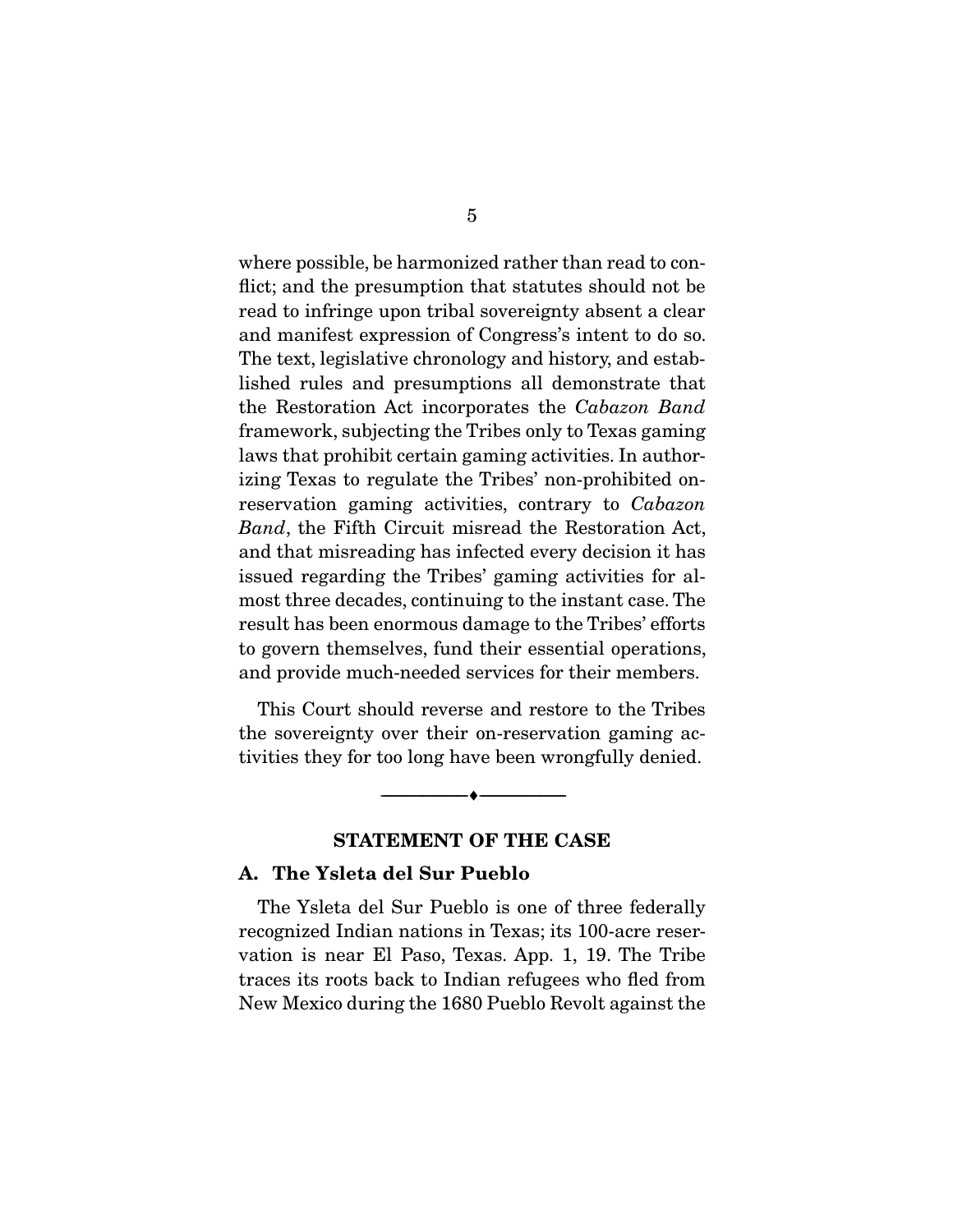where possible, be harmonized rather than read to conflict; and the presumption that statutes should not be read to infringe upon tribal sovereignty absent a clear and manifest expression of Congress's intent to do so. The text, legislative chronology and history, and established rules and presumptions all demonstrate that the Restoration Act incorporates the *Cabazon Band* framework, subjecting the Tribes only to Texas gaming laws that prohibit certain gaming activities. In authorizing Texas to regulate the Tribes' non-prohibited on-reservation gaming activities, contrary to *Cabazon Band*, the Fifth Circuit misread the Restoration Act, and that misreading has infected every decision it has issued regarding the Tribes' gaming activities for almost three decades, continuing to the instant case. The result has been enormous damage to the Tribes' efforts to govern themselves, fund their essential operations, and provide much-needed services for their members.

This Court should reverse and restore to the Tribes the sovereignty over their on-reservation gaming activities they for too long have been wrongfully denied.

---

## STATEMENT OF THE CASE

### A. The Ysleta del Sur Pueblo

The Ysleta del Sur Pueblo is one of three federally recognized Indian nations in Texas; its 100-acre reservation is near El Paso, Texas. App. 1, 19. The Tribe traces its roots back to Indian refugees who fled from New Mexico during the 1680 Pueblo Revolt against the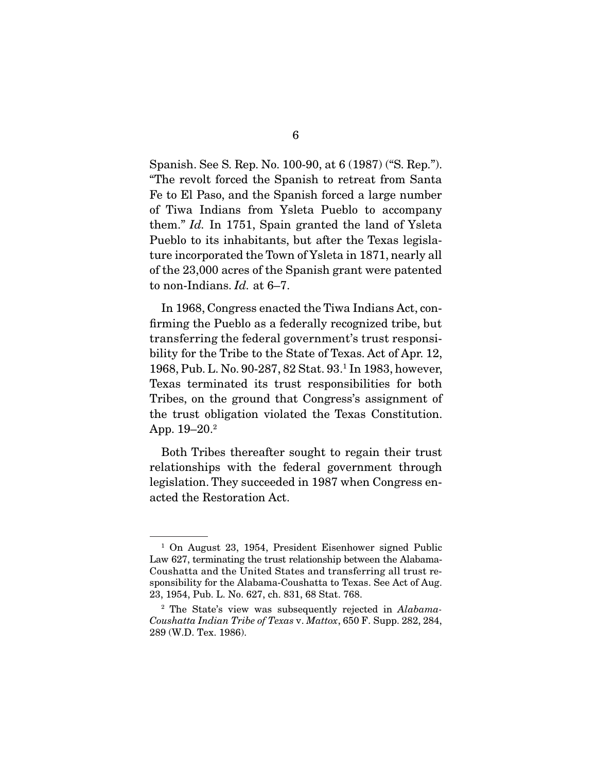Spanish. See S. Rep. No. 100-90, at 6 (1987) ("S. Rep."). "The revolt forced the Spanish to retreat from Santa Fe to El Paso, and the Spanish forced a large number of Tiwa Indians from Ysleta Pueblo to accompany them." *Id.* In 1751, Spain granted the land of Ysleta Pueblo to its inhabitants, but after the Texas legislature incorporated the Town of Ysleta in 1871, nearly all of the 23,000 acres of the Spanish grant were patented to non-Indians. *Id.* at 6–7.

In 1968, Congress enacted the Tiwa Indians Act, confirming the Pueblo as a federally recognized tribe, but transferring the federal government's trust responsibility for the Tribe to the State of Texas. Act of Apr. 12, 1968, Pub. L. No. 90-287, 82 Stat. 93.[1] In 1983, however, Texas terminated its trust responsibilities for both Tribes, on the ground that Congress's assignment of the trust obligation violated the Texas Constitution. App. 19–20.[2]

Both Tribes thereafter sought to regain their trust relationships with the federal government through legislation. They succeeded in 1987 when Congress enacted the Restoration Act.

---

[1] On August 23, 1954, President Eisenhower signed Public Law 627, terminating the trust relationship between the Alabama-Coushatta and the United States and transferring all trust responsibility for the Alabama-Coushatta to Texas. See Act of Aug. 23, 1954, Pub. L. No. 627, ch. 831, 68 Stat. 768.

[2] The State's view was subsequently rejected in *Alabama-Coushatta Indian Tribe of Texas* v. *Mattox*, 650 F. Supp. 282, 284, 289 (W.D. Tex. 1986).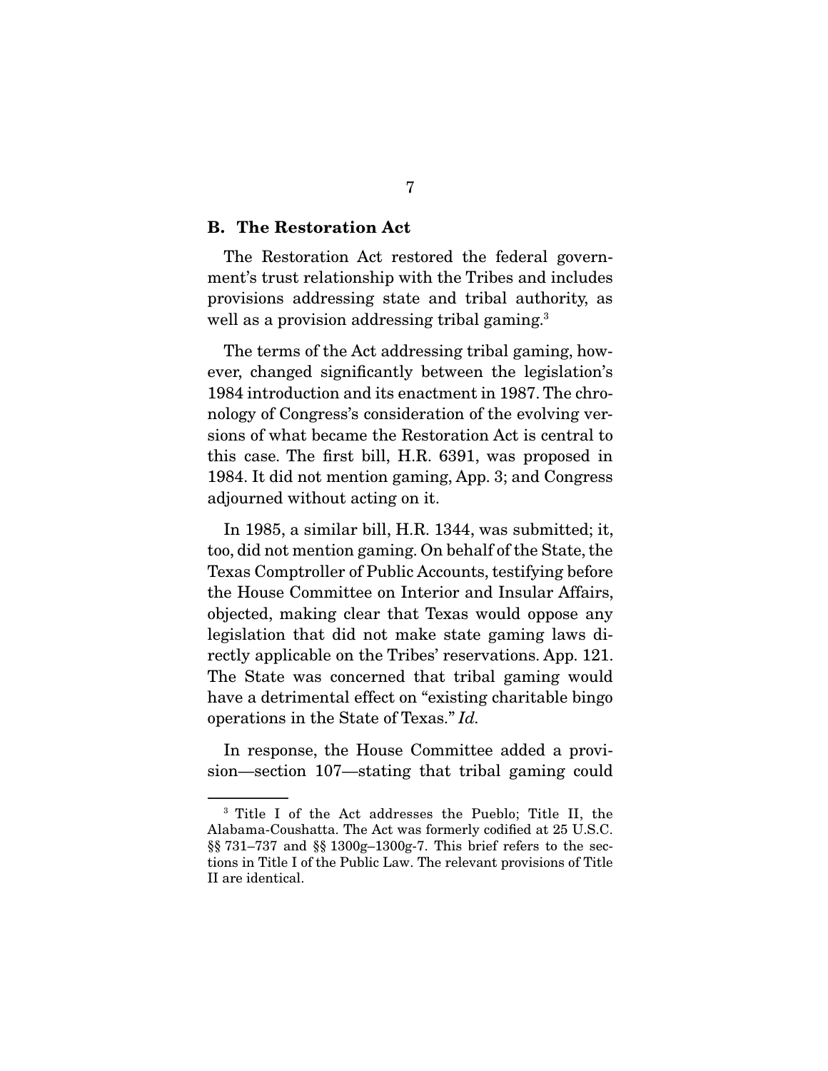### B. The Restoration Act

The Restoration Act restored the federal government's trust relationship with the Tribes and includes provisions addressing state and tribal authority, as well as a provision addressing tribal gaming.[3]

The terms of the Act addressing tribal gaming, however, changed significantly between the legislation's 1984 introduction and its enactment in 1987. The chronology of Congress's consideration of the evolving versions of what became the Restoration Act is central to this case. The first bill, H.R. 6391, was proposed in 1984. It did not mention gaming, App. 3; and Congress adjourned without acting on it.

In 1985, a similar bill, H.R. 1344, was submitted; it, too, did not mention gaming. On behalf of the State, the Texas Comptroller of Public Accounts, testifying before the House Committee on Interior and Insular Affairs, objected, making clear that Texas would oppose any legislation that did not make state gaming laws directly applicable on the Tribes' reservations. App. 121. The State was concerned that tribal gaming would have a detrimental effect on "existing charitable bingo operations in the State of Texas." *Id.*

In response, the House Committee added a provision—section 107—stating that tribal gaming could

---

[3] Title I of the Act addresses the Pueblo; Title II, the Alabama-Coushatta. The Act was formerly codified at 25 U.S.C. §§ 731–737 and §§ 1300g–1300g-7. This brief refers to the sections in Title I of the Public Law. The relevant provisions of Title II are identical.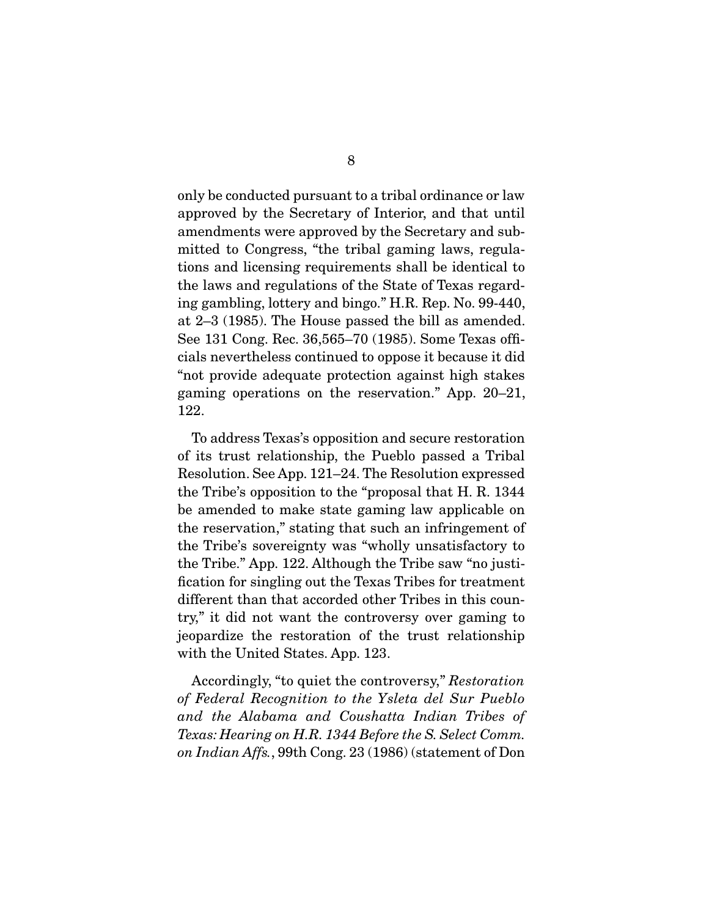only be conducted pursuant to a tribal ordinance or law approved by the Secretary of Interior, and that until amendments were approved by the Secretary and submitted to Congress, "the tribal gaming laws, regulations and licensing requirements shall be identical to the laws and regulations of the State of Texas regarding gambling, lottery and bingo." H.R. Rep. No. 99-440, at 2–3 (1985). The House passed the bill as amended. See 131 Cong. Rec. 36,565–70 (1985). Some Texas officials nevertheless continued to oppose it because it did "not provide adequate protection against high stakes gaming operations on the reservation." App. 20–21, 122.

To address Texas's opposition and secure restoration of its trust relationship, the Pueblo passed a Tribal Resolution. See App. 121–24. The Resolution expressed the Tribe's opposition to the "proposal that H. R. 1344 be amended to make state gaming law applicable on the reservation," stating that such an infringement of the Tribe's sovereignty was "wholly unsatisfactory to the Tribe." App. 122. Although the Tribe saw "no justification for singling out the Texas Tribes for treatment different than that accorded other Tribes in this country," it did not want the controversy over gaming to jeopardize the restoration of the trust relationship with the United States. App. 123.

Accordingly, "to quiet the controversy," *Restoration of Federal Recognition to the Ysleta del Sur Pueblo and the Alabama and Coushatta Indian Tribes of Texas: Hearing on H.R. 1344 Before the S. Select Comm. on Indian Affs.*, 99th Cong. 23 (1986) (statement of Don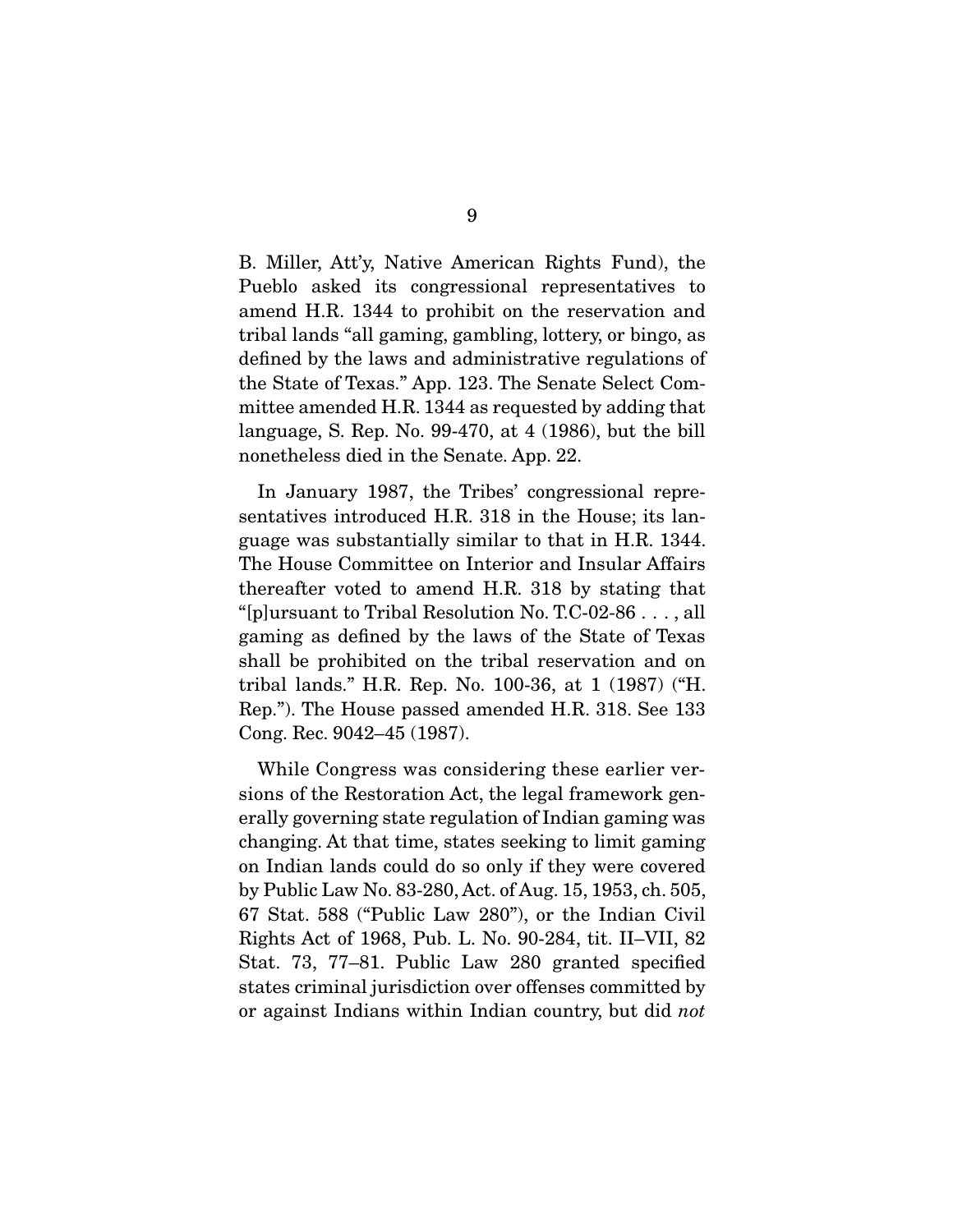B. Miller, Att'y, Native American Rights Fund), the Pueblo asked its congressional representatives to amend H.R. 1344 to prohibit on the reservation and tribal lands "all gaming, gambling, lottery, or bingo, as defined by the laws and administrative regulations of the State of Texas." App. 123. The Senate Select Committee amended H.R. 1344 as requested by adding that language, S. Rep. No. 99-470, at 4 (1986), but the bill nonetheless died in the Senate. App. 22.

In January 1987, the Tribes' congressional representatives introduced H.R. 318 in the House; its language was substantially similar to that in H.R. 1344. The House Committee on Interior and Insular Affairs thereafter voted to amend H.R. 318 by stating that "[p]ursuant to Tribal Resolution No. T.C-02-86 . . . , all gaming as defined by the laws of the State of Texas shall be prohibited on the tribal reservation and on tribal lands." H.R. Rep. No. 100-36, at 1 (1987) ("H. Rep."). The House passed amended H.R. 318. See 133 Cong. Rec. 9042–45 (1987).

While Congress was considering these earlier versions of the Restoration Act, the legal framework generally governing state regulation of Indian gaming was changing. At that time, states seeking to limit gaming on Indian lands could do so only if they were covered by Public Law No. 83-280, Act. of Aug. 15, 1953, ch. 505, 67 Stat. 588 ("Public Law 280"), or the Indian Civil Rights Act of 1968, Pub. L. No. 90-284, tit. II–VII, 82 Stat. 73, 77–81. Public Law 280 granted specified states criminal jurisdiction over offenses committed by or against Indians within Indian country, but did *not*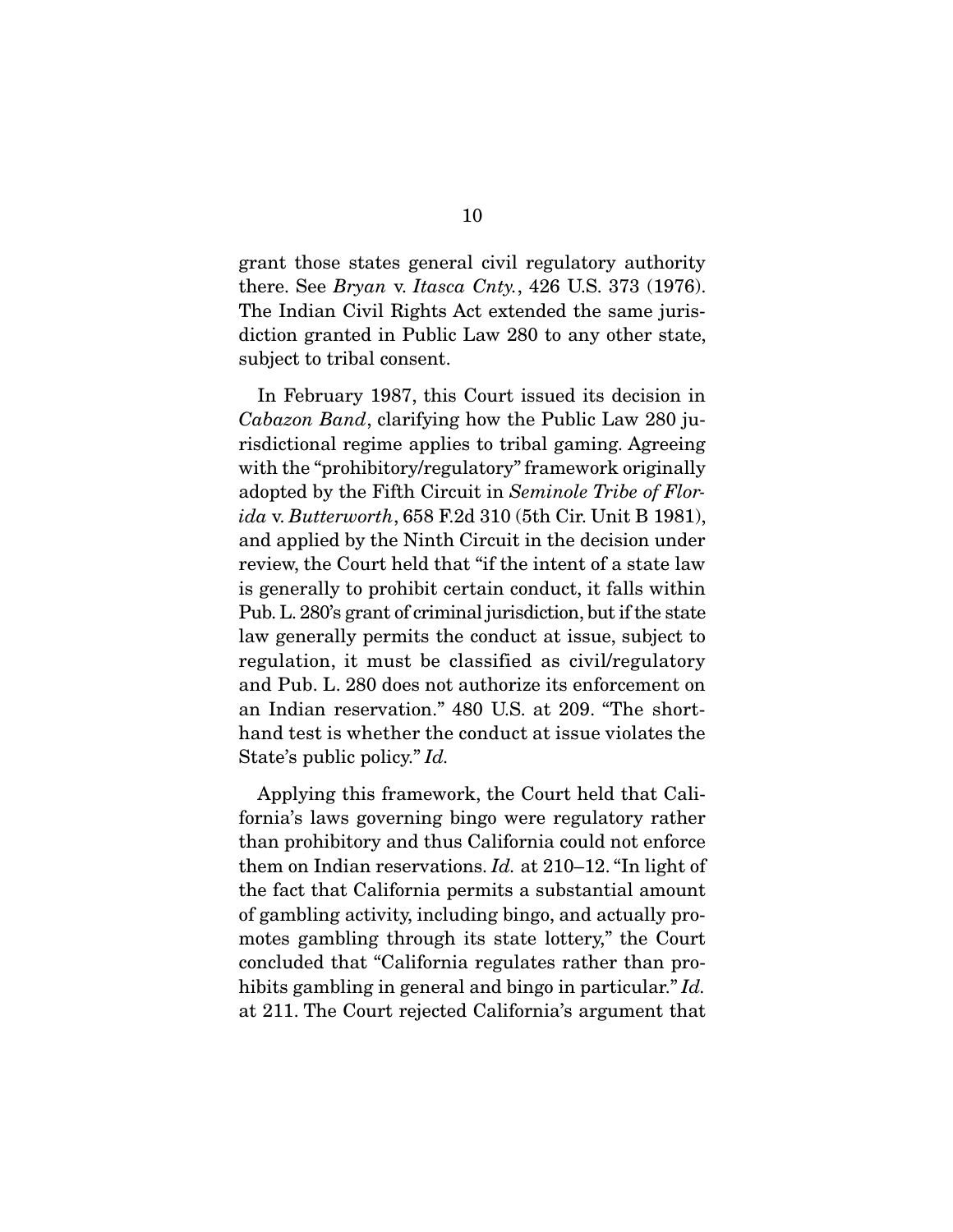grant those states general civil regulatory authority there. See *Bryan* v. *Itasca Cnty.*, 426 U.S. 373 (1976). The Indian Civil Rights Act extended the same jurisdiction granted in Public Law 280 to any other state, subject to tribal consent.

In February 1987, this Court issued its decision in *Cabazon Band*, clarifying how the Public Law 280 jurisdictional regime applies to tribal gaming. Agreeing with the "prohibitory/regulatory" framework originally adopted by the Fifth Circuit in *Seminole Tribe of Florida* v. *Butterworth*, 658 F.2d 310 (5th Cir. Unit B 1981), and applied by the Ninth Circuit in the decision under review, the Court held that "if the intent of a state law is generally to prohibit certain conduct, it falls within Pub. L. 280's grant of criminal jurisdiction, but if the state law generally permits the conduct at issue, subject to regulation, it must be classified as civil/regulatory and Pub. L. 280 does not authorize its enforcement on an Indian reservation." 480 U.S. at 209. "The shorthand test is whether the conduct at issue violates the State's public policy." *Id.*

Applying this framework, the Court held that California's laws governing bingo were regulatory rather than prohibitory and thus California could not enforce them on Indian reservations. *Id.* at 210–12. "In light of the fact that California permits a substantial amount of gambling activity, including bingo, and actually promotes gambling through its state lottery," the Court concluded that "California regulates rather than prohibits gambling in general and bingo in particular." *Id.* at 211. The Court rejected California's argument that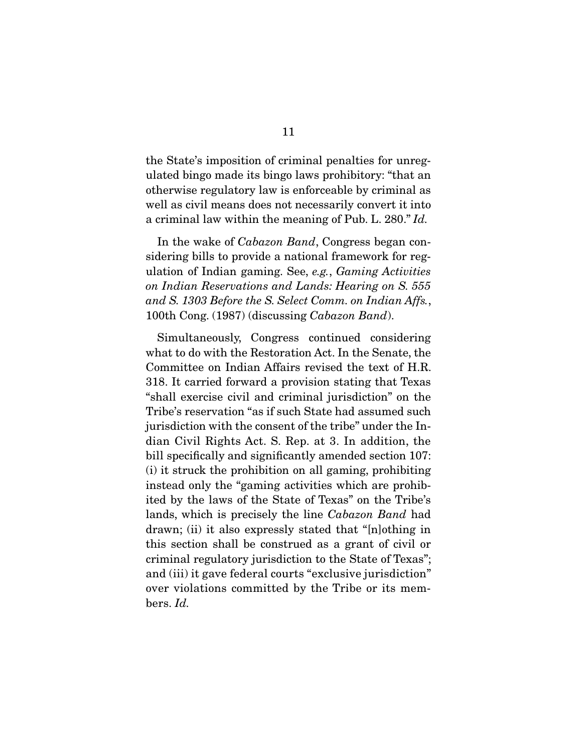the State's imposition of criminal penalties for unregulated bingo made its bingo laws prohibitory: "that an otherwise regulatory law is enforceable by criminal as well as civil means does not necessarily convert it into a criminal law within the meaning of Pub. L. 280." *Id.*

In the wake of *Cabazon Band*, Congress began considering bills to provide a national framework for regulation of Indian gaming. See, *e.g.*, *Gaming Activities on Indian Reservations and Lands: Hearing on S. 555 and S. 1303 Before the S. Select Comm. on Indian Affs.*, 100th Cong. (1987) (discussing *Cabazon Band*).

Simultaneously, Congress continued considering what to do with the Restoration Act. In the Senate, the Committee on Indian Affairs revised the text of H.R. 318. It carried forward a provision stating that Texas "shall exercise civil and criminal jurisdiction" on the Tribe's reservation "as if such State had assumed such jurisdiction with the consent of the tribe" under the Indian Civil Rights Act. S. Rep. at 3. In addition, the bill specifically and significantly amended section 107: (i) it struck the prohibition on all gaming, prohibiting instead only the "gaming activities which are prohibited by the laws of the State of Texas" on the Tribe's lands, which is precisely the line *Cabazon Band* had drawn; (ii) it also expressly stated that "[n]othing in this section shall be construed as a grant of civil or criminal regulatory jurisdiction to the State of Texas"; and (iii) it gave federal courts "exclusive jurisdiction" over violations committed by the Tribe or its members. *Id.*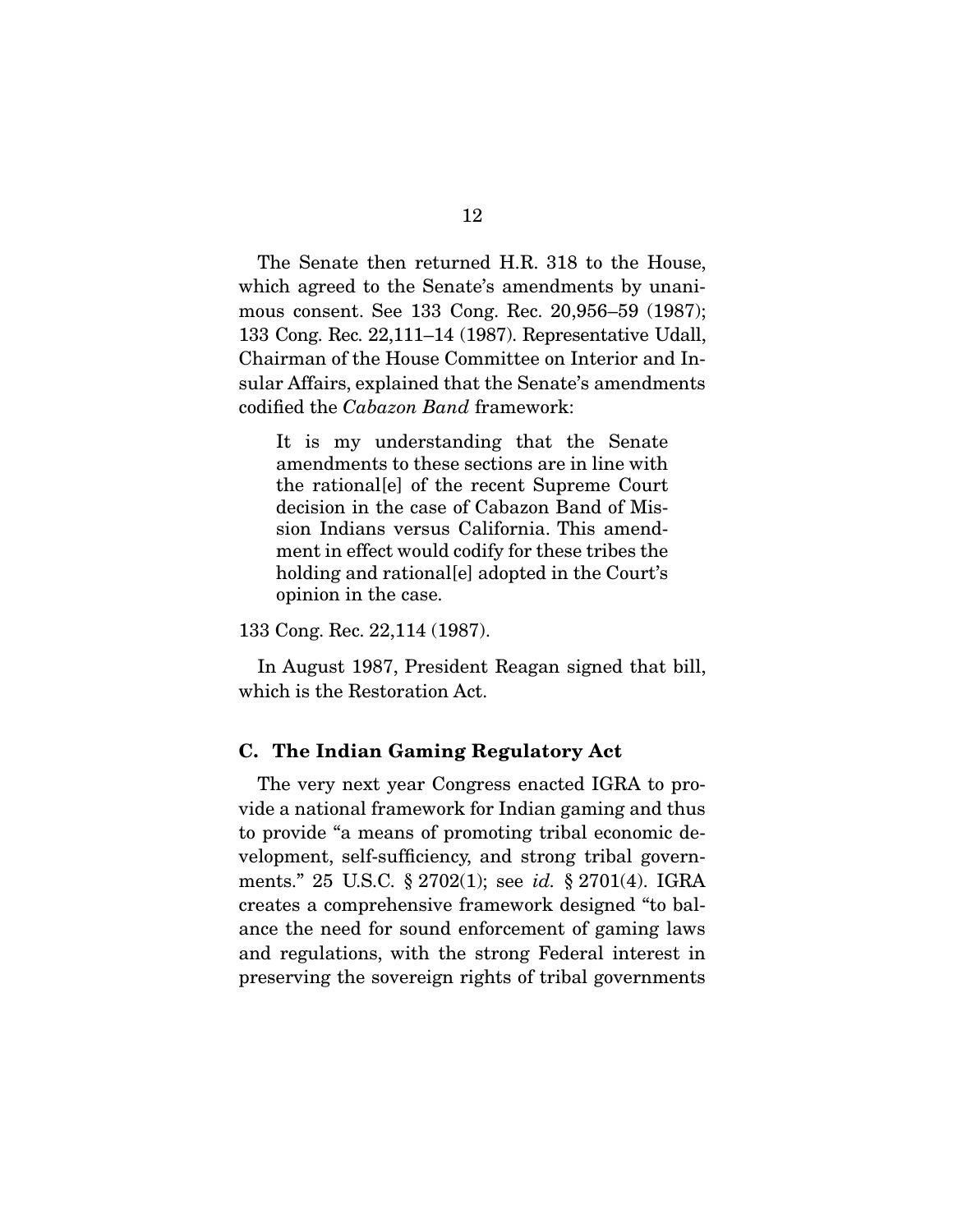The Senate then returned H.R. 318 to the House, which agreed to the Senate's amendments by unanimous consent. See 133 Cong. Rec. 20,956–59 (1987); 133 Cong. Rec. 22,111–14 (1987). Representative Udall, Chairman of the House Committee on Interior and Insular Affairs, explained that the Senate's amendments codified the *Cabazon Band* framework:

> It is my understanding that the Senate amendments to these sections are in line with the rational[e] of the recent Supreme Court decision in the case of Cabazon Band of Mission Indians versus California. This amendment in effect would codify for these tribes the holding and rational[e] adopted in the Court's opinion in the case.

133 Cong. Rec. 22,114 (1987).

In August 1987, President Reagan signed that bill, which is the Restoration Act.

### C. The Indian Gaming Regulatory Act

The very next year Congress enacted IGRA to provide a national framework for Indian gaming and thus to provide "a means of promoting tribal economic development, self-sufficiency, and strong tribal governments." 25 U.S.C. § 2702(1); see *id.* § 2701(4). IGRA creates a comprehensive framework designed "to balance the need for sound enforcement of gaming laws and regulations, with the strong Federal interest in preserving the sovereign rights of tribal governments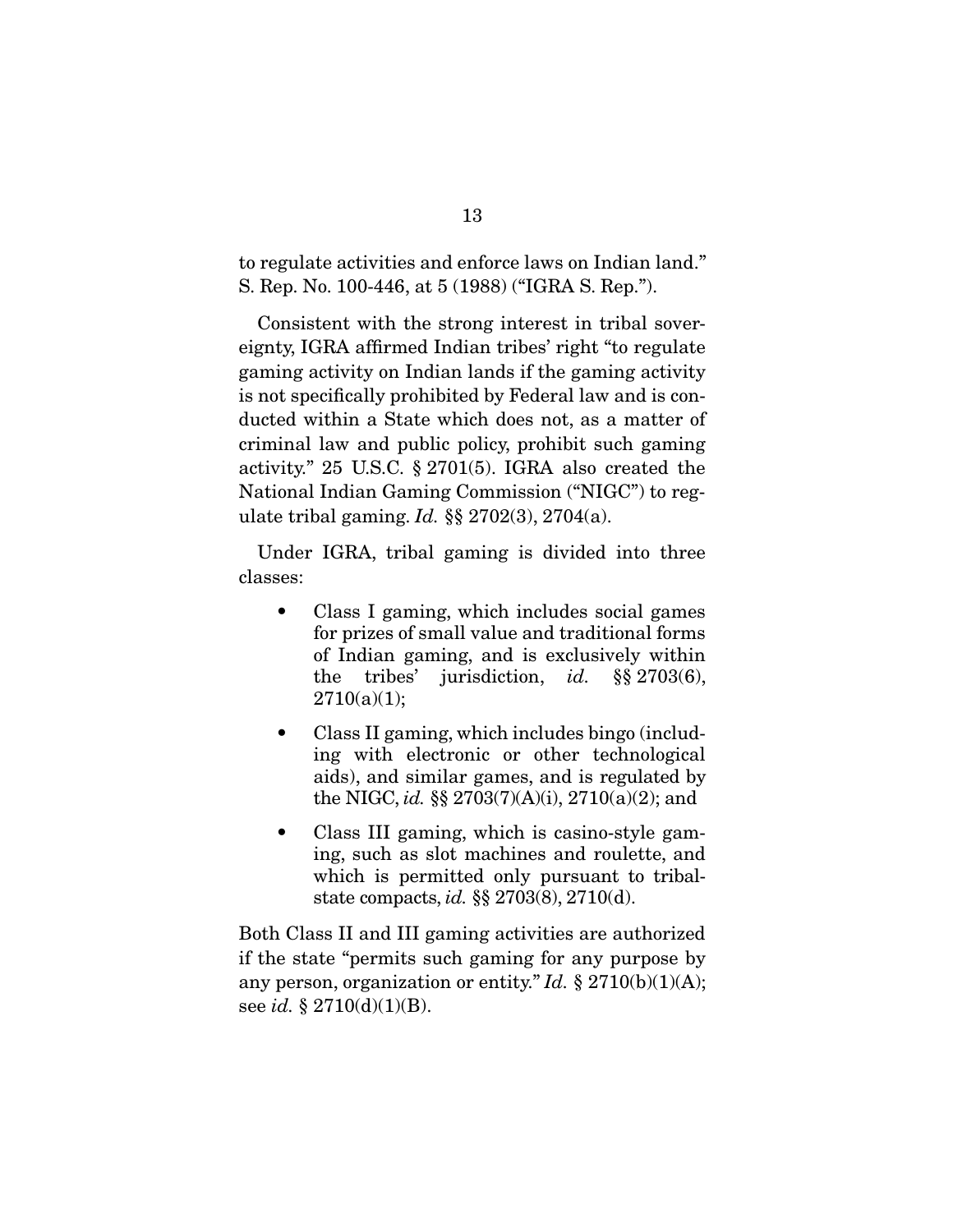to regulate activities and enforce laws on Indian land." S. Rep. No. 100-446, at 5 (1988) ("IGRA S. Rep.").

Consistent with the strong interest in tribal sovereignty, IGRA affirmed Indian tribes' right "to regulate gaming activity on Indian lands if the gaming activity is not specifically prohibited by Federal law and is conducted within a State which does not, as a matter of criminal law and public policy, prohibit such gaming activity." 25 U.S.C. § 2701(5). IGRA also created the National Indian Gaming Commission ("NIGC") to regulate tribal gaming. *Id.* §§ 2702(3), 2704(a).

Under IGRA, tribal gaming is divided into three classes:

- Class I gaming, which includes social games for prizes of small value and traditional forms of Indian gaming, and is exclusively within the tribes' jurisdiction, *id.* §§ 2703(6), 2710(a)(1);
- Class II gaming, which includes bingo (including with electronic or other technological aids), and similar games, and is regulated by the NIGC, *id.* §§ 2703(7)(A)(i), 2710(a)(2); and
- Class III gaming, which is casino-style gaming, such as slot machines and roulette, and which is permitted only pursuant to tribal-state compacts, *id.* §§ 2703(8), 2710(d).

Both Class II and III gaming activities are authorized if the state "permits such gaming for any purpose by any person, organization or entity." *Id.* § 2710(b)(1)(A); see *id.* § 2710(d)(1)(B).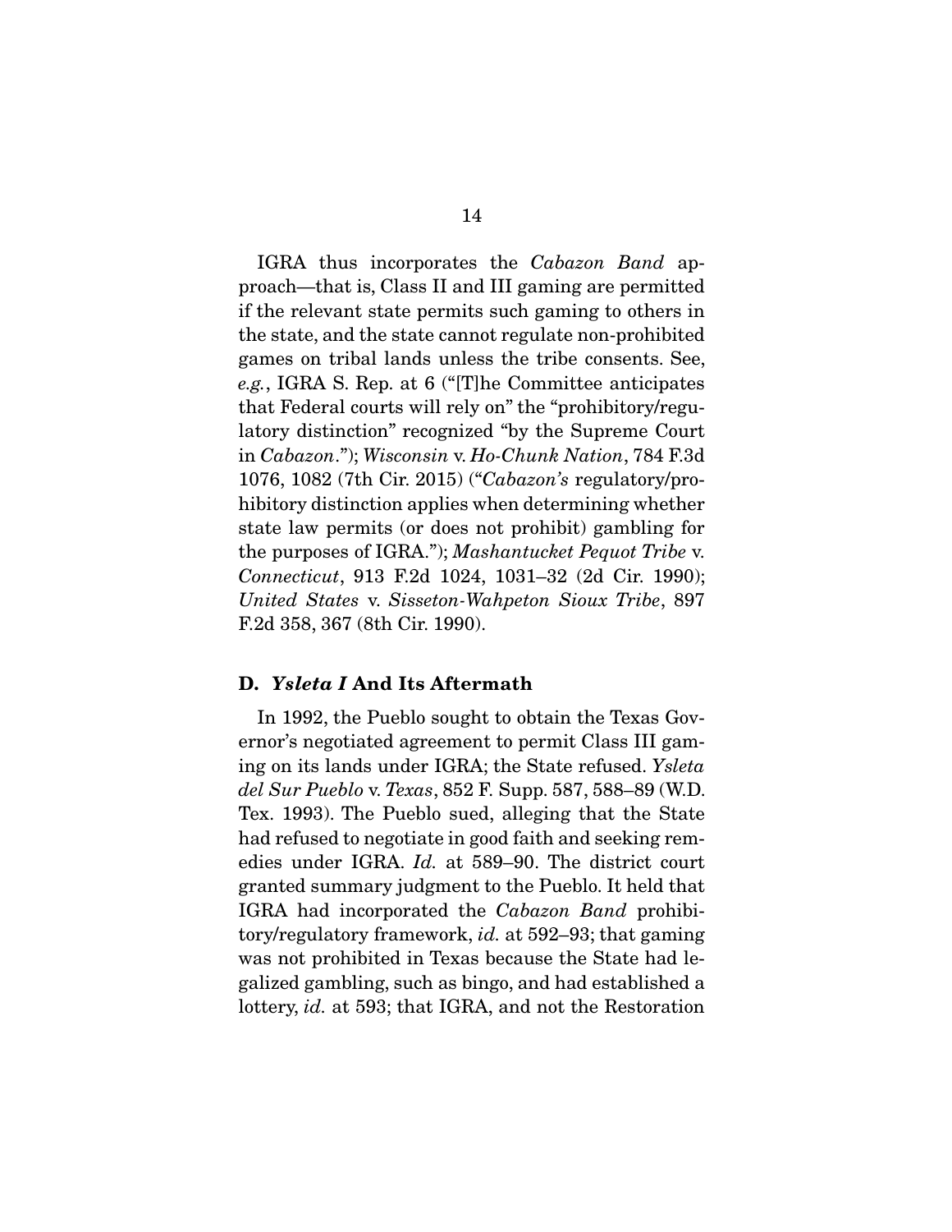IGRA thus incorporates the *Cabazon Band* approach—that is, Class II and III gaming are permitted if the relevant state permits such gaming to others in the state, and the state cannot regulate non-prohibited games on tribal lands unless the tribe consents. See, *e.g.*, IGRA S. Rep. at 6 ("[T]he Committee anticipates that Federal courts will rely on" the "prohibitory/regulatory distinction" recognized "by the Supreme Court in *Cabazon*."); *Wisconsin* v. *Ho-Chunk Nation*, 784 F.3d 1076, 1082 (7th Cir. 2015) ("*Cabazon's* regulatory/prohibitory distinction applies when determining whether state law permits (or does not prohibit) gambling for the purposes of IGRA."); *Mashantucket Pequot Tribe* v. *Connecticut*, 913 F.2d 1024, 1031–32 (2d Cir. 1990); *United States* v. *Sisseton-Wahpeton Sioux Tribe*, 897 F.2d 358, 367 (8th Cir. 1990).

### D. *Ysleta I* And Its Aftermath

In 1992, the Pueblo sought to obtain the Texas Governor's negotiated agreement to permit Class III gaming on its lands under IGRA; the State refused. *Ysleta del Sur Pueblo* v. *Texas*, 852 F. Supp. 587, 588–89 (W.D. Tex. 1993). The Pueblo sued, alleging that the State had refused to negotiate in good faith and seeking remedies under IGRA. *Id.* at 589–90. The district court granted summary judgment to the Pueblo. It held that IGRA had incorporated the *Cabazon Band* prohibitory/regulatory framework, *id.* at 592–93; that gaming was not prohibited in Texas because the State had legalized gambling, such as bingo, and had established a lottery, *id.* at 593; that IGRA, and not the Restoration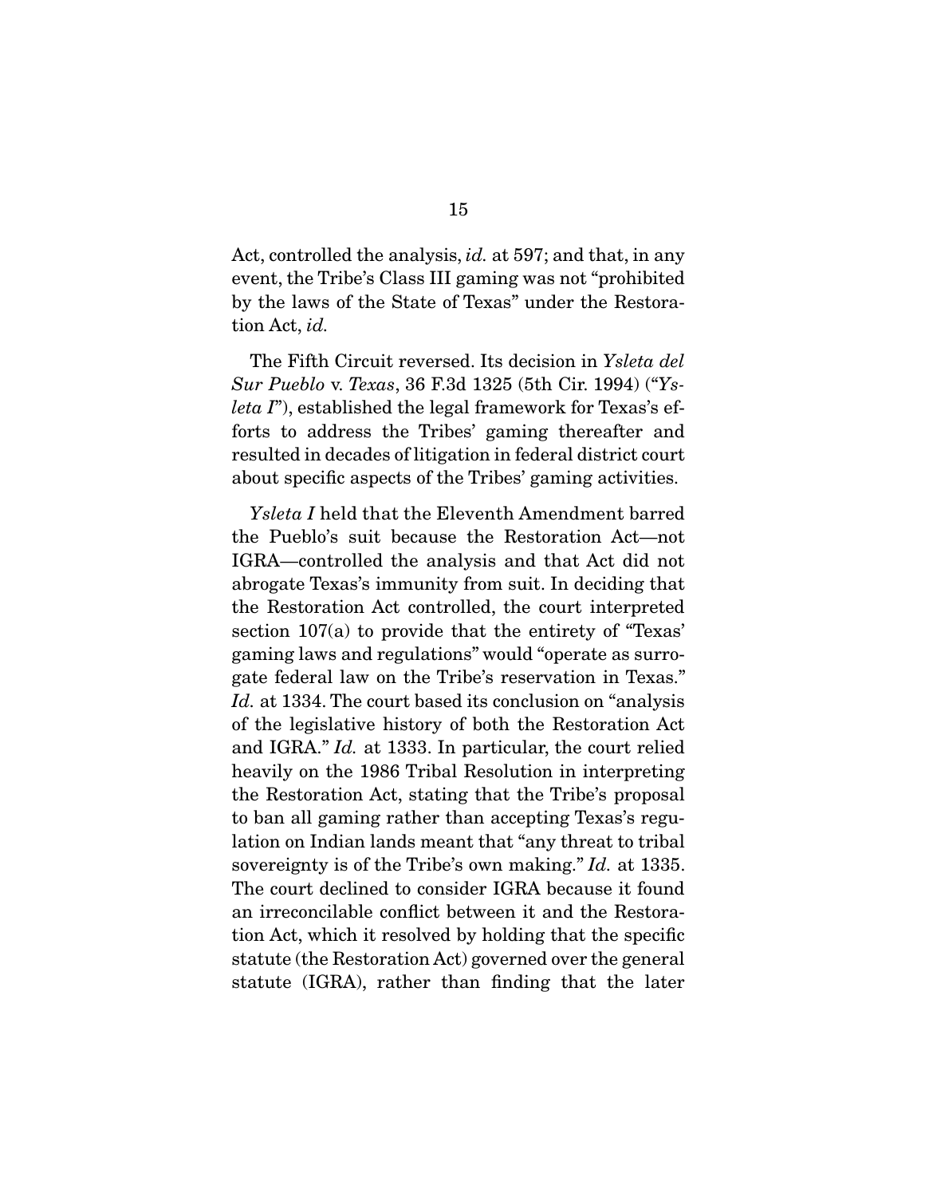Act, controlled the analysis, *id.* at 597; and that, in any event, the Tribe's Class III gaming was not "prohibited by the laws of the State of Texas" under the Restoration Act, *id.*

The Fifth Circuit reversed. Its decision in *Ysleta del Sur Pueblo* v. *Texas*, 36 F.3d 1325 (5th Cir. 1994) ("*Ysleta I*"), established the legal framework for Texas's efforts to address the Tribes' gaming thereafter and resulted in decades of litigation in federal district court about specific aspects of the Tribes' gaming activities.

*Ysleta I* held that the Eleventh Amendment barred the Pueblo's suit because the Restoration Act—not IGRA—controlled the analysis and that Act did not abrogate Texas's immunity from suit. In deciding that the Restoration Act controlled, the court interpreted section 107(a) to provide that the entirety of "Texas' gaming laws and regulations" would "operate as surrogate federal law on the Tribe's reservation in Texas." *Id.* at 1334. The court based its conclusion on "analysis of the legislative history of both the Restoration Act and IGRA." *Id.* at 1333. In particular, the court relied heavily on the 1986 Tribal Resolution in interpreting the Restoration Act, stating that the Tribe's proposal to ban all gaming rather than accepting Texas's regulation on Indian lands meant that "any threat to tribal sovereignty is of the Tribe's own making." *Id.* at 1335. The court declined to consider IGRA because it found an irreconcilable conflict between it and the Restoration Act, which it resolved by holding that the specific statute (the Restoration Act) governed over the general statute (IGRA), rather than finding that the later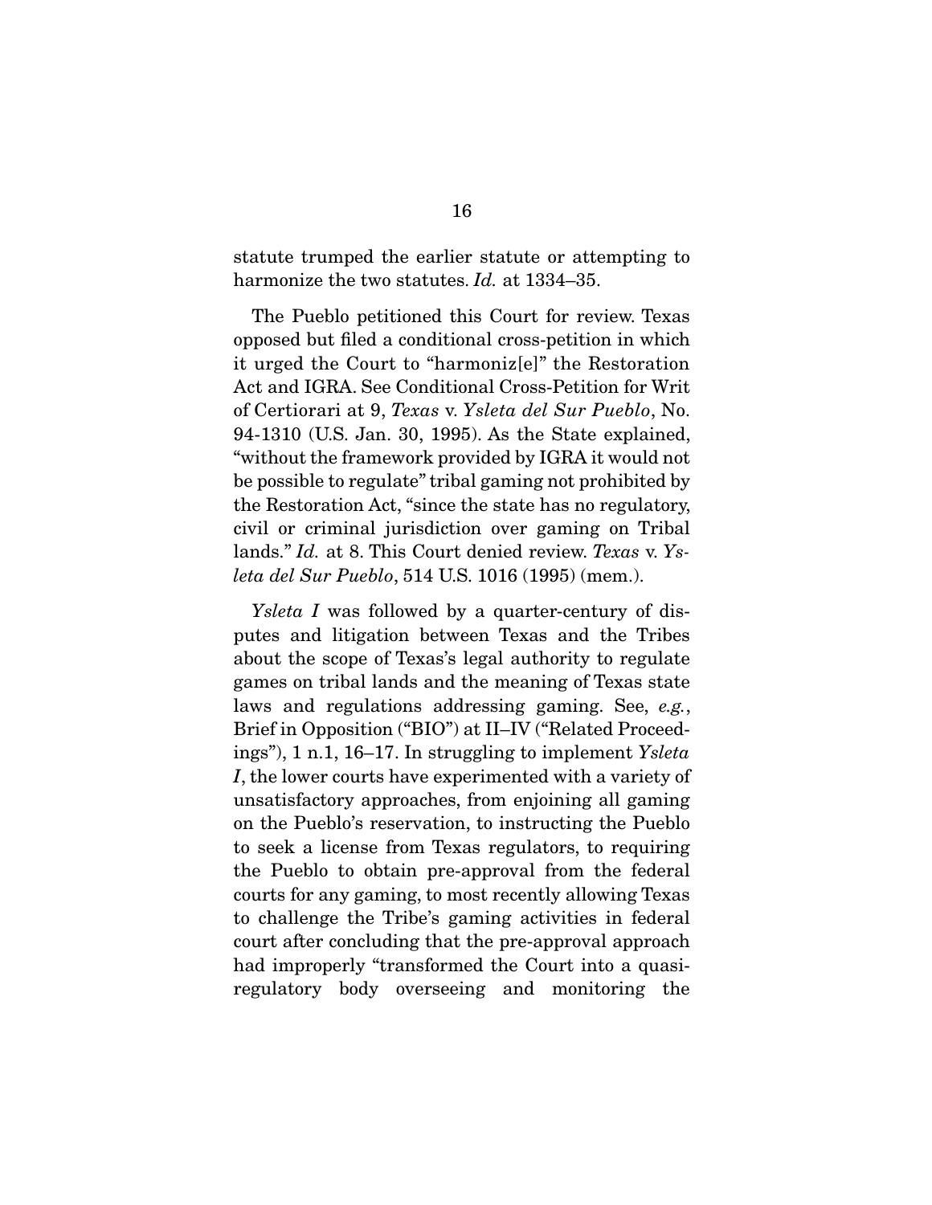statute trumped the earlier statute or attempting to harmonize the two statutes. *Id.* at 1334–35.

The Pueblo petitioned this Court for review. Texas opposed but filed a conditional cross-petition in which it urged the Court to "harmoniz[e]" the Restoration Act and IGRA. See Conditional Cross-Petition for Writ of Certiorari at 9, *Texas* v. *Ysleta del Sur Pueblo*, No. 94-1310 (U.S. Jan. 30, 1995). As the State explained, "without the framework provided by IGRA it would not be possible to regulate" tribal gaming not prohibited by the Restoration Act, "since the state has no regulatory, civil or criminal jurisdiction over gaming on Tribal lands." *Id.* at 8. This Court denied review. *Texas* v. *Ysleta del Sur Pueblo*, 514 U.S. 1016 (1995) (mem.).

*Ysleta I* was followed by a quarter-century of disputes and litigation between Texas and the Tribes about the scope of Texas's legal authority to regulate games on tribal lands and the meaning of Texas state laws and regulations addressing gaming. See, *e.g.*, Brief in Opposition ("BIO") at II–IV ("Related Proceedings"), 1 n.1, 16–17. In struggling to implement *Ysleta I*, the lower courts have experimented with a variety of unsatisfactory approaches, from enjoining all gaming on the Pueblo's reservation, to instructing the Pueblo to seek a license from Texas regulators, to requiring the Pueblo to obtain pre-approval from the federal courts for any gaming, to most recently allowing Texas to challenge the Tribe's gaming activities in federal court after concluding that the pre-approval approach had improperly "transformed the Court into a quasi-regulatory body overseeing and monitoring the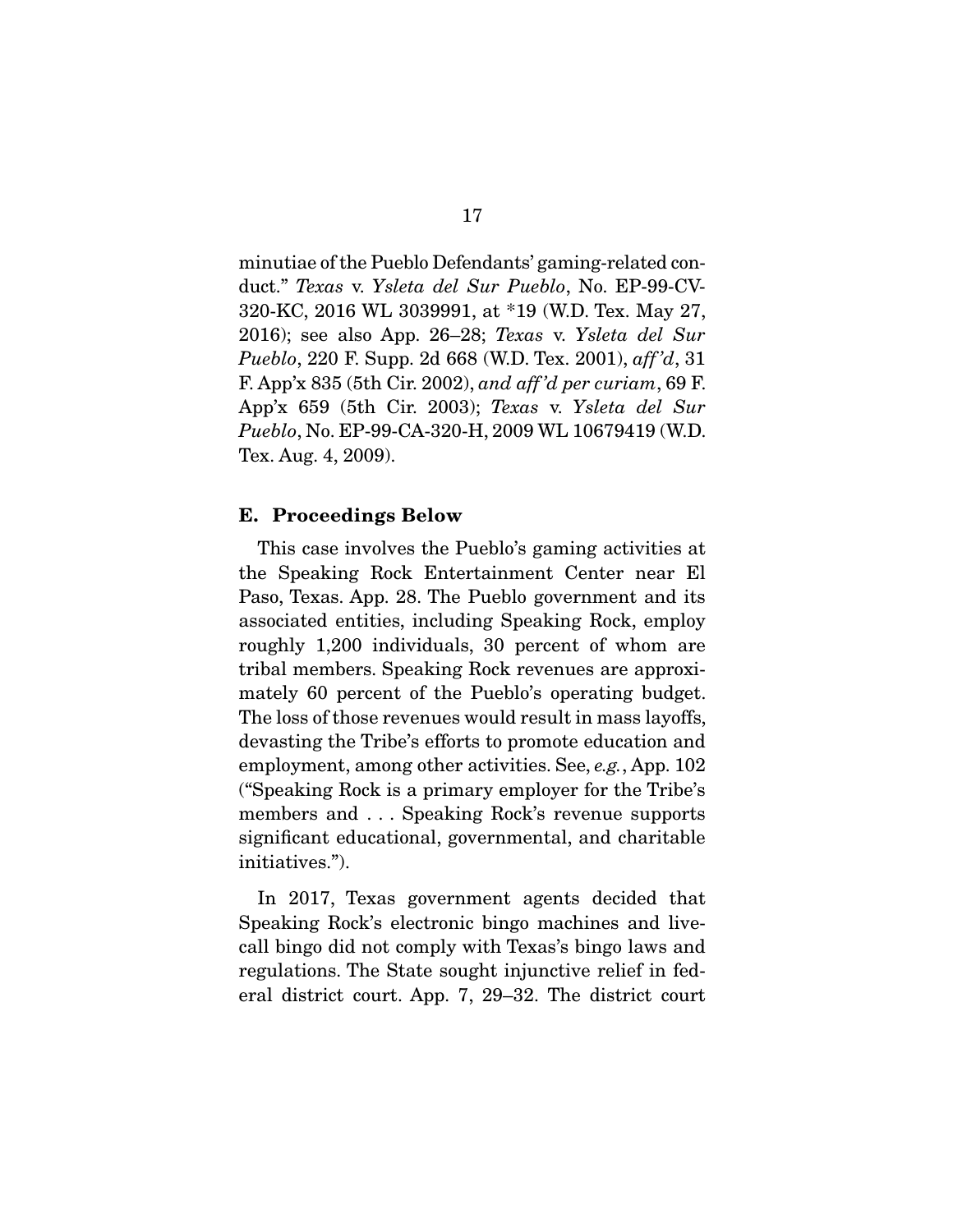minutiae of the Pueblo Defendants' gaming-related conduct." *Texas* v. *Ysleta del Sur Pueblo*, No. EP-99-CV-320-KC, 2016 WL 3039991, at *19 (W.D. Tex. May 27, 2016); see also App. 26–28; *Texas* v. *Ysleta del Sur Pueblo*, 220 F. Supp. 2d 668 (W.D. Tex. 2001), *aff'd*, 31 F. App'x 835 (5th Cir. 2002), *and aff'd per curiam*, 69 F. App'x 659 (5th Cir. 2003); *Texas* v. *Ysleta del Sur Pueblo*, No. EP-99-CA-320-H, 2009 WL 10679419 (W.D. Tex. Aug. 4, 2009).

### E. Proceedings Below

This case involves the Pueblo's gaming activities at the Speaking Rock Entertainment Center near El Paso, Texas. App. 28. The Pueblo government and its associated entities, including Speaking Rock, employ roughly 1,200 individuals, 30 percent of whom are tribal members. Speaking Rock revenues are approximately 60 percent of the Pueblo's operating budget. The loss of those revenues would result in mass layoffs, devasting the Tribe's efforts to promote education and employment, among other activities. See, *e.g.*, App. 102 ("Speaking Rock is a primary employer for the Tribe's members and . . . Speaking Rock's revenue supports significant educational, governmental, and charitable initiatives.").

In 2017, Texas government agents decided that Speaking Rock's electronic bingo machines and live-call bingo did not comply with Texas's bingo laws and regulations. The State sought injunctive relief in federal district court. App. 7, 29–32. The district court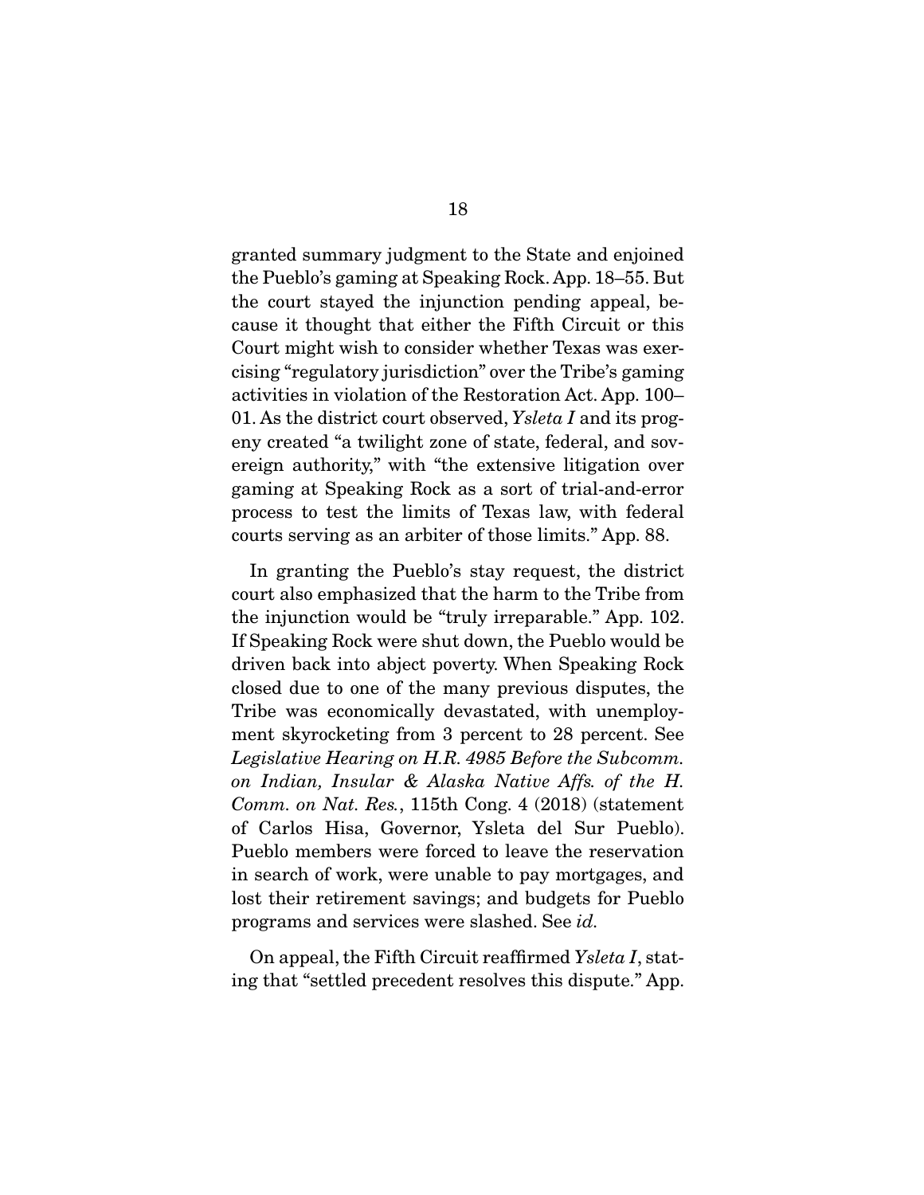granted summary judgment to the State and enjoined the Pueblo's gaming at Speaking Rock. App. 18–55. But the court stayed the injunction pending appeal, because it thought that either the Fifth Circuit or this Court might wish to consider whether Texas was exercising "regulatory jurisdiction" over the Tribe's gaming activities in violation of the Restoration Act. App. 100–01. As the district court observed, *Ysleta I* and its progeny created "a twilight zone of state, federal, and sovereign authority," with "the extensive litigation over gaming at Speaking Rock as a sort of trial-and-error process to test the limits of Texas law, with federal courts serving as an arbiter of those limits." App. 88.

In granting the Pueblo's stay request, the district court also emphasized that the harm to the Tribe from the injunction would be "truly irreparable." App. 102. If Speaking Rock were shut down, the Pueblo would be driven back into abject poverty. When Speaking Rock closed due to one of the many previous disputes, the Tribe was economically devastated, with unemployment skyrocketing from 3 percent to 28 percent. See *Legislative Hearing on H.R. 4985 Before the Subcomm. on Indian, Insular & Alaska Native Affs. of the H. Comm. on Nat. Res.*, 115th Cong. 4 (2018) (statement of Carlos Hisa, Governor, Ysleta del Sur Pueblo). Pueblo members were forced to leave the reservation in search of work, were unable to pay mortgages, and lost their retirement savings; and budgets for Pueblo programs and services were slashed. See *id.*

On appeal, the Fifth Circuit reaffirmed *Ysleta I*, stating that "settled precedent resolves this dispute." App.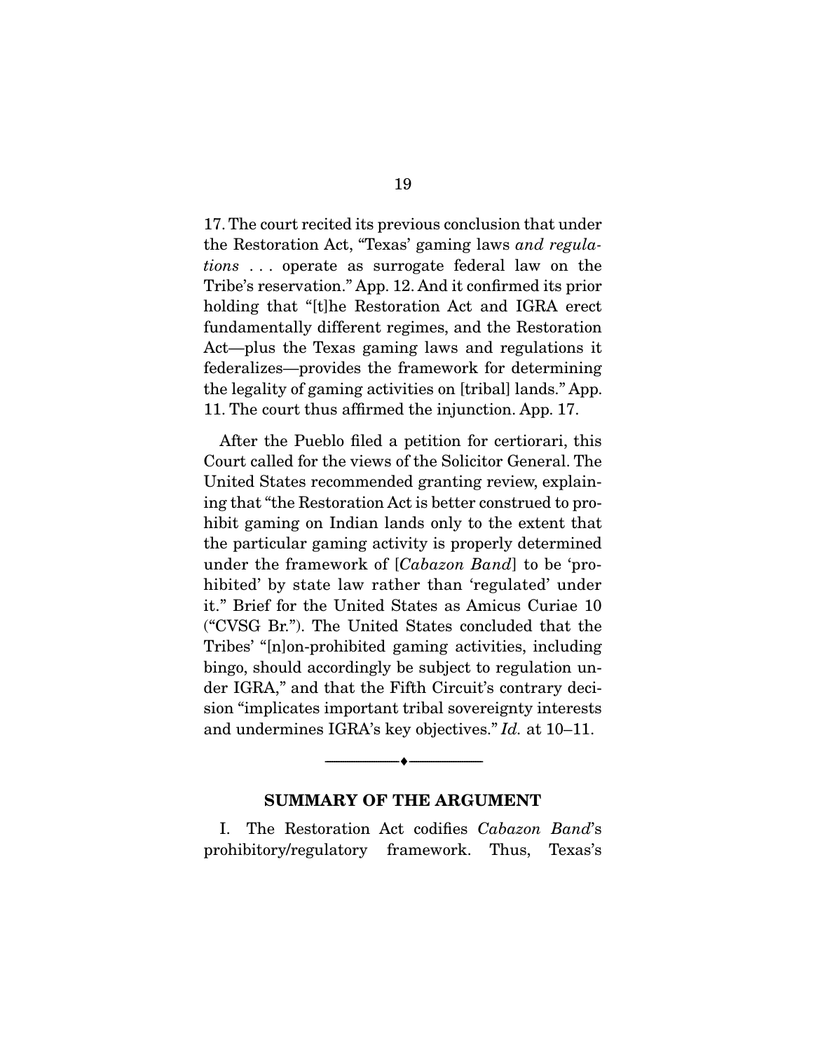17. The court recited its previous conclusion that under the Restoration Act, "Texas' gaming laws *and regulations* . . . operate as surrogate federal law on the Tribe's reservation." App. 12. And it confirmed its prior holding that "[t]he Restoration Act and IGRA erect fundamentally different regimes, and the Restoration Act—plus the Texas gaming laws and regulations it federalizes—provides the framework for determining the legality of gaming activities on [tribal] lands." App. 11. The court thus affirmed the injunction. App. 17.

After the Pueblo filed a petition for certiorari, this Court called for the views of the Solicitor General. The United States recommended granting review, explaining that "the Restoration Act is better construed to prohibit gaming on Indian lands only to the extent that the particular gaming activity is properly determined under the framework of [*Cabazon Band*] to be 'prohibited' by state law rather than 'regulated' under it." Brief for the United States as Amicus Curiae 10 ("CVSG Br."). The United States concluded that the Tribes' "[n]on-prohibited gaming activities, including bingo, should accordingly be subject to regulation under IGRA," and that the Fifth Circuit's contrary decision "implicates important tribal sovereignty interests and undermines IGRA's key objectives." *Id.* at 10–11.

## SUMMARY OF THE ARGUMENT

I. The Restoration Act codifies *Cabazon Band*'s prohibitory/regulatory framework. Thus, Texas's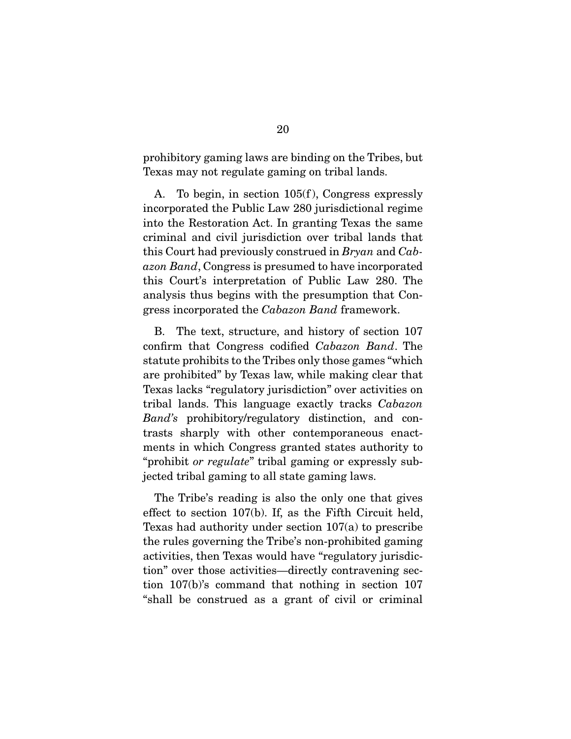prohibitory gaming laws are binding on the Tribes, but Texas may not regulate gaming on tribal lands.

A. To begin, in section 105(f), Congress expressly incorporated the Public Law 280 jurisdictional regime into the Restoration Act. In granting Texas the same criminal and civil jurisdiction over tribal lands that this Court had previously construed in *Bryan* and *Cabazon Band*, Congress is presumed to have incorporated this Court's interpretation of Public Law 280. The analysis thus begins with the presumption that Congress incorporated the *Cabazon Band* framework.

B. The text, structure, and history of section 107 confirm that Congress codified *Cabazon Band*. The statute prohibits to the Tribes only those games "which are prohibited" by Texas law, while making clear that Texas lacks "regulatory jurisdiction" over activities on tribal lands. This language exactly tracks *Cabazon Band's* prohibitory/regulatory distinction, and contrasts sharply with other contemporaneous enactments in which Congress granted states authority to "prohibit *or regulate*" tribal gaming or expressly subjected tribal gaming to all state gaming laws.

The Tribe's reading is also the only one that gives effect to section 107(b). If, as the Fifth Circuit held, Texas had authority under section 107(a) to prescribe the rules governing the Tribe's non-prohibited gaming activities, then Texas would have "regulatory jurisdiction" over those activities—directly contravening section 107(b)'s command that nothing in section 107 "shall be construed as a grant of civil or criminal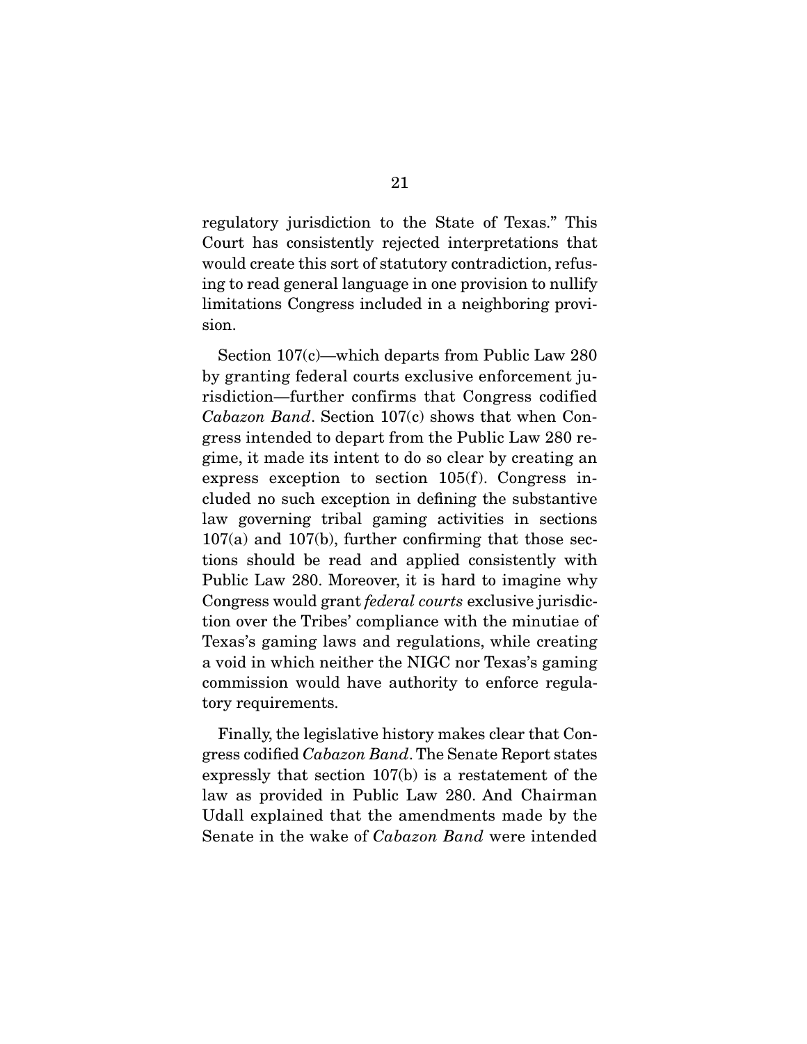regulatory jurisdiction to the State of Texas." This Court has consistently rejected interpretations that would create this sort of statutory contradiction, refusing to read general language in one provision to nullify limitations Congress included in a neighboring provision.

Section 107(c)—which departs from Public Law 280 by granting federal courts exclusive enforcement jurisdiction—further confirms that Congress codified *Cabazon Band*. Section 107(c) shows that when Congress intended to depart from the Public Law 280 regime, it made its intent to do so clear by creating an express exception to section 105(f). Congress included no such exception in defining the substantive law governing tribal gaming activities in sections 107(a) and 107(b), further confirming that those sections should be read and applied consistently with Public Law 280. Moreover, it is hard to imagine why Congress would grant *federal courts* exclusive jurisdiction over the Tribes' compliance with the minutiae of Texas's gaming laws and regulations, while creating a void in which neither the NIGC nor Texas's gaming commission would have authority to enforce regulatory requirements.

Finally, the legislative history makes clear that Congress codified *Cabazon Band*. The Senate Report states expressly that section 107(b) is a restatement of the law as provided in Public Law 280. And Chairman Udall explained that the amendments made by the Senate in the wake of *Cabazon Band* were intended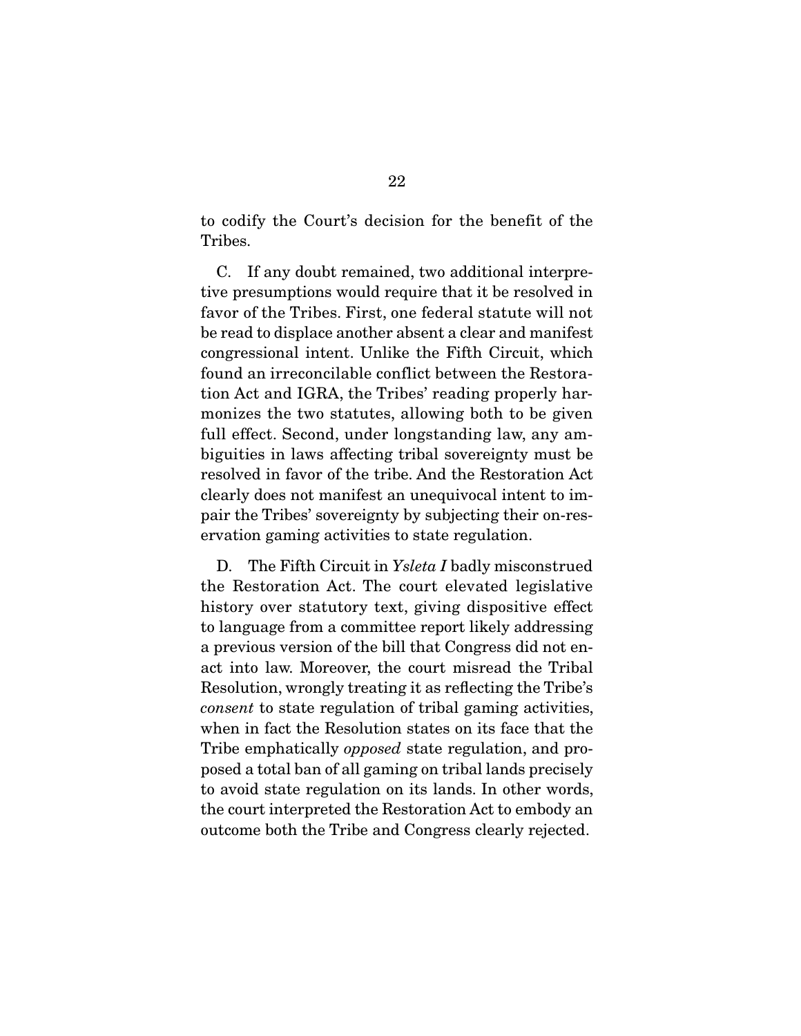to codify the Court's decision for the benefit of the Tribes.

C. If any doubt remained, two additional interpretive presumptions would require that it be resolved in favor of the Tribes. First, one federal statute will not be read to displace another absent a clear and manifest congressional intent. Unlike the Fifth Circuit, which found an irreconcilable conflict between the Restoration Act and IGRA, the Tribes' reading properly harmonizes the two statutes, allowing both to be given full effect. Second, under longstanding law, any ambiguities in laws affecting tribal sovereignty must be resolved in favor of the tribe. And the Restoration Act clearly does not manifest an unequivocal intent to impair the Tribes' sovereignty by subjecting their on-reservation gaming activities to state regulation.

D. The Fifth Circuit in *Ysleta I* badly misconstrued the Restoration Act. The court elevated legislative history over statutory text, giving dispositive effect to language from a committee report likely addressing a previous version of the bill that Congress did not enact into law. Moreover, the court misread the Tribal Resolution, wrongly treating it as reflecting the Tribe's *consent* to state regulation of tribal gaming activities, when in fact the Resolution states on its face that the Tribe emphatically *opposed* state regulation, and proposed a total ban of all gaming on tribal lands precisely to avoid state regulation on its lands. In other words, the court interpreted the Restoration Act to embody an outcome both the Tribe and Congress clearly rejected.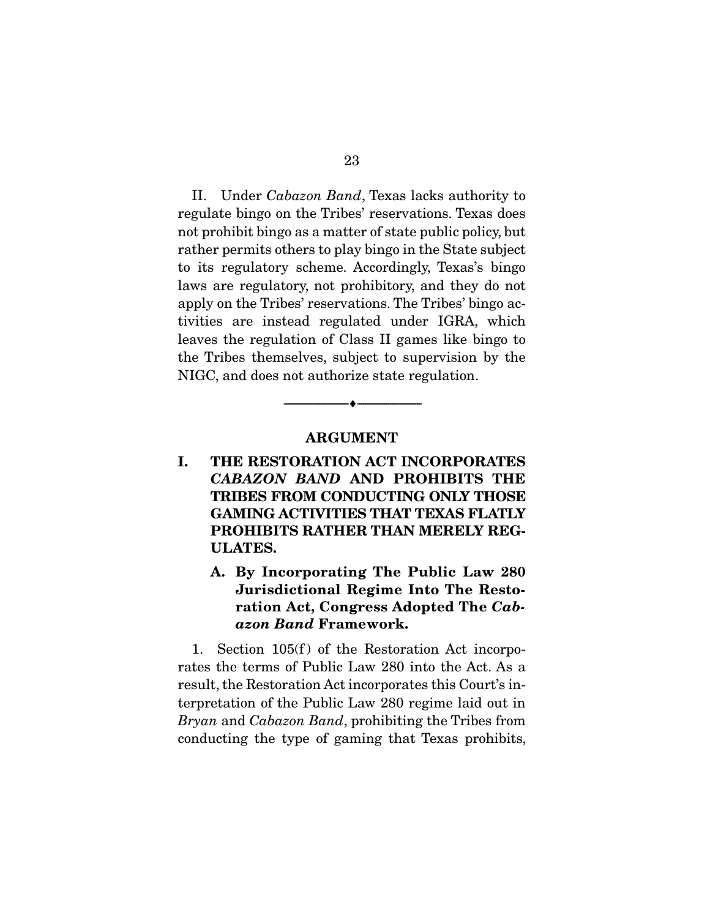II. Under *Cabazon Band*, Texas lacks authority to regulate bingo on the Tribes' reservations. Texas does not prohibit bingo as a matter of state public policy, but rather permits others to play bingo in the State subject to its regulatory scheme. Accordingly, Texas's bingo laws are regulatory, not prohibitory, and they do not apply on the Tribes' reservations. The Tribes' bingo activities are instead regulated under IGRA, which leaves the regulation of Class II games like bingo to the Tribes themselves, subject to supervision by the NIGC, and does not authorize state regulation.

---

## ARGUMENT

### I. THE RESTORATION ACT INCORPORATES *CABAZON BAND* AND PROHIBITS THE TRIBES FROM CONDUCTING ONLY THOSE GAMING ACTIVITIES THAT TEXAS FLATLY PROHIBITS RATHER THAN MERELY REGULATES.

#### A. By Incorporating The Public Law 280 Jurisdictional Regime Into The Restoration Act, Congress Adopted The *Cabazon Band* Framework.

1. Section 105(f) of the Restoration Act incorporates the terms of Public Law 280 into the Act. As a result, the Restoration Act incorporates this Court's interpretation of the Public Law 280 regime laid out in *Bryan* and *Cabazon Band*, prohibiting the Tribes from conducting the type of gaming that Texas prohibits,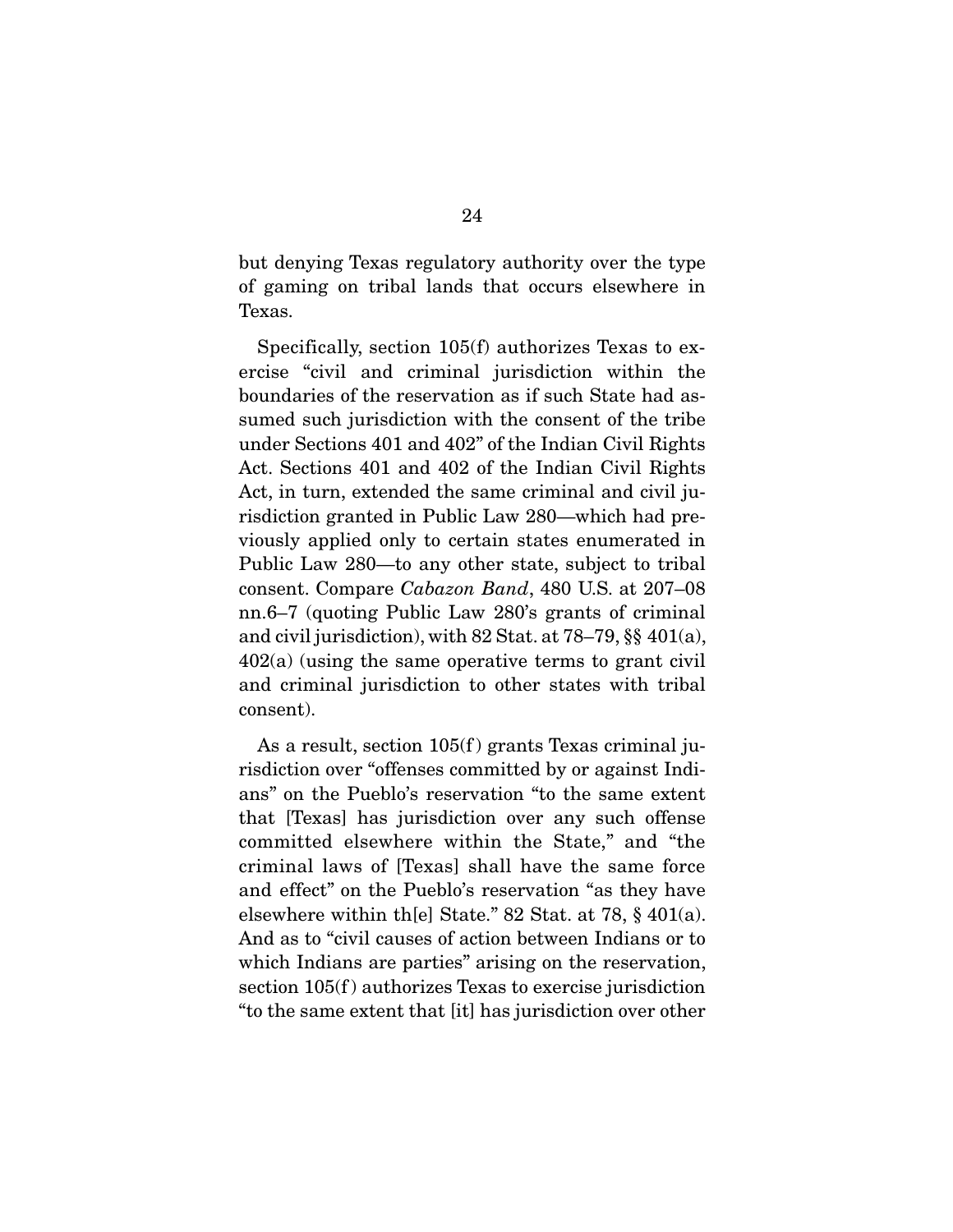but denying Texas regulatory authority over the type of gaming on tribal lands that occurs elsewhere in Texas.

Specifically, section 105(f) authorizes Texas to exercise "civil and criminal jurisdiction within the boundaries of the reservation as if such State had assumed such jurisdiction with the consent of the tribe under Sections 401 and 402" of the Indian Civil Rights Act. Sections 401 and 402 of the Indian Civil Rights Act, in turn, extended the same criminal and civil jurisdiction granted in Public Law 280—which had previously applied only to certain states enumerated in Public Law 280—to any other state, subject to tribal consent. Compare *Cabazon Band*, 480 U.S. at 207–08 nn.6–7 (quoting Public Law 280's grants of criminal and civil jurisdiction), with 82 Stat. at 78–79, §§ 401(a), 402(a) (using the same operative terms to grant civil and criminal jurisdiction to other states with tribal consent).

As a result, section 105(f) grants Texas criminal jurisdiction over "offenses committed by or against Indians" on the Pueblo's reservation "to the same extent that [Texas] has jurisdiction over any such offense committed elsewhere within the State," and "the criminal laws of [Texas] shall have the same force and effect" on the Pueblo's reservation "as they have elsewhere within th[e] State." 82 Stat. at 78, § 401(a). And as to "civil causes of action between Indians or to which Indians are parties" arising on the reservation, section 105(f) authorizes Texas to exercise jurisdiction "to the same extent that [it] has jurisdiction over other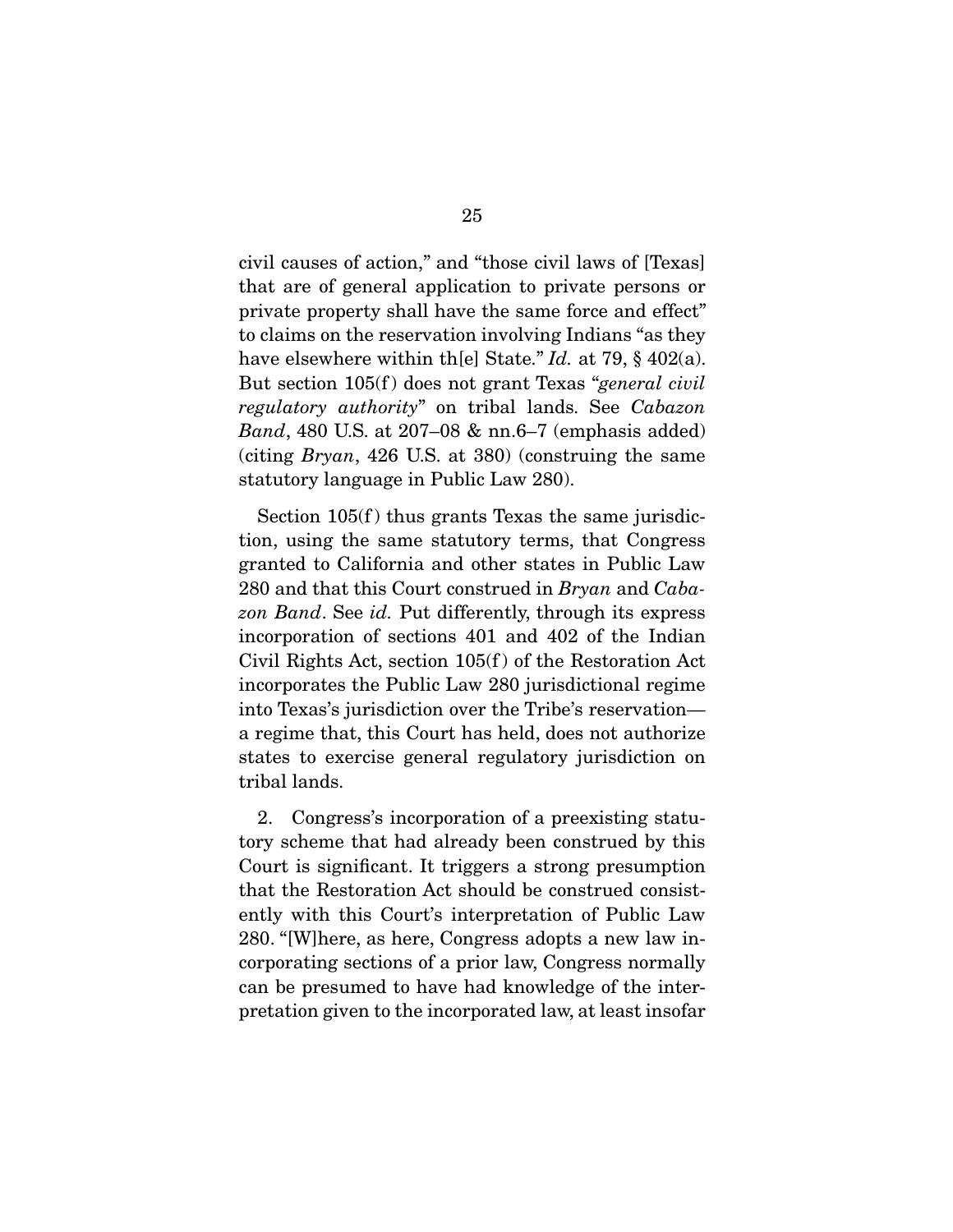civil causes of action," and "those civil laws of [Texas] that are of general application to private persons or private property shall have the same force and effect" to claims on the reservation involving Indians "as they have elsewhere within th[e] State." *Id.* at 79, § 402(a). But section 105(f) does not grant Texas "*general civil regulatory authority*" on tribal lands. See *Cabazon Band*, 480 U.S. at 207–08 & nn.6–7 (emphasis added) (citing *Bryan*, 426 U.S. at 380) (construing the same statutory language in Public Law 280).

Section 105(f) thus grants Texas the same jurisdiction, using the same statutory terms, that Congress granted to California and other states in Public Law 280 and that this Court construed in *Bryan* and *Cabazon Band*. See *id.* Put differently, through its express incorporation of sections 401 and 402 of the Indian Civil Rights Act, section 105(f) of the Restoration Act incorporates the Public Law 280 jurisdictional regime into Texas's jurisdiction over the Tribe's reservation—a regime that, this Court has held, does not authorize states to exercise general regulatory jurisdiction on tribal lands.

2. Congress's incorporation of a preexisting statutory scheme that had already been construed by this Court is significant. It triggers a strong presumption that the Restoration Act should be construed consistently with this Court's interpretation of Public Law 280. "[W]here, as here, Congress adopts a new law incorporating sections of a prior law, Congress normally can be presumed to have had knowledge of the interpretation given to the incorporated law, at least insofar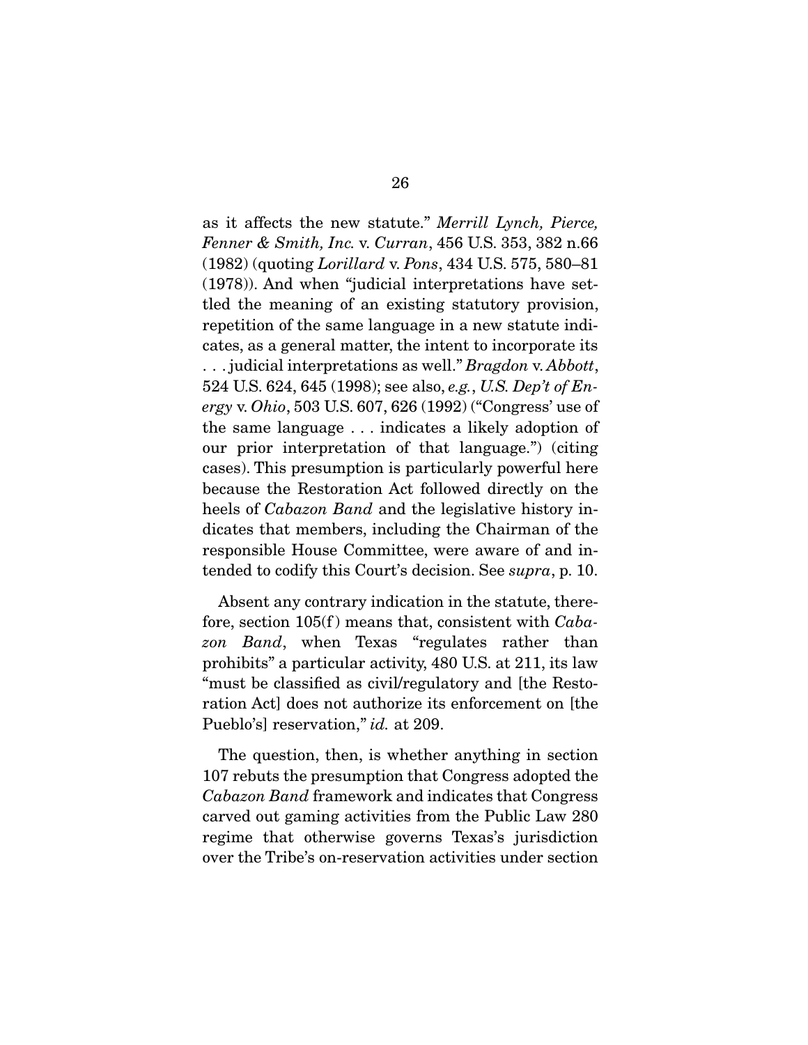as it affects the new statute." *Merrill Lynch, Pierce, Fenner & Smith, Inc.* v. *Curran*, 456 U.S. 353, 382 n.66 (1982) (quoting *Lorillard* v. *Pons*, 434 U.S. 575, 580–81 (1978)). And when "judicial interpretations have settled the meaning of an existing statutory provision, repetition of the same language in a new statute indicates, as a general matter, the intent to incorporate its . . . judicial interpretations as well." *Bragdon* v. *Abbott*, 524 U.S. 624, 645 (1998); see also, *e.g.*, *U.S. Dep't of Energy* v. *Ohio*, 503 U.S. 607, 626 (1992) ("Congress' use of the same language . . . indicates a likely adoption of our prior interpretation of that language.") (citing cases). This presumption is particularly powerful here because the Restoration Act followed directly on the heels of *Cabazon Band* and the legislative history indicates that members, including the Chairman of the responsible House Committee, were aware of and intended to codify this Court's decision. See *supra*, p. 10.

Absent any contrary indication in the statute, therefore, section 105(f) means that, consistent with *Cabazon Band*, when Texas "regulates rather than prohibits" a particular activity, 480 U.S. at 211, its law "must be classified as civil/regulatory and [the Restoration Act] does not authorize its enforcement on [the Pueblo's] reservation," *id.* at 209.

The question, then, is whether anything in section 107 rebuts the presumption that Congress adopted the *Cabazon Band* framework and indicates that Congress carved out gaming activities from the Public Law 280 regime that otherwise governs Texas's jurisdiction over the Tribe's on-reservation activities under section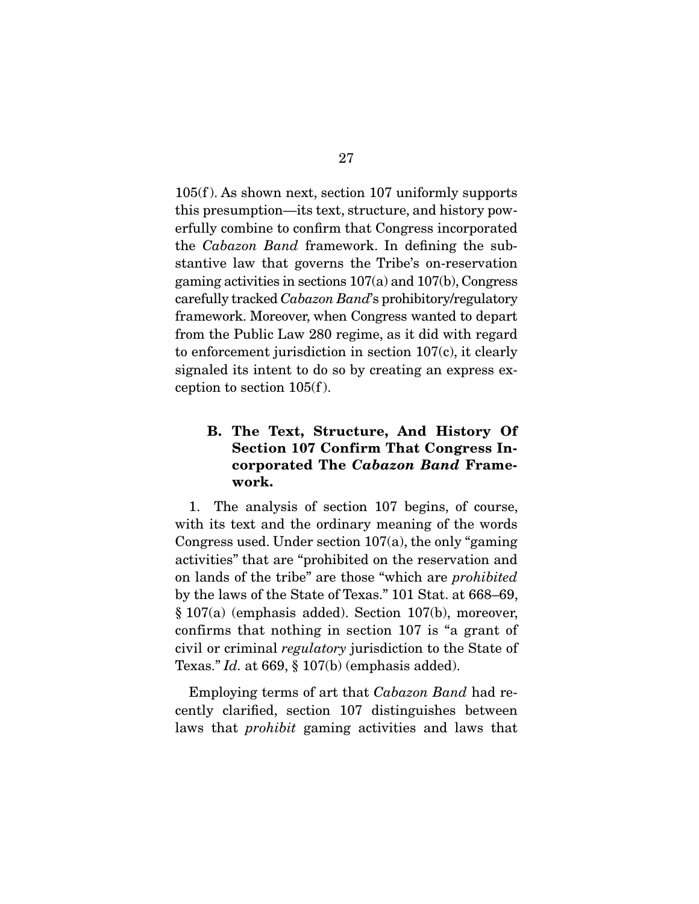105(f). As shown next, section 107 uniformly supports this presumption—its text, structure, and history powerfully combine to confirm that Congress incorporated the *Cabazon Band* framework. In defining the substantive law that governs the Tribe's on-reservation gaming activities in sections 107(a) and 107(b), Congress carefully tracked *Cabazon Band*'s prohibitory/regulatory framework. Moreover, when Congress wanted to depart from the Public Law 280 regime, as it did with regard to enforcement jurisdiction in section 107(c), it clearly signaled its intent to do so by creating an express exception to section 105(f).

### B. The Text, Structure, And History Of Section 107 Confirm That Congress Incorporated The *Cabazon Band* Framework.

1. The analysis of section 107 begins, of course, with its text and the ordinary meaning of the words Congress used. Under section 107(a), the only "gaming activities" that are "prohibited on the reservation and on lands of the tribe" are those "which are *prohibited* by the laws of the State of Texas." 101 Stat. at 668–69, § 107(a) (emphasis added). Section 107(b), moreover, confirms that nothing in section 107 is "a grant of civil or criminal *regulatory* jurisdiction to the State of Texas." *Id.* at 669, § 107(b) (emphasis added).

Employing terms of art that *Cabazon Band* had recently clarified, section 107 distinguishes between laws that *prohibit* gaming activities and laws that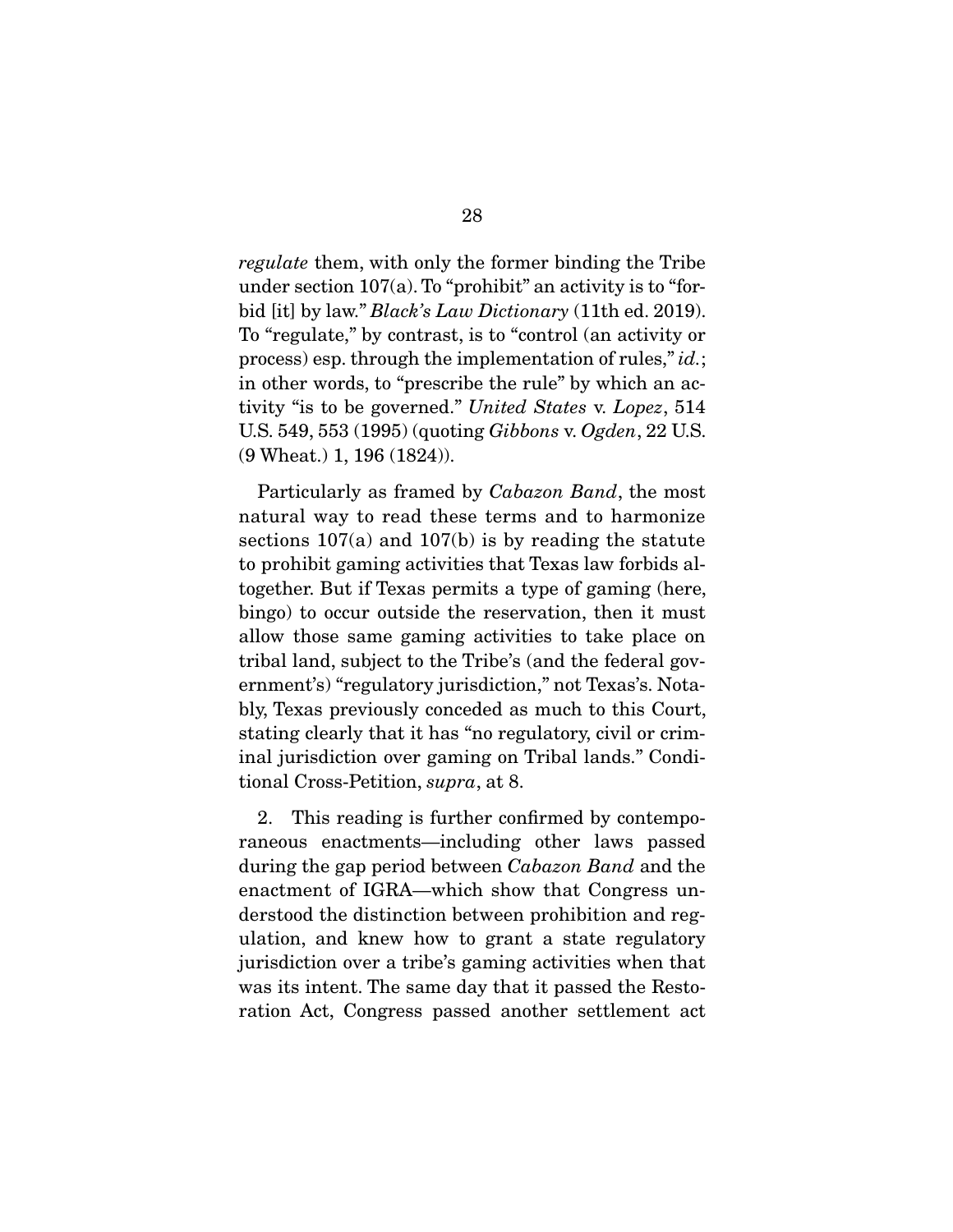*regulate* them, with only the former binding the Tribe under section 107(a). To "prohibit" an activity is to "forbid [it] by law." *Black's Law Dictionary* (11th ed. 2019). To "regulate," by contrast, is to "control (an activity or process) esp. through the implementation of rules," *id.*; in other words, to "prescribe the rule" by which an activity "is to be governed." *United States* v. *Lopez*, 514 U.S. 549, 553 (1995) (quoting *Gibbons* v. *Ogden*, 22 U.S. (9 Wheat.) 1, 196 (1824)).

Particularly as framed by *Cabazon Band*, the most natural way to read these terms and to harmonize sections 107(a) and 107(b) is by reading the statute to prohibit gaming activities that Texas law forbids altogether. But if Texas permits a type of gaming (here, bingo) to occur outside the reservation, then it must allow those same gaming activities to take place on tribal land, subject to the Tribe's (and the federal government's) "regulatory jurisdiction," not Texas's. Notably, Texas previously conceded as much to this Court, stating clearly that it has "no regulatory, civil or criminal jurisdiction over gaming on Tribal lands." Conditional Cross-Petition, *supra*, at 8.

2. This reading is further confirmed by contemporaneous enactments—including other laws passed during the gap period between *Cabazon Band* and the enactment of IGRA—which show that Congress understood the distinction between prohibition and regulation, and knew how to grant a state regulatory jurisdiction over a tribe's gaming activities when that was its intent. The same day that it passed the Restoration Act, Congress passed another settlement act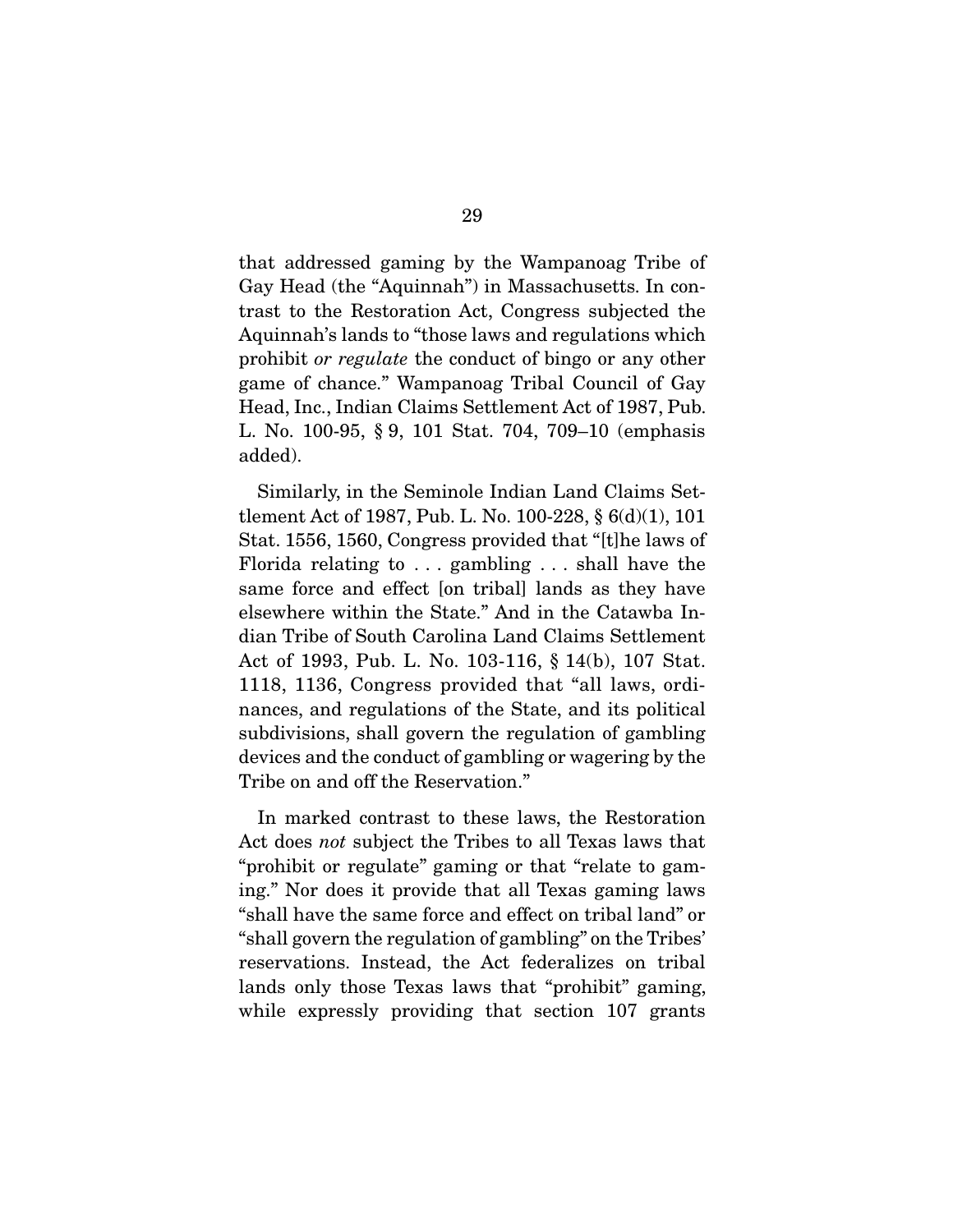that addressed gaming by the Wampanoag Tribe of Gay Head (the "Aquinnah") in Massachusetts. In contrast to the Restoration Act, Congress subjected the Aquinnah's lands to "those laws and regulations which prohibit *or regulate* the conduct of bingo or any other game of chance." Wampanoag Tribal Council of Gay Head, Inc., Indian Claims Settlement Act of 1987, Pub. L. No. 100-95, § 9, 101 Stat. 704, 709–10 (emphasis added).

Similarly, in the Seminole Indian Land Claims Settlement Act of 1987, Pub. L. No. 100-228, § 6(d)(1), 101 Stat. 1556, 1560, Congress provided that "[t]he laws of Florida relating to . . . gambling . . . shall have the same force and effect [on tribal] lands as they have elsewhere within the State." And in the Catawba Indian Tribe of South Carolina Land Claims Settlement Act of 1993, Pub. L. No. 103-116, § 14(b), 107 Stat. 1118, 1136, Congress provided that "all laws, ordinances, and regulations of the State, and its political subdivisions, shall govern the regulation of gambling devices and the conduct of gambling or wagering by the Tribe on and off the Reservation."

In marked contrast to these laws, the Restoration Act does *not* subject the Tribes to all Texas laws that "prohibit or regulate" gaming or that "relate to gaming." Nor does it provide that all Texas gaming laws "shall have the same force and effect on tribal land" or "shall govern the regulation of gambling" on the Tribes' reservations. Instead, the Act federalizes on tribal lands only those Texas laws that "prohibit" gaming, while expressly providing that section 107 grants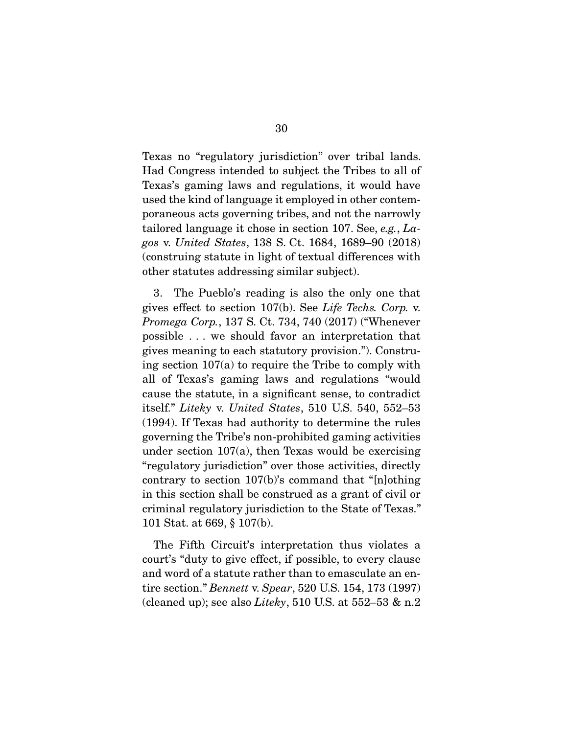Texas no "regulatory jurisdiction" over tribal lands. Had Congress intended to subject the Tribes to all of Texas's gaming laws and regulations, it would have used the kind of language it employed in other contemporaneous acts governing tribes, and not the narrowly tailored language it chose in section 107. See, *e.g.*, *Lagos* v. *United States*, 138 S. Ct. 1684, 1689–90 (2018) (construing statute in light of textual differences with other statutes addressing similar subject).

3. The Pueblo's reading is also the only one that gives effect to section 107(b). See *Life Techs. Corp.* v. *Promega Corp.*, 137 S. Ct. 734, 740 (2017) ("Whenever possible . . . we should favor an interpretation that gives meaning to each statutory provision."). Construing section 107(a) to require the Tribe to comply with all of Texas's gaming laws and regulations "would cause the statute, in a significant sense, to contradict itself." *Liteky* v. *United States*, 510 U.S. 540, 552–53 (1994). If Texas had authority to determine the rules governing the Tribe's non-prohibited gaming activities under section 107(a), then Texas would be exercising "regulatory jurisdiction" over those activities, directly contrary to section 107(b)'s command that "[n]othing in this section shall be construed as a grant of civil or criminal regulatory jurisdiction to the State of Texas." 101 Stat. at 669, § 107(b).

The Fifth Circuit's interpretation thus violates a court's "duty to give effect, if possible, to every clause and word of a statute rather than to emasculate an entire section." *Bennett* v. *Spear*, 520 U.S. 154, 173 (1997) (cleaned up); see also *Liteky*, 510 U.S. at 552–53 & n.2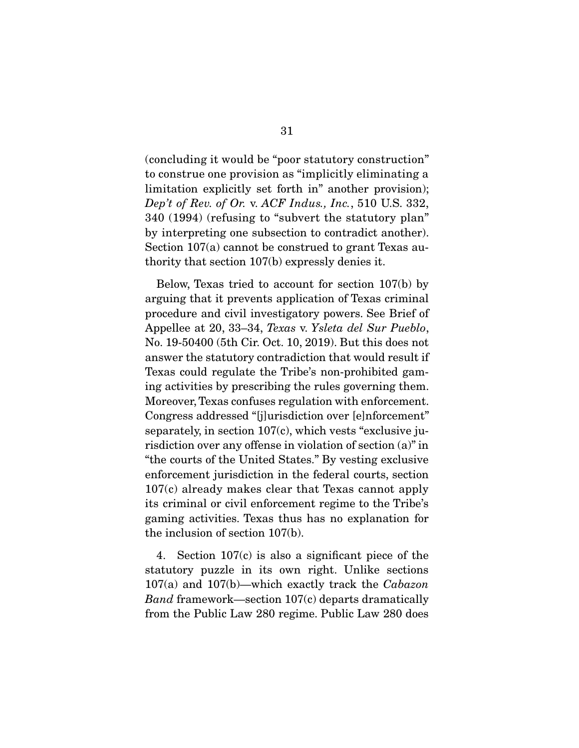(concluding it would be "poor statutory construction" to construe one provision as "implicitly eliminating a limitation explicitly set forth in" another provision); *Dep't of Rev. of Or.* v. *ACF Indus., Inc.*, 510 U.S. 332, 340 (1994) (refusing to "subvert the statutory plan" by interpreting one subsection to contradict another). Section 107(a) cannot be construed to grant Texas authority that section 107(b) expressly denies it.

Below, Texas tried to account for section 107(b) by arguing that it prevents application of Texas criminal procedure and civil investigatory powers. See Brief of Appellee at 20, 33–34, *Texas* v. *Ysleta del Sur Pueblo*, No. 19-50400 (5th Cir. Oct. 10, 2019). But this does not answer the statutory contradiction that would result if Texas could regulate the Tribe's non-prohibited gaming activities by prescribing the rules governing them. Moreover, Texas confuses regulation with enforcement. Congress addressed "[j]urisdiction over [e]nforcement" separately, in section 107(c), which vests "exclusive jurisdiction over any offense in violation of section (a)" in "the courts of the United States." By vesting exclusive enforcement jurisdiction in the federal courts, section 107(c) already makes clear that Texas cannot apply its criminal or civil enforcement regime to the Tribe's gaming activities. Texas thus has no explanation for the inclusion of section 107(b).

4. Section 107(c) is also a significant piece of the statutory puzzle in its own right. Unlike sections 107(a) and 107(b)—which exactly track the *Cabazon Band* framework—section 107(c) departs dramatically from the Public Law 280 regime. Public Law 280 does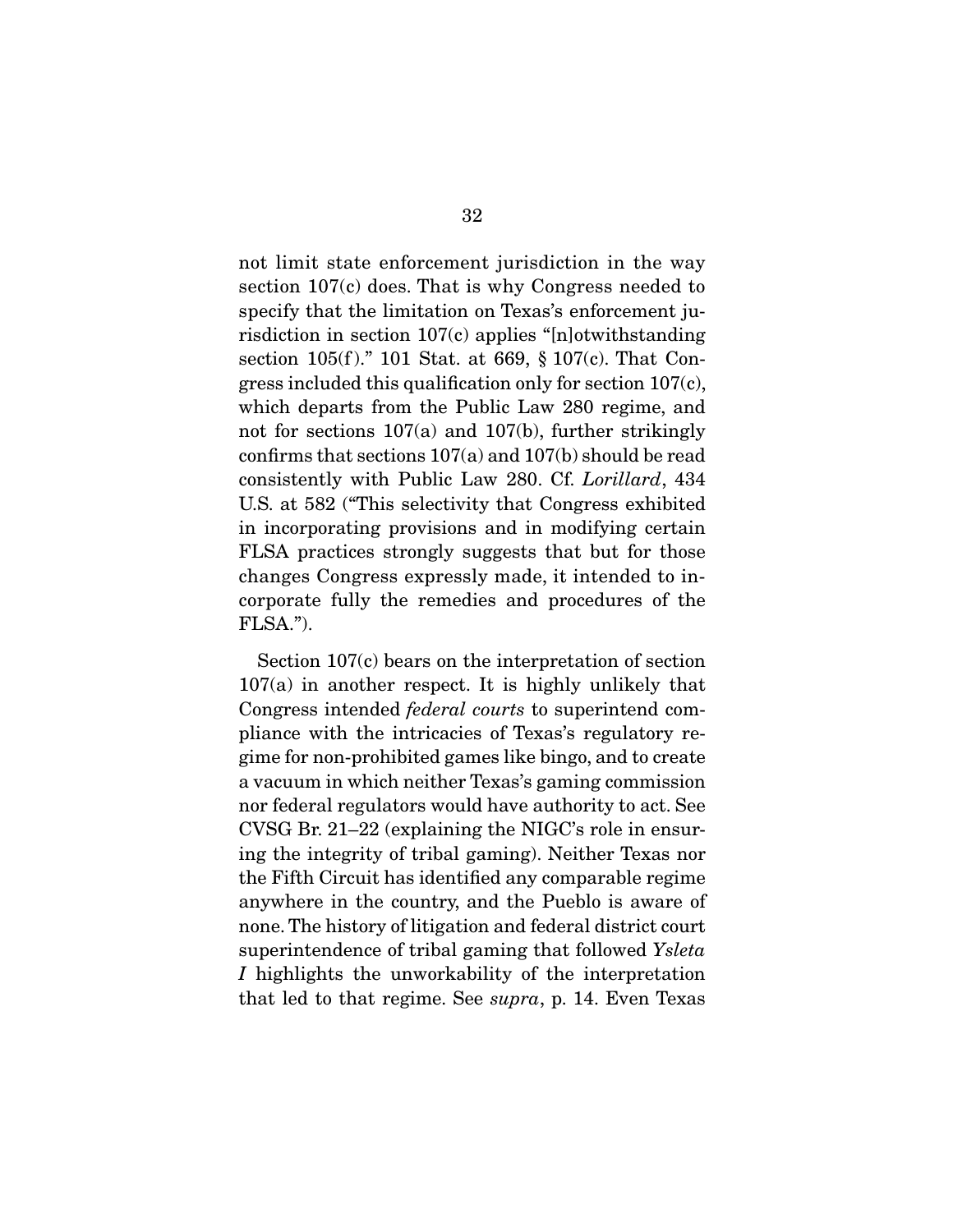not limit state enforcement jurisdiction in the way section 107(c) does. That is why Congress needed to specify that the limitation on Texas's enforcement jurisdiction in section 107(c) applies "[n]otwithstanding section 105(f)." 101 Stat. at 669, § 107(c). That Congress included this qualification only for section 107(c), which departs from the Public Law 280 regime, and not for sections 107(a) and 107(b), further strikingly confirms that sections 107(a) and 107(b) should be read consistently with Public Law 280. Cf. *Lorillard*, 434 U.S. at 582 ("This selectivity that Congress exhibited in incorporating provisions and in modifying certain FLSA practices strongly suggests that but for those changes Congress expressly made, it intended to incorporate fully the remedies and procedures of the FLSA.").

Section 107(c) bears on the interpretation of section 107(a) in another respect. It is highly unlikely that Congress intended *federal courts* to superintend compliance with the intricacies of Texas's regulatory regime for non-prohibited games like bingo, and to create a vacuum in which neither Texas's gaming commission nor federal regulators would have authority to act. See CVSG Br. 21–22 (explaining the NIGC's role in ensuring the integrity of tribal gaming). Neither Texas nor the Fifth Circuit has identified any comparable regime anywhere in the country, and the Pueblo is aware of none. The history of litigation and federal district court superintendence of tribal gaming that followed *Ysleta I* highlights the unworkability of the interpretation that led to that regime. See *supra*, p. 14. Even Texas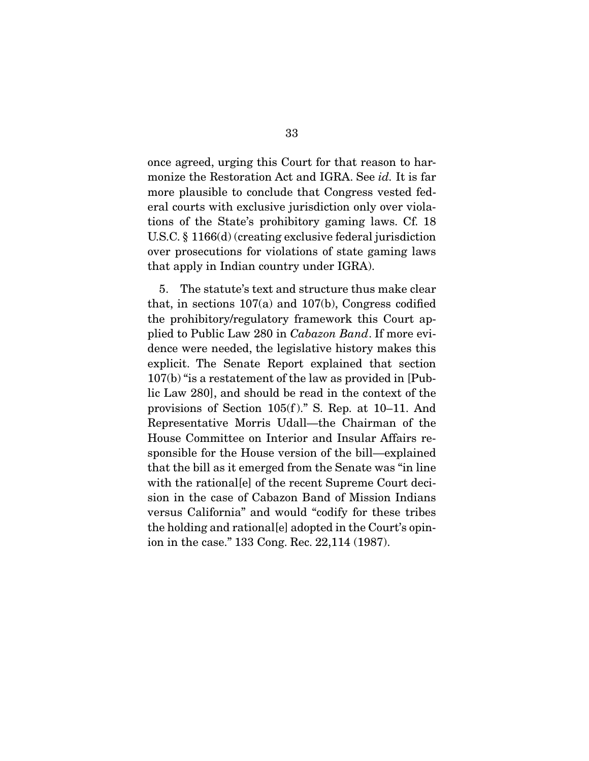once agreed, urging this Court for that reason to harmonize the Restoration Act and IGRA. See *id.* It is far more plausible to conclude that Congress vested federal courts with exclusive jurisdiction only over violations of the State's prohibitory gaming laws. Cf. 18 U.S.C. § 1166(d) (creating exclusive federal jurisdiction over prosecutions for violations of state gaming laws that apply in Indian country under IGRA).

5. The statute's text and structure thus make clear that, in sections 107(a) and 107(b), Congress codified the prohibitory/regulatory framework this Court applied to Public Law 280 in *Cabazon Band*. If more evidence were needed, the legislative history makes this explicit. The Senate Report explained that section 107(b) "is a restatement of the law as provided in [Public Law 280], and should be read in the context of the provisions of Section 105(f)." S. Rep. at 10–11. And Representative Morris Udall—the Chairman of the House Committee on Interior and Insular Affairs responsible for the House version of the bill—explained that the bill as it emerged from the Senate was "in line with the rational[e] of the recent Supreme Court decision in the case of Cabazon Band of Mission Indians versus California" and would "codify for these tribes the holding and rational[e] adopted in the Court's opinion in the case." 133 Cong. Rec. 22,114 (1987).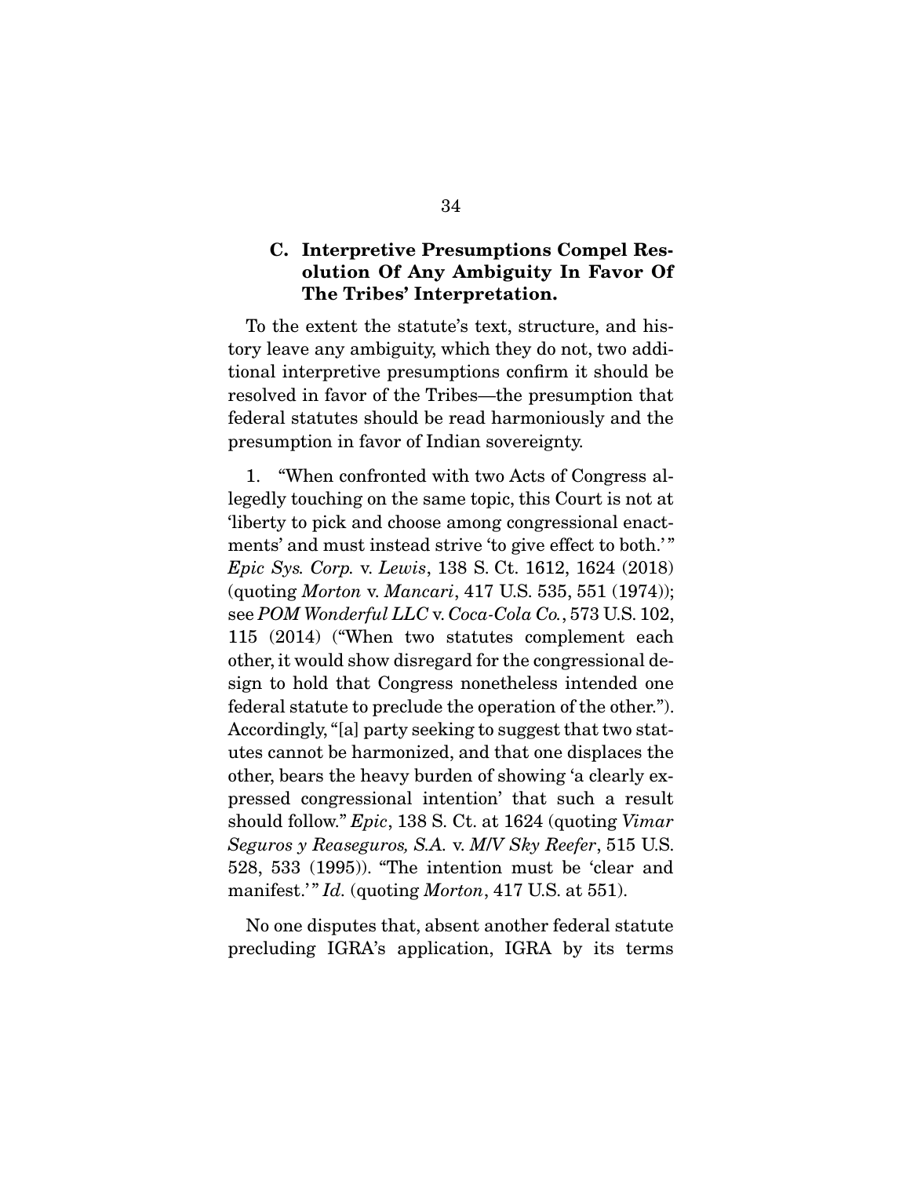### C. Interpretive Presumptions Compel Resolution Of Any Ambiguity In Favor Of The Tribes' Interpretation.

To the extent the statute's text, structure, and history leave any ambiguity, which they do not, two additional interpretive presumptions confirm it should be resolved in favor of the Tribes—the presumption that federal statutes should be read harmoniously and the presumption in favor of Indian sovereignty.

1. "When confronted with two Acts of Congress allegedly touching on the same topic, this Court is not at 'liberty to pick and choose among congressional enactments' and must instead strive 'to give effect to both.'" *Epic Sys. Corp.* v. *Lewis*, 138 S. Ct. 1612, 1624 (2018) (quoting *Morton* v. *Mancari*, 417 U.S. 535, 551 (1974)); see *POM Wonderful LLC* v. *Coca-Cola Co.*, 573 U.S. 102, 115 (2014) ("When two statutes complement each other, it would show disregard for the congressional design to hold that Congress nonetheless intended one federal statute to preclude the operation of the other."). Accordingly, "[a] party seeking to suggest that two statutes cannot be harmonized, and that one displaces the other, bears the heavy burden of showing 'a clearly expressed congressional intention' that such a result should follow." *Epic*, 138 S. Ct. at 1624 (quoting *Vimar Seguros y Reaseguros, S.A.* v. *M/V Sky Reefer*, 515 U.S. 528, 533 (1995)). "The intention must be 'clear and manifest.'" *Id.* (quoting *Morton*, 417 U.S. at 551).

No one disputes that, absent another federal statute precluding IGRA's application, IGRA by its terms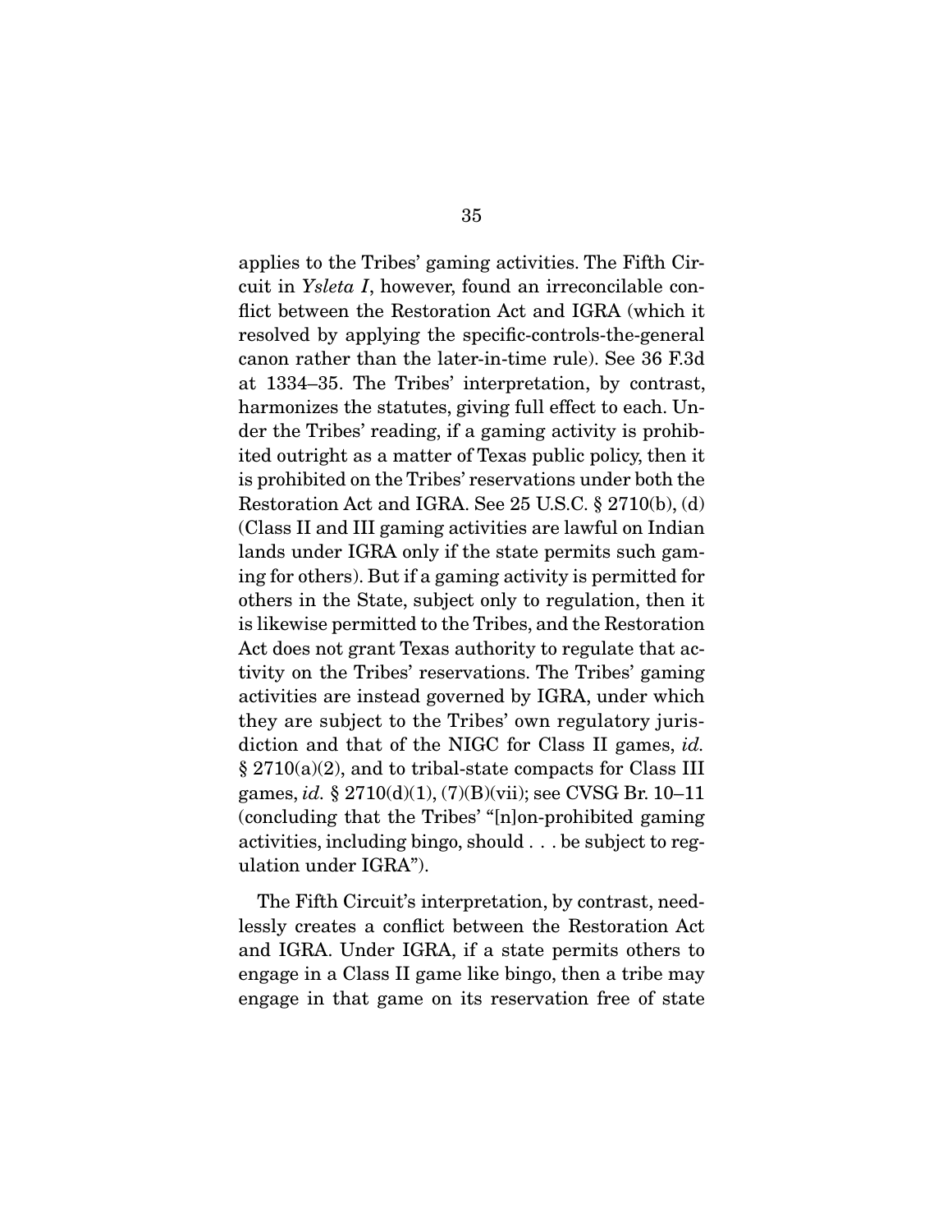applies to the Tribes' gaming activities. The Fifth Circuit in *Ysleta I*, however, found an irreconcilable conflict between the Restoration Act and IGRA (which it resolved by applying the specific-controls-the-general canon rather than the later-in-time rule). See 36 F.3d at 1334–35. The Tribes' interpretation, by contrast, harmonizes the statutes, giving full effect to each. Under the Tribes' reading, if a gaming activity is prohibited outright as a matter of Texas public policy, then it is prohibited on the Tribes' reservations under both the Restoration Act and IGRA. See 25 U.S.C. § 2710(b), (d) (Class II and III gaming activities are lawful on Indian lands under IGRA only if the state permits such gaming for others). But if a gaming activity is permitted for others in the State, subject only to regulation, then it is likewise permitted to the Tribes, and the Restoration Act does not grant Texas authority to regulate that activity on the Tribes' reservations. The Tribes' gaming activities are instead governed by IGRA, under which they are subject to the Tribes' own regulatory jurisdiction and that of the NIGC for Class II games, *id.* § 2710(a)(2), and to tribal-state compacts for Class III games, *id.* § 2710(d)(1), (7)(B)(vii); see CVSG Br. 10–11 (concluding that the Tribes' "[n]on-prohibited gaming activities, including bingo, should . . . be subject to regulation under IGRA").

The Fifth Circuit's interpretation, by contrast, needlessly creates a conflict between the Restoration Act and IGRA. Under IGRA, if a state permits others to engage in a Class II game like bingo, then a tribe may engage in that game on its reservation free of state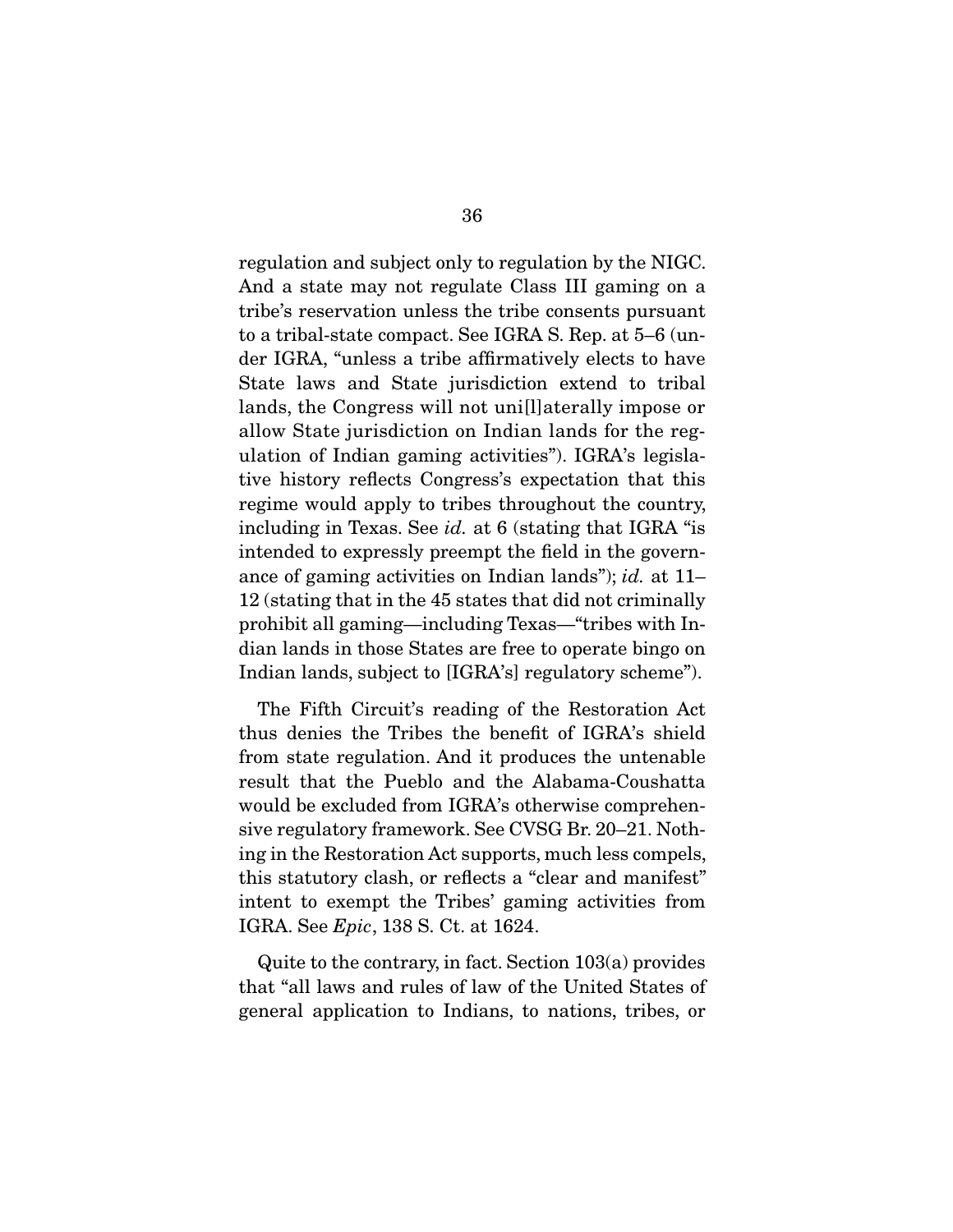regulation and subject only to regulation by the NIGC. And a state may not regulate Class III gaming on a tribe's reservation unless the tribe consents pursuant to a tribal-state compact. See IGRA S. Rep. at 5–6 (under IGRA, "unless a tribe affirmatively elects to have State laws and State jurisdiction extend to tribal lands, the Congress will not uni[l]aterally impose or allow State jurisdiction on Indian lands for the regulation of Indian gaming activities"). IGRA's legislative history reflects Congress's expectation that this regime would apply to tribes throughout the country, including in Texas. See *id.* at 6 (stating that IGRA "is intended to expressly preempt the field in the governance of gaming activities on Indian lands"); *id.* at 11–12 (stating that in the 45 states that did not criminally prohibit all gaming—including Texas—"tribes with Indian lands in those States are free to operate bingo on Indian lands, subject to [IGRA's] regulatory scheme").

The Fifth Circuit's reading of the Restoration Act thus denies the Tribes the benefit of IGRA's shield from state regulation. And it produces the untenable result that the Pueblo and the Alabama-Coushatta would be excluded from IGRA's otherwise comprehensive regulatory framework. See CVSG Br. 20–21. Nothing in the Restoration Act supports, much less compels, this statutory clash, or reflects a "clear and manifest" intent to exempt the Tribes' gaming activities from IGRA. See *Epic*, 138 S. Ct. at 1624.

Quite to the contrary, in fact. Section 103(a) provides that "all laws and rules of law of the United States of general application to Indians, to nations, tribes, or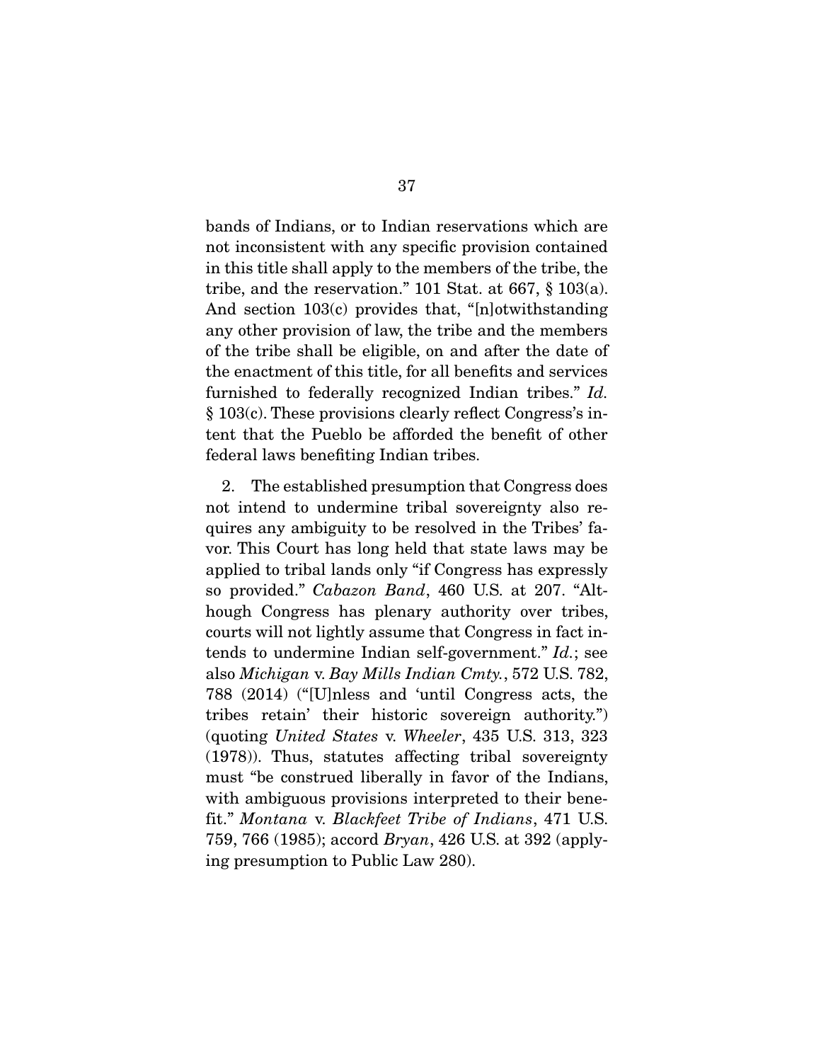bands of Indians, or to Indian reservations which are not inconsistent with any specific provision contained in this title shall apply to the members of the tribe, the tribe, and the reservation." 101 Stat. at 667, § 103(a). And section 103(c) provides that, "[n]otwithstanding any other provision of law, the tribe and the members of the tribe shall be eligible, on and after the date of the enactment of this title, for all benefits and services furnished to federally recognized Indian tribes." *Id.* § 103(c). These provisions clearly reflect Congress's intent that the Pueblo be afforded the benefit of other federal laws benefiting Indian tribes.

2. The established presumption that Congress does not intend to undermine tribal sovereignty also requires any ambiguity to be resolved in the Tribes' favor. This Court has long held that state laws may be applied to tribal lands only "if Congress has expressly so provided." *Cabazon Band*, 460 U.S. at 207. "Although Congress has plenary authority over tribes, courts will not lightly assume that Congress in fact intends to undermine Indian self-government." *Id.*; see also *Michigan* v. *Bay Mills Indian Cmty.*, 572 U.S. 782, 788 (2014) ("[U]nless and 'until Congress acts, the tribes retain' their historic sovereign authority.") (quoting *United States* v. *Wheeler*, 435 U.S. 313, 323 (1978)). Thus, statutes affecting tribal sovereignty must "be construed liberally in favor of the Indians, with ambiguous provisions interpreted to their benefit." *Montana* v. *Blackfeet Tribe of Indians*, 471 U.S. 759, 766 (1985); accord *Bryan*, 426 U.S. at 392 (applying presumption to Public Law 280).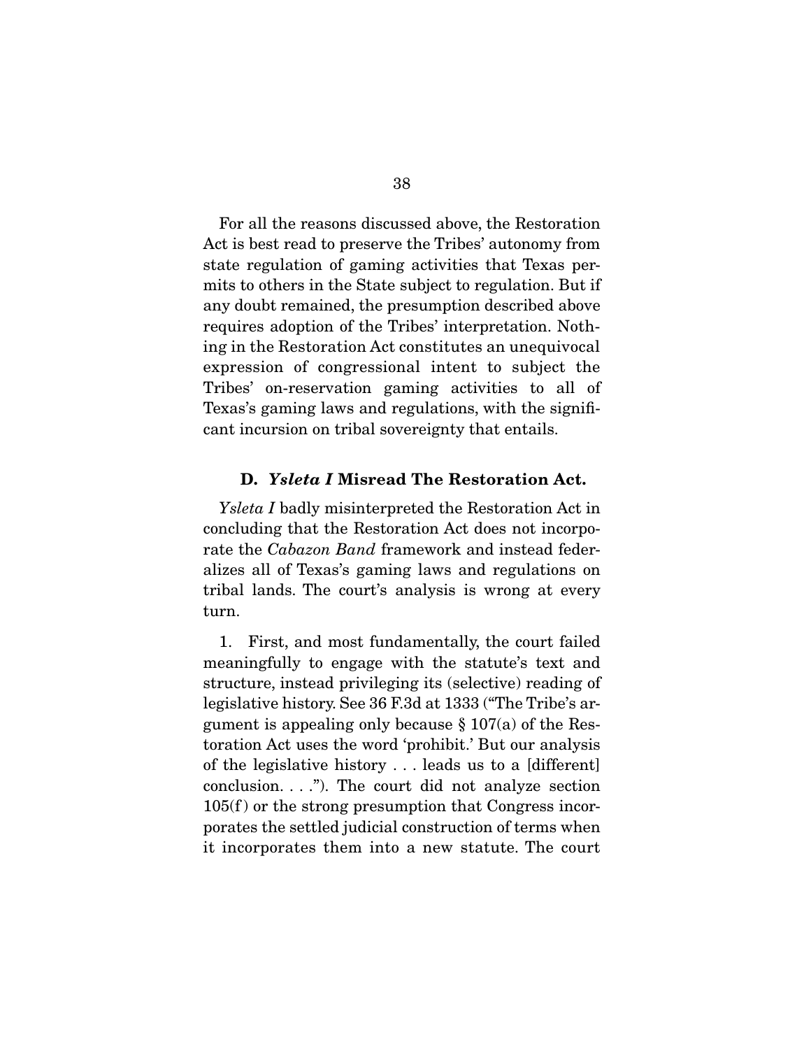For all the reasons discussed above, the Restoration Act is best read to preserve the Tribes' autonomy from state regulation of gaming activities that Texas permits to others in the State subject to regulation. But if any doubt remained, the presumption described above requires adoption of the Tribes' interpretation. Nothing in the Restoration Act constitutes an unequivocal expression of congressional intent to subject the Tribes' on-reservation gaming activities to all of Texas's gaming laws and regulations, with the significant incursion on tribal sovereignty that entails.

### D. *Ysleta I* Misread The Restoration Act.

*Ysleta I* badly misinterpreted the Restoration Act in concluding that the Restoration Act does not incorporate the *Cabazon Band* framework and instead federalizes all of Texas's gaming laws and regulations on tribal lands. The court's analysis is wrong at every turn.

1. First, and most fundamentally, the court failed meaningfully to engage with the statute's text and structure, instead privileging its (selective) reading of legislative history. See 36 F.3d at 1333 ("The Tribe's argument is appealing only because § 107(a) of the Restoration Act uses the word 'prohibit.' But our analysis of the legislative history . . . leads us to a [different] conclusion. . . ."). The court did not analyze section 105(f) or the strong presumption that Congress incorporates the settled judicial construction of terms when it incorporates them into a new statute. The court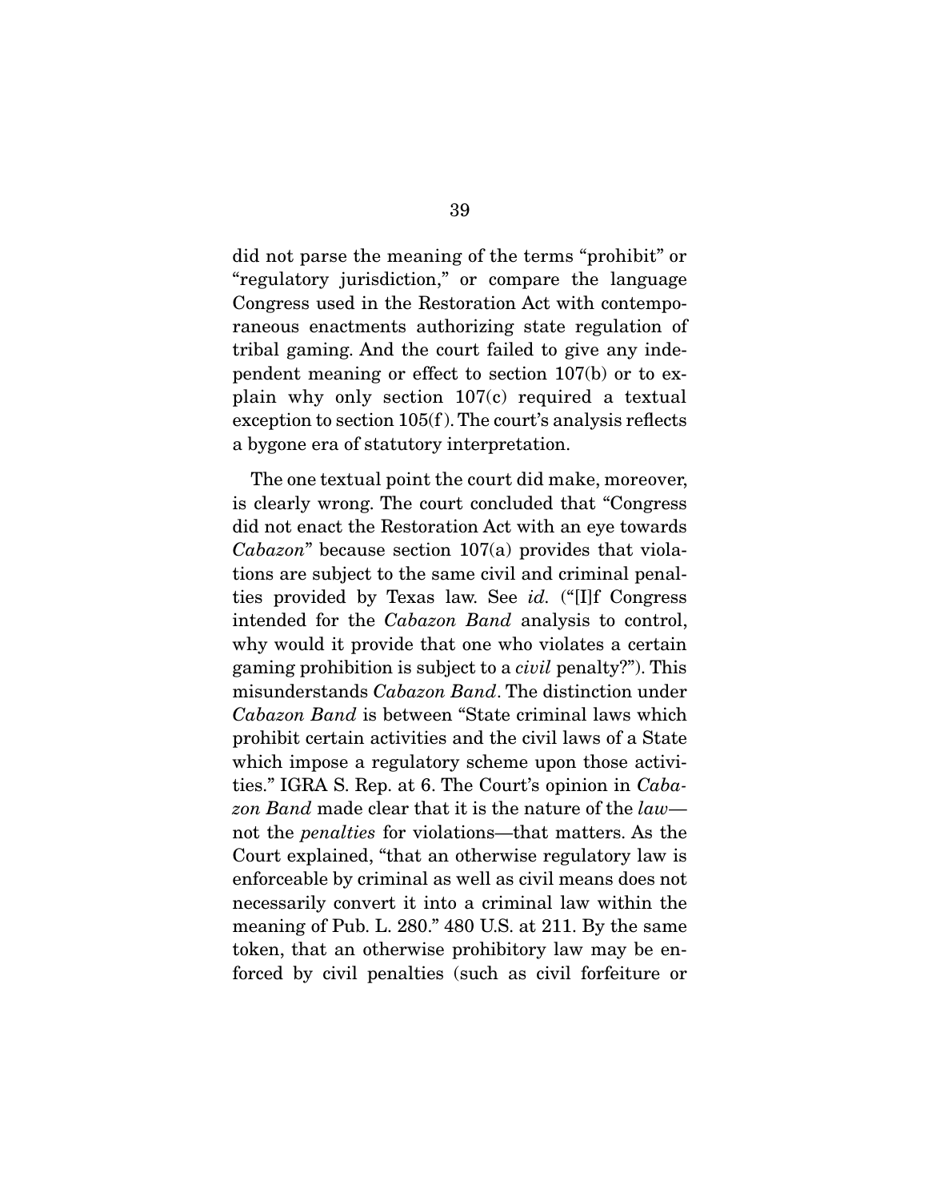did not parse the meaning of the terms "prohibit" or "regulatory jurisdiction," or compare the language Congress used in the Restoration Act with contemporaneous enactments authorizing state regulation of tribal gaming. And the court failed to give any independent meaning or effect to section 107(b) or to explain why only section 107(c) required a textual exception to section 105(f). The court's analysis reflects a bygone era of statutory interpretation.

The one textual point the court did make, moreover, is clearly wrong. The court concluded that "Congress did not enact the Restoration Act with an eye towards *Cabazon*" because section 107(a) provides that violations are subject to the same civil and criminal penalties provided by Texas law. See *id.* ("[I]f Congress intended for the *Cabazon Band* analysis to control, why would it provide that one who violates a certain gaming prohibition is subject to a *civil* penalty?"). This misunderstands *Cabazon Band*. The distinction under *Cabazon Band* is between "State criminal laws which prohibit certain activities and the civil laws of a State which impose a regulatory scheme upon those activities." IGRA S. Rep. at 6. The Court's opinion in *Cabazon Band* made clear that it is the nature of the *law*—not the *penalties* for violations—that matters. As the Court explained, "that an otherwise regulatory law is enforceable by criminal as well as civil means does not necessarily convert it into a criminal law within the meaning of Pub. L. 280." 480 U.S. at 211. By the same token, that an otherwise prohibitory law may be enforced by civil penalties (such as civil forfeiture or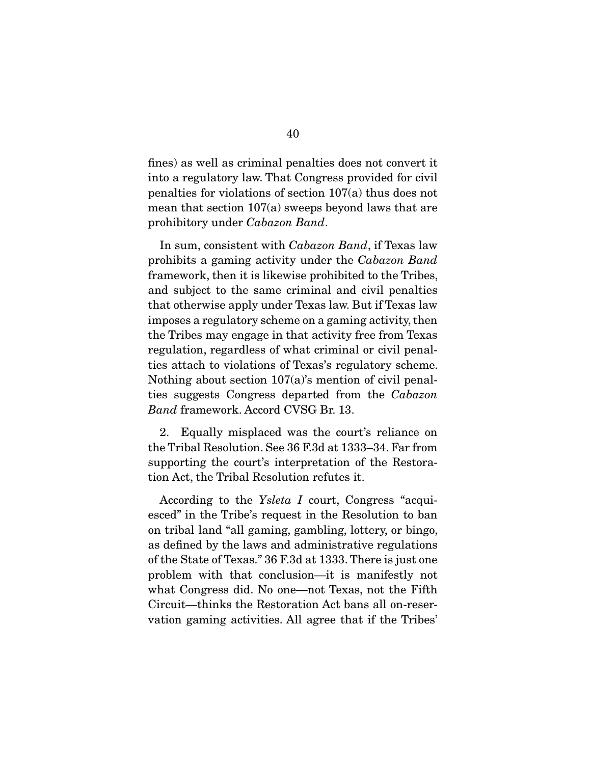fines) as well as criminal penalties does not convert it into a regulatory law. That Congress provided for civil penalties for violations of section 107(a) thus does not mean that section 107(a) sweeps beyond laws that are prohibitory under *Cabazon Band*.

In sum, consistent with *Cabazon Band*, if Texas law prohibits a gaming activity under the *Cabazon Band* framework, then it is likewise prohibited to the Tribes, and subject to the same criminal and civil penalties that otherwise apply under Texas law. But if Texas law imposes a regulatory scheme on a gaming activity, then the Tribes may engage in that activity free from Texas regulation, regardless of what criminal or civil penalties attach to violations of Texas's regulatory scheme. Nothing about section 107(a)'s mention of civil penalties suggests Congress departed from the *Cabazon Band* framework. Accord CVSG Br. 13.

2. Equally misplaced was the court's reliance on the Tribal Resolution. See 36 F.3d at 1333–34. Far from supporting the court's interpretation of the Restoration Act, the Tribal Resolution refutes it.

According to the *Ysleta I* court, Congress "acquiesced" in the Tribe's request in the Resolution to ban on tribal land "all gaming, gambling, lottery, or bingo, as defined by the laws and administrative regulations of the State of Texas." 36 F.3d at 1333. There is just one problem with that conclusion—it is manifestly not what Congress did. No one—not Texas, not the Fifth Circuit—thinks the Restoration Act bans all on-reservation gaming activities. All agree that if the Tribes'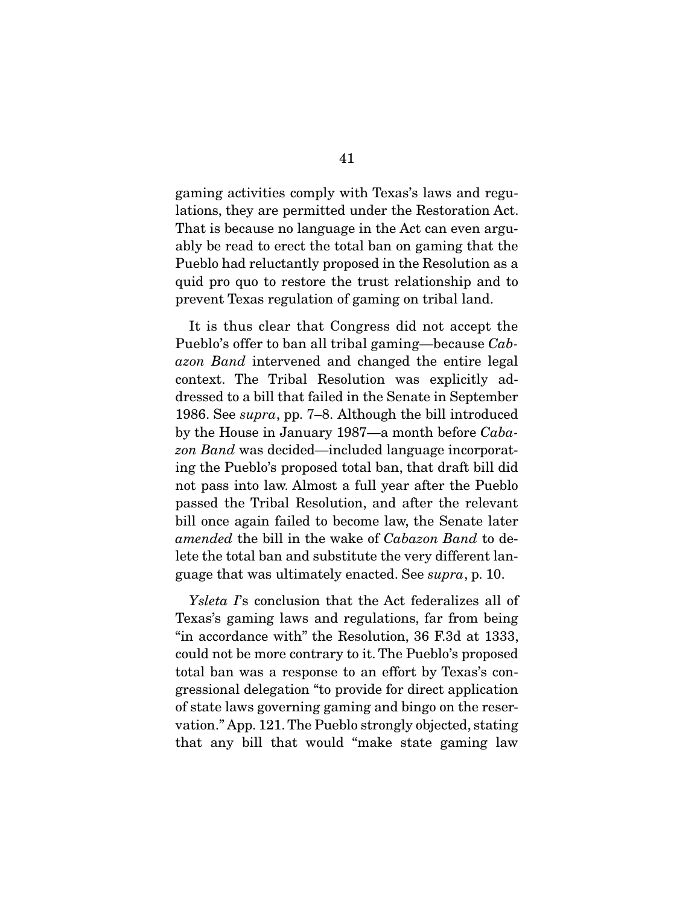gaming activities comply with Texas's laws and regulations, they are permitted under the Restoration Act. That is because no language in the Act can even arguably be read to erect the total ban on gaming that the Pueblo had reluctantly proposed in the Resolution as a quid pro quo to restore the trust relationship and to prevent Texas regulation of gaming on tribal land.

It is thus clear that Congress did not accept the Pueblo's offer to ban all tribal gaming—because *Cabazon Band* intervened and changed the entire legal context. The Tribal Resolution was explicitly addressed to a bill that failed in the Senate in September 1986. See *supra*, pp. 7–8. Although the bill introduced by the House in January 1987—a month before *Cabazon Band* was decided—included language incorporating the Pueblo's proposed total ban, that draft bill did not pass into law. Almost a full year after the Pueblo passed the Tribal Resolution, and after the relevant bill once again failed to become law, the Senate later *amended* the bill in the wake of *Cabazon Band* to delete the total ban and substitute the very different language that was ultimately enacted. See *supra*, p. 10.

*Ysleta I*'s conclusion that the Act federalizes all of Texas's gaming laws and regulations, far from being "in accordance with" the Resolution, 36 F.3d at 1333, could not be more contrary to it. The Pueblo's proposed total ban was a response to an effort by Texas's congressional delegation "to provide for direct application of state laws governing gaming and bingo on the reservation." App. 121. The Pueblo strongly objected, stating that any bill that would "make state gaming law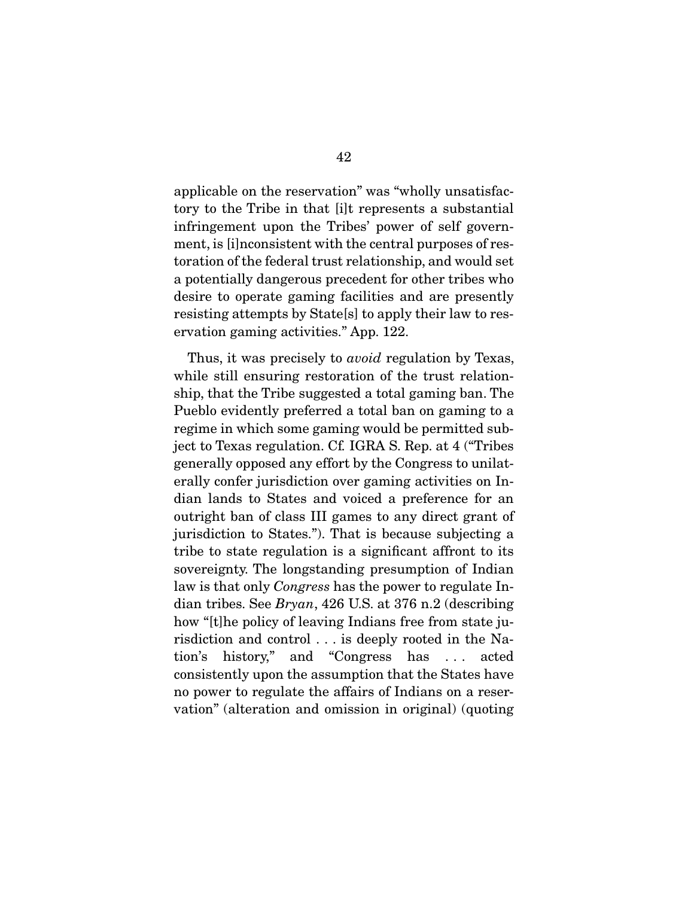applicable on the reservation" was "wholly unsatisfactory to the Tribe in that [i]t represents a substantial infringement upon the Tribes' power of self government, is [i]nconsistent with the central purposes of restoration of the federal trust relationship, and would set a potentially dangerous precedent for other tribes who desire to operate gaming facilities and are presently resisting attempts by State[s] to apply their law to reservation gaming activities." App. 122.

Thus, it was precisely to *avoid* regulation by Texas, while still ensuring restoration of the trust relationship, that the Tribe suggested a total gaming ban. The Pueblo evidently preferred a total ban on gaming to a regime in which some gaming would be permitted subject to Texas regulation. Cf. IGRA S. Rep. at 4 ("Tribes generally opposed any effort by the Congress to unilaterally confer jurisdiction over gaming activities on Indian lands to States and voiced a preference for an outright ban of class III games to any direct grant of jurisdiction to States."). That is because subjecting a tribe to state regulation is a significant affront to its sovereignty. The longstanding presumption of Indian law is that only *Congress* has the power to regulate Indian tribes. See *Bryan*, 426 U.S. at 376 n.2 (describing how "[t]he policy of leaving Indians free from state jurisdiction and control . . . is deeply rooted in the Nation's history," and "Congress has . . . acted consistently upon the assumption that the States have no power to regulate the affairs of Indians on a reservation" (alteration and omission in original) (quoting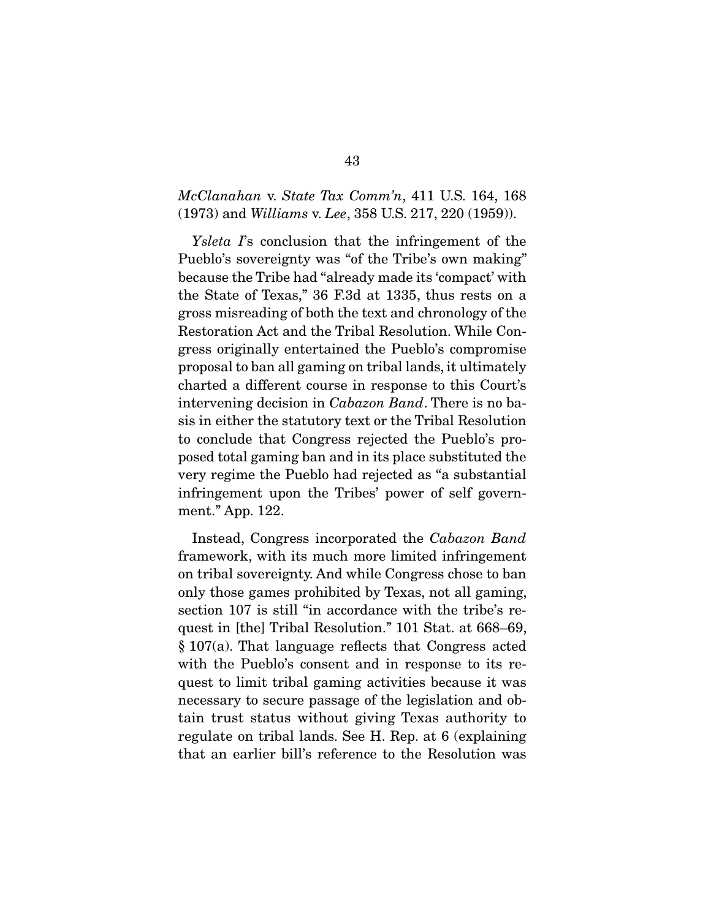*McClanahan* v. *State Tax Comm'n*, 411 U.S. 164, 168 (1973) and *Williams* v. *Lee*, 358 U.S. 217, 220 (1959)).

*Ysleta I*'s conclusion that the infringement of the Pueblo's sovereignty was "of the Tribe's own making" because the Tribe had "already made its 'compact' with the State of Texas," 36 F.3d at 1335, thus rests on a gross misreading of both the text and chronology of the Restoration Act and the Tribal Resolution. While Congress originally entertained the Pueblo's compromise proposal to ban all gaming on tribal lands, it ultimately charted a different course in response to this Court's intervening decision in *Cabazon Band*. There is no basis in either the statutory text or the Tribal Resolution to conclude that Congress rejected the Pueblo's proposed total gaming ban and in its place substituted the very regime the Pueblo had rejected as "a substantial infringement upon the Tribes' power of self government." App. 122.

Instead, Congress incorporated the *Cabazon Band* framework, with its much more limited infringement on tribal sovereignty. And while Congress chose to ban only those games prohibited by Texas, not all gaming, section 107 is still "in accordance with the tribe's request in [the] Tribal Resolution." 101 Stat. at 668–69, § 107(a). That language reflects that Congress acted with the Pueblo's consent and in response to its request to limit tribal gaming activities because it was necessary to secure passage of the legislation and obtain trust status without giving Texas authority to regulate on tribal lands. See H. Rep. at 6 (explaining that an earlier bill's reference to the Resolution was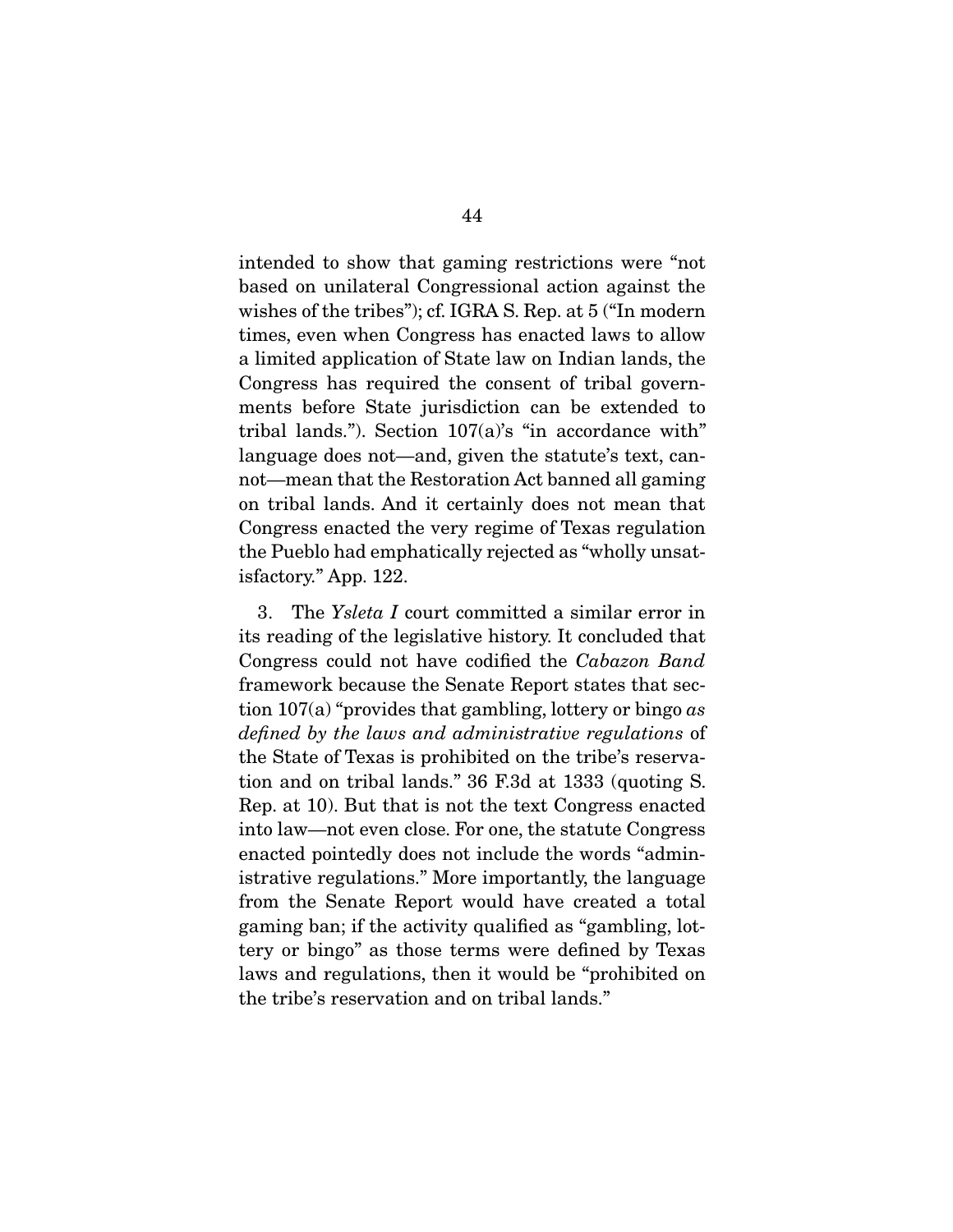intended to show that gaming restrictions were "not based on unilateral Congressional action against the wishes of the tribes"); cf. IGRA S. Rep. at 5 ("In modern times, even when Congress has enacted laws to allow a limited application of State law on Indian lands, the Congress has required the consent of tribal governments before State jurisdiction can be extended to tribal lands."). Section 107(a)'s "in accordance with" language does not—and, given the statute's text, cannot—mean that the Restoration Act banned all gaming on tribal lands. And it certainly does not mean that Congress enacted the very regime of Texas regulation the Pueblo had emphatically rejected as "wholly unsatisfactory." App. 122.

3. The *Ysleta I* court committed a similar error in its reading of the legislative history. It concluded that Congress could not have codified the *Cabazon Band* framework because the Senate Report states that section 107(a) "provides that gambling, lottery or bingo *as defined by the laws and administrative regulations* of the State of Texas is prohibited on the tribe's reservation and on tribal lands." 36 F.3d at 1333 (quoting S. Rep. at 10). But that is not the text Congress enacted into law—not even close. For one, the statute Congress enacted pointedly does not include the words "administrative regulations." More importantly, the language from the Senate Report would have created a total gaming ban; if the activity qualified as "gambling, lottery or bingo" as those terms were defined by Texas laws and regulations, then it would be "prohibited on the tribe's reservation and on tribal lands."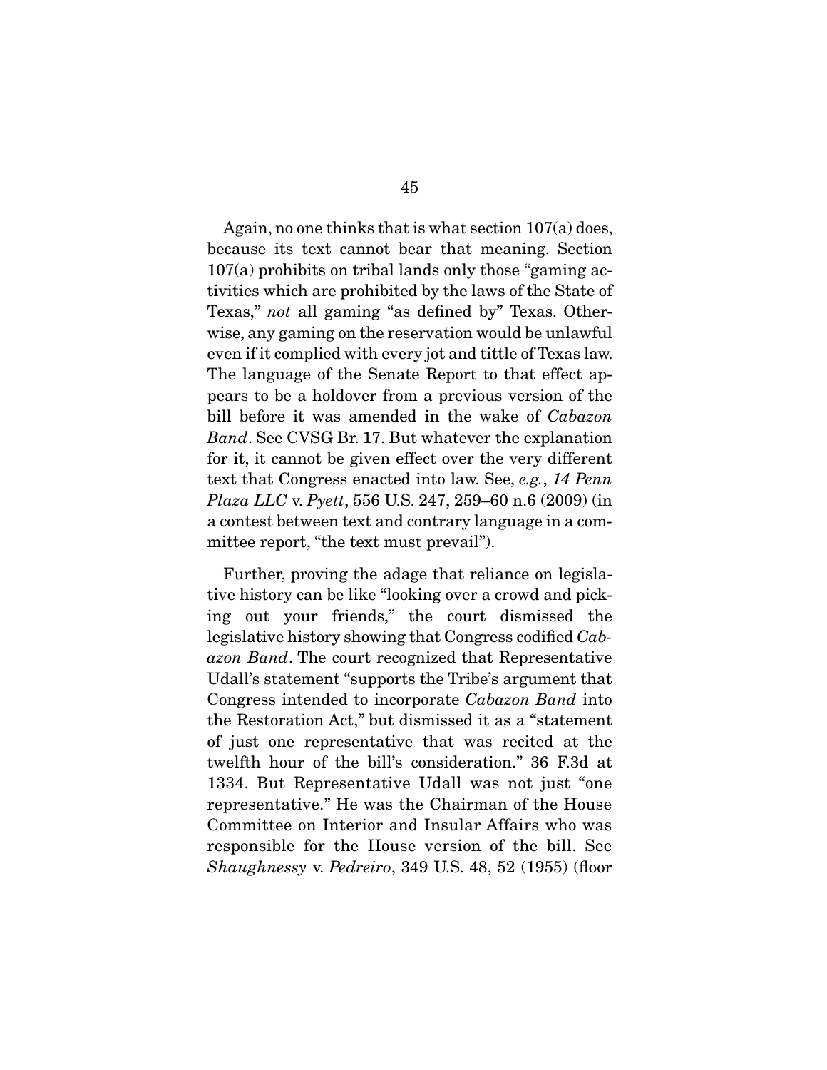Again, no one thinks that is what section 107(a) does, because its text cannot bear that meaning. Section 107(a) prohibits on tribal lands only those "gaming activities which are prohibited by the laws of the State of Texas," *not* all gaming "as defined by" Texas. Otherwise, any gaming on the reservation would be unlawful even if it complied with every jot and tittle of Texas law. The language of the Senate Report to that effect appears to be a holdover from a previous version of the bill before it was amended in the wake of *Cabazon Band*. See CVSG Br. 17. But whatever the explanation for it, it cannot be given effect over the very different text that Congress enacted into law. See, *e.g.*, *14 Penn Plaza LLC* v. *Pyett*, 556 U.S. 247, 259–60 n.6 (2009) (in a contest between text and contrary language in a committee report, "the text must prevail").

Further, proving the adage that reliance on legislative history can be like "looking over a crowd and picking out your friends," the court dismissed the legislative history showing that Congress codified *Cabazon Band*. The court recognized that Representative Udall's statement "supports the Tribe's argument that Congress intended to incorporate *Cabazon Band* into the Restoration Act," but dismissed it as a "statement of just one representative that was recited at the twelfth hour of the bill's consideration." 36 F.3d at 1334. But Representative Udall was not just "one representative." He was the Chairman of the House Committee on Interior and Insular Affairs who was responsible for the House version of the bill. See *Shaughnessy* v. *Pedreiro*, 349 U.S. 48, 52 (1955) (floor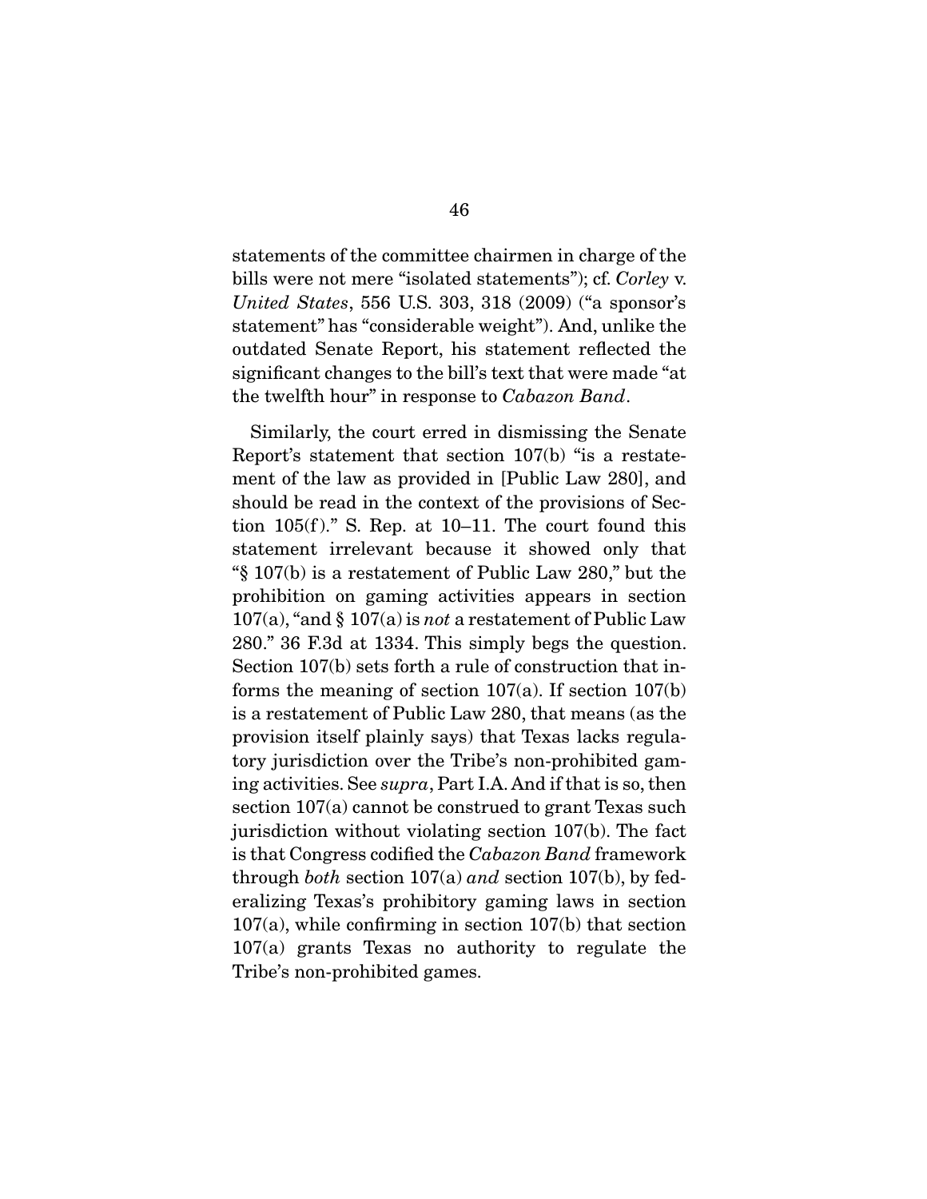statements of the committee chairmen in charge of the bills were not mere "isolated statements"); cf. *Corley* v. *United States*, 556 U.S. 303, 318 (2009) ("a sponsor's statement" has "considerable weight"). And, unlike the outdated Senate Report, his statement reflected the significant changes to the bill's text that were made "at the twelfth hour" in response to *Cabazon Band*.

Similarly, the court erred in dismissing the Senate Report's statement that section 107(b) "is a restatement of the law as provided in [Public Law 280], and should be read in the context of the provisions of Section 105(f)." S. Rep. at 10–11. The court found this statement irrelevant because it showed only that "§ 107(b) is a restatement of Public Law 280," but the prohibition on gaming activities appears in section 107(a), "and § 107(a) is *not* a restatement of Public Law 280." 36 F.3d at 1334. This simply begs the question. Section 107(b) sets forth a rule of construction that informs the meaning of section 107(a). If section 107(b) is a restatement of Public Law 280, that means (as the provision itself plainly says) that Texas lacks regulatory jurisdiction over the Tribe's non-prohibited gaming activities. See *supra*, Part I.A. And if that is so, then section 107(a) cannot be construed to grant Texas such jurisdiction without violating section 107(b). The fact is that Congress codified the *Cabazon Band* framework through *both* section 107(a) *and* section 107(b), by federalizing Texas's prohibitory gaming laws in section 107(a), while confirming in section 107(b) that section 107(a) grants Texas no authority to regulate the Tribe's non-prohibited games.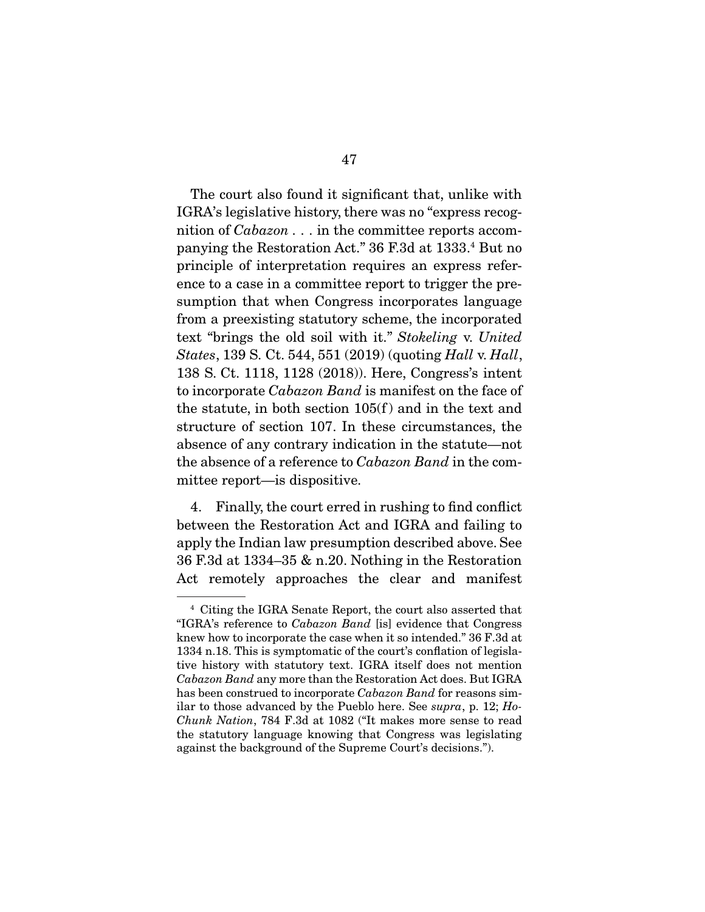The court also found it significant that, unlike with IGRA's legislative history, there was no "express recognition of *Cabazon* . . . in the committee reports accompanying the Restoration Act." 36 F.3d at 1333.[4] But no principle of interpretation requires an express reference to a case in a committee report to trigger the presumption that when Congress incorporates language from a preexisting statutory scheme, the incorporated text "brings the old soil with it." *Stokeling* v. *United States*, 139 S. Ct. 544, 551 (2019) (quoting *Hall* v. *Hall*, 138 S. Ct. 1118, 1128 (2018)). Here, Congress's intent to incorporate *Cabazon Band* is manifest on the face of the statute, in both section 105(f) and in the text and structure of section 107. In these circumstances, the absence of any contrary indication in the statute—not the absence of a reference to *Cabazon Band* in the committee report—is dispositive.

4. Finally, the court erred in rushing to find conflict between the Restoration Act and IGRA and failing to apply the Indian law presumption described above. See 36 F.3d at 1334–35 & n.20. Nothing in the Restoration Act remotely approaches the clear and manifest

---

[4] Citing the IGRA Senate Report, the court also asserted that "IGRA's reference to *Cabazon Band* [is] evidence that Congress knew how to incorporate the case when it so intended." 36 F.3d at 1334 n.18. This is symptomatic of the court's conflation of legislative history with statutory text. IGRA itself does not mention *Cabazon Band* any more than the Restoration Act does. But IGRA has been construed to incorporate *Cabazon Band* for reasons similar to those advanced by the Pueblo here. See *supra*, p. 12; *Ho-Chunk Nation*, 784 F.3d at 1082 ("It makes more sense to read the statutory language knowing that Congress was legislating against the background of the Supreme Court's decisions.").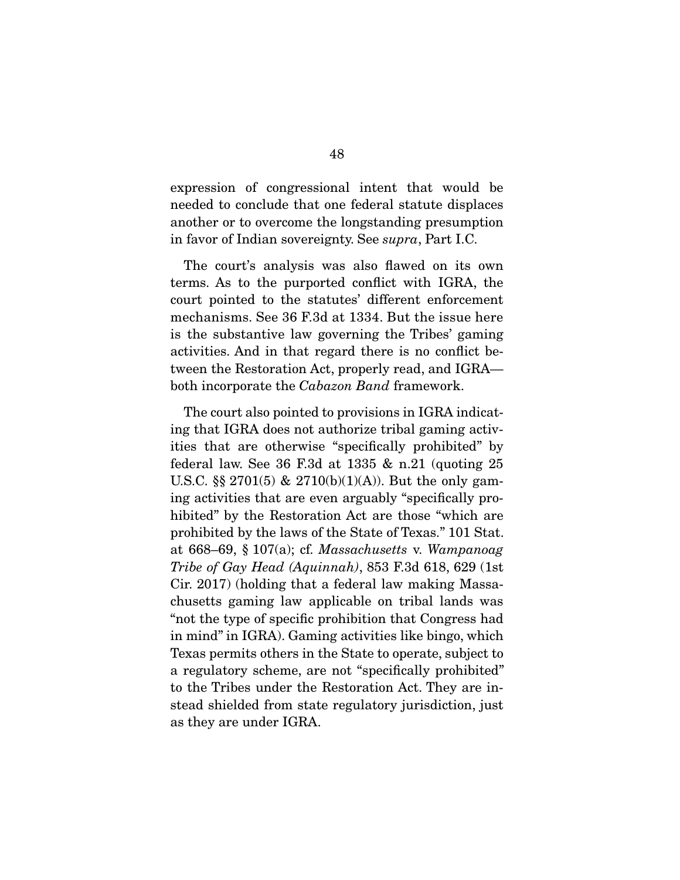expression of congressional intent that would be needed to conclude that one federal statute displaces another or to overcome the longstanding presumption in favor of Indian sovereignty. See *supra*, Part I.C.

The court's analysis was also flawed on its own terms. As to the purported conflict with IGRA, the court pointed to the statutes' different enforcement mechanisms. See 36 F.3d at 1334. But the issue here is the substantive law governing the Tribes' gaming activities. And in that regard there is no conflict between the Restoration Act, properly read, and IGRA—both incorporate the *Cabazon Band* framework.

The court also pointed to provisions in IGRA indicating that IGRA does not authorize tribal gaming activities that are otherwise "specifically prohibited" by federal law. See 36 F.3d at 1335 & n.21 (quoting 25 U.S.C. §§ 2701(5) & 2710(b)(1)(A)). But the only gaming activities that are even arguably "specifically prohibited" by the Restoration Act are those "which are prohibited by the laws of the State of Texas." 101 Stat. at 668–69, § 107(a); cf. *Massachusetts* v. *Wampanoag Tribe of Gay Head (Aquinnah)*, 853 F.3d 618, 629 (1st Cir. 2017) (holding that a federal law making Massachusetts gaming law applicable on tribal lands was "not the type of specific prohibition that Congress had in mind" in IGRA). Gaming activities like bingo, which Texas permits others in the State to operate, subject to a regulatory scheme, are not "specifically prohibited" to the Tribes under the Restoration Act. They are instead shielded from state regulatory jurisdiction, just as they are under IGRA.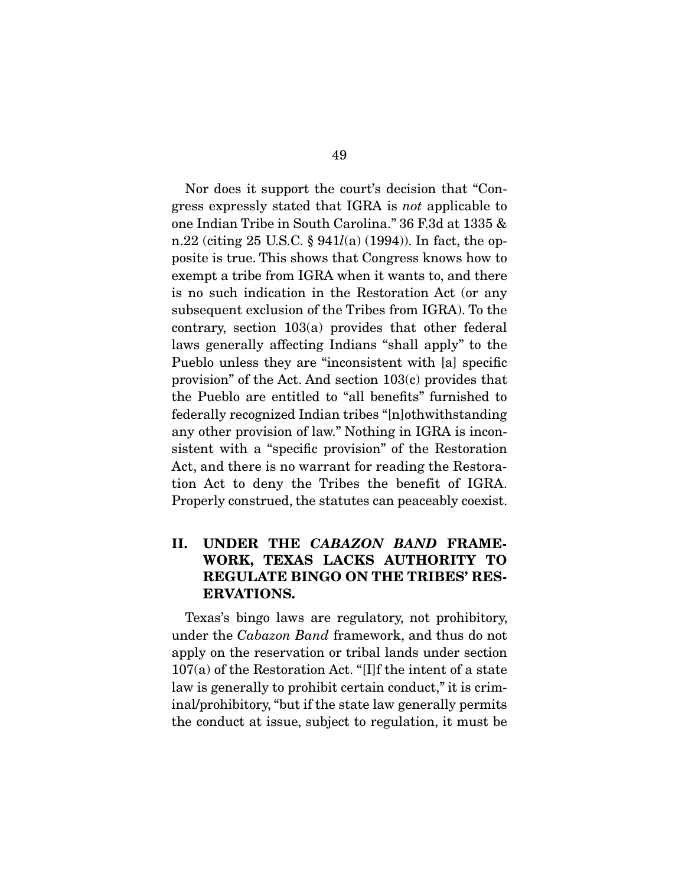Nor does it support the court's decision that "Congress expressly stated that IGRA is *not* applicable to one Indian Tribe in South Carolina." 36 F.3d at 1335 & n.22 (citing 25 U.S.C. § 941*l*(a) (1994)). In fact, the opposite is true. This shows that Congress knows how to exempt a tribe from IGRA when it wants to, and there is no such indication in the Restoration Act (or any subsequent exclusion of the Tribes from IGRA). To the contrary, section 103(a) provides that other federal laws generally affecting Indians "shall apply" to the Pueblo unless they are "inconsistent with [a] specific provision" of the Act. And section 103(c) provides that the Pueblo are entitled to "all benefits" furnished to federally recognized Indian tribes "[n]othwithstanding any other provision of law." Nothing in IGRA is inconsistent with a "specific provision" of the Restoration Act, and there is no warrant for reading the Restoration Act to deny the Tribes the benefit of IGRA. Properly construed, the statutes can peaceably coexist.

## II. UNDER THE *CABAZON BAND* FRAMEWORK, TEXAS LACKS AUTHORITY TO REGULATE BINGO ON THE TRIBES' RESERVATIONS.

Texas's bingo laws are regulatory, not prohibitory, under the *Cabazon Band* framework, and thus do not apply on the reservation or tribal lands under section 107(a) of the Restoration Act. "[I]f the intent of a state law is generally to prohibit certain conduct," it is criminal/prohibitory, "but if the state law generally permits the conduct at issue, subject to regulation, it must be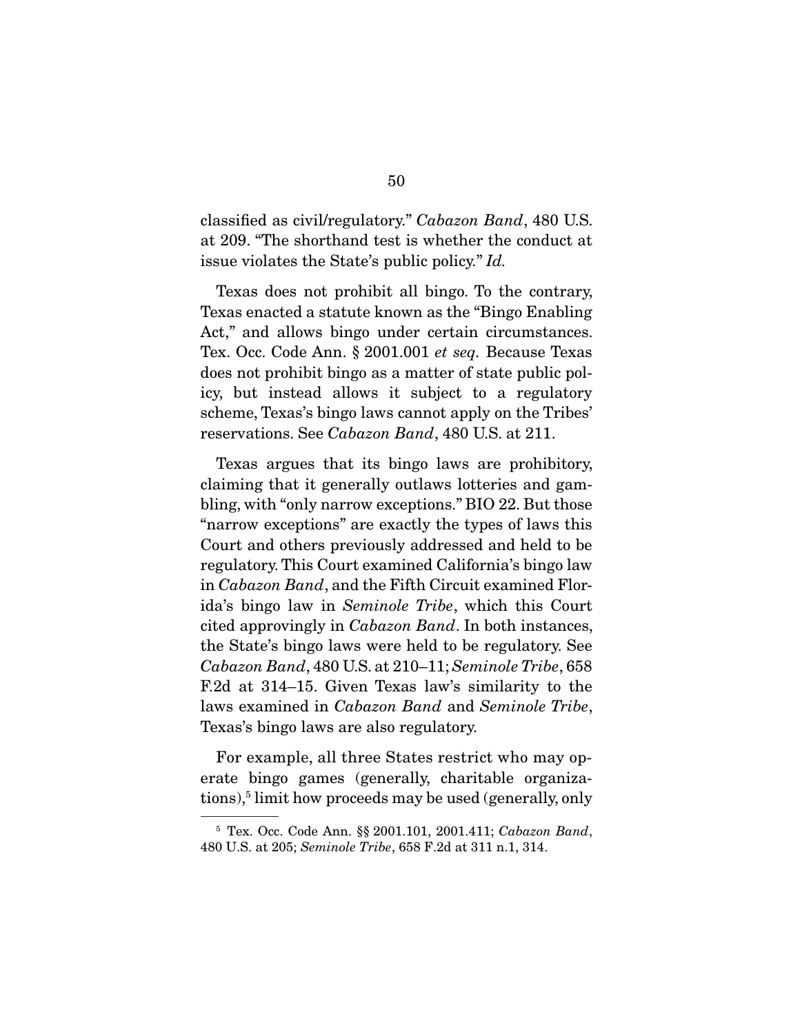classified as civil/regulatory." *Cabazon Band*, 480 U.S. at 209. "The shorthand test is whether the conduct at issue violates the State's public policy." *Id.*

Texas does not prohibit all bingo. To the contrary, Texas enacted a statute known as the "Bingo Enabling Act," and allows bingo under certain circumstances. Tex. Occ. Code Ann. § 2001.001 *et seq.* Because Texas does not prohibit bingo as a matter of state public policy, but instead allows it subject to a regulatory scheme, Texas's bingo laws cannot apply on the Tribes' reservations. See *Cabazon Band*, 480 U.S. at 211.

Texas argues that its bingo laws are prohibitory, claiming that it generally outlaws lotteries and gambling, with "only narrow exceptions." BIO 22. But those "narrow exceptions" are exactly the types of laws this Court and others previously addressed and held to be regulatory. This Court examined California's bingo law in *Cabazon Band*, and the Fifth Circuit examined Florida's bingo law in *Seminole Tribe*, which this Court cited approvingly in *Cabazon Band*. In both instances, the State's bingo laws were held to be regulatory. See *Cabazon Band*, 480 U.S. at 210–11; *Seminole Tribe*, 658 F.2d at 314–15. Given Texas law's similarity to the laws examined in *Cabazon Band* and *Seminole Tribe*, Texas's bingo laws are also regulatory.

For example, all three States restrict who may operate bingo games (generally, charitable organizations),[5] limit how proceeds may be used (generally, only

[5] Tex. Occ. Code Ann. §§ 2001.101, 2001.411; *Cabazon Band*, 480 U.S. at 205; *Seminole Tribe*, 658 F.2d at 311 n.1, 314.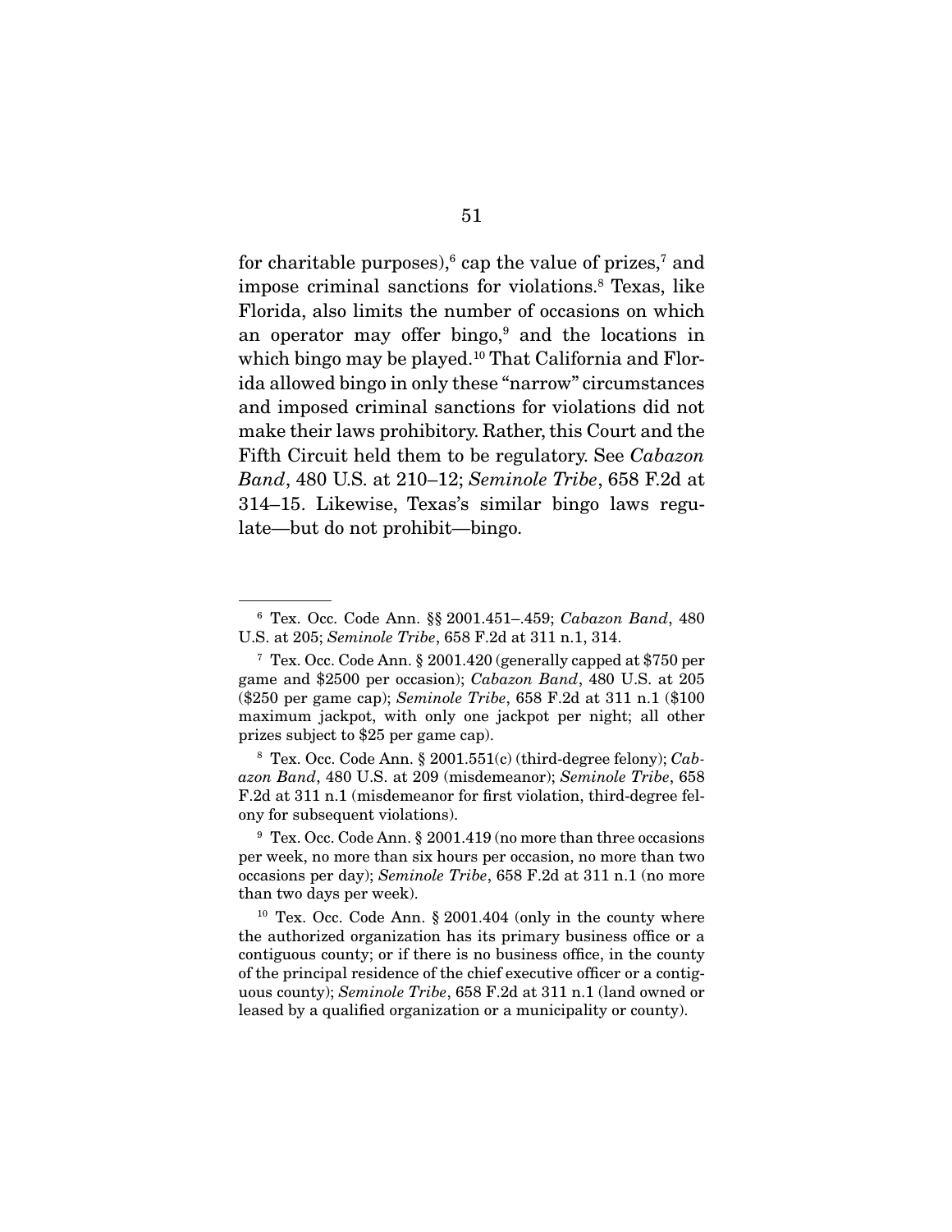for charitable purposes),[6] cap the value of prizes,[7] and impose criminal sanctions for violations.[8] Texas, like Florida, also limits the number of occasions on which an operator may offer bingo,[9] and the locations in which bingo may be played.[10] That California and Florida allowed bingo in only these "narrow" circumstances and imposed criminal sanctions for violations did not make their laws prohibitory. Rather, this Court and the Fifth Circuit held them to be regulatory. See *Cabazon Band*, 480 U.S. at 210–12; *Seminole Tribe*, 658 F.2d at 314–15. Likewise, Texas's similar bingo laws regulate—but do not prohibit—bingo.

---

[6] Tex. Occ. Code Ann. §§ 2001.451–.459; *Cabazon Band*, 480 U.S. at 205; *Seminole Tribe*, 658 F.2d at 311 n.1, 314.

[7] Tex. Occ. Code Ann. § 2001.420 (generally capped at $750 per game and $2500 per occasion); *Cabazon Band*, 480 U.S. at 205 ($250 per game cap); *Seminole Tribe*, 658 F.2d at 311 n.1 ($100 maximum jackpot, with only one jackpot per night; all other prizes subject to $25 per game cap).

[8] Tex. Occ. Code Ann. § 2001.551(c) (third-degree felony); *Cabazon Band*, 480 U.S. at 209 (misdemeanor); *Seminole Tribe*, 658 F.2d at 311 n.1 (misdemeanor for first violation, third-degree felony for subsequent violations).

[9] Tex. Occ. Code Ann. § 2001.419 (no more than three occasions per week, no more than six hours per occasion, no more than two occasions per day); *Seminole Tribe*, 658 F.2d at 311 n.1 (no more than two days per week).

[10] Tex. Occ. Code Ann. § 2001.404 (only in the county where the authorized organization has its primary business office or a contiguous county; or if there is no business office, in the county of the principal residence of the chief executive officer or a contiguous county); *Seminole Tribe*, 658 F.2d at 311 n.1 (land owned or leased by a qualified organization or a municipality or county).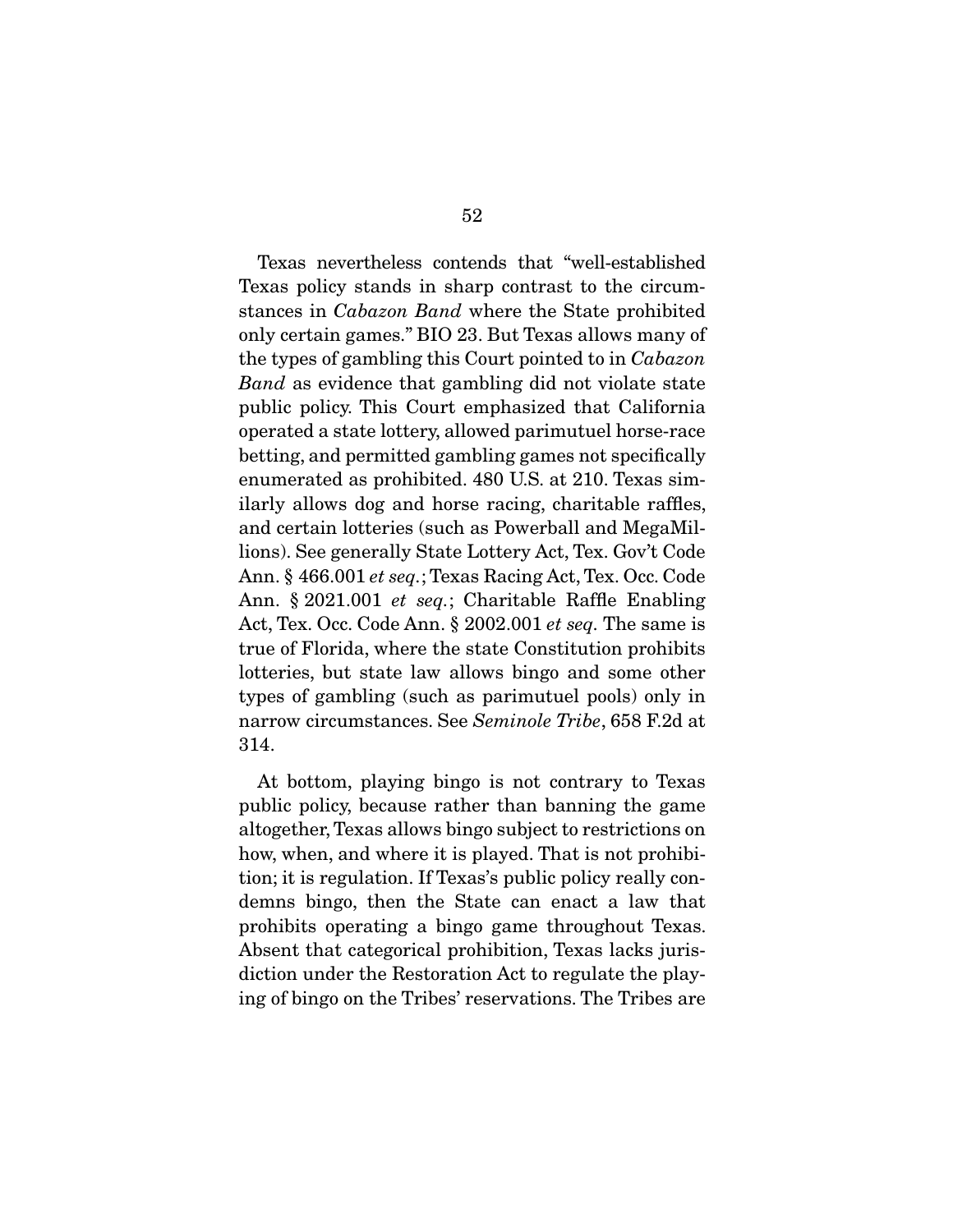Texas nevertheless contends that "well-established Texas policy stands in sharp contrast to the circumstances in *Cabazon Band* where the State prohibited only certain games." BIO 23. But Texas allows many of the types of gambling this Court pointed to in *Cabazon Band* as evidence that gambling did not violate state public policy. This Court emphasized that California operated a state lottery, allowed parimutuel horse-race betting, and permitted gambling games not specifically enumerated as prohibited. 480 U.S. at 210. Texas similarly allows dog and horse racing, charitable raffles, and certain lotteries (such as Powerball and MegaMillions). See generally State Lottery Act, Tex. Gov't Code Ann. § 466.001 *et seq.*; Texas Racing Act, Tex. Occ. Code Ann. § 2021.001 *et seq.*; Charitable Raffle Enabling Act, Tex. Occ. Code Ann. § 2002.001 *et seq.* The same is true of Florida, where the state Constitution prohibits lotteries, but state law allows bingo and some other types of gambling (such as parimutuel pools) only in narrow circumstances. See *Seminole Tribe*, 658 F.2d at 314.

At bottom, playing bingo is not contrary to Texas public policy, because rather than banning the game altogether, Texas allows bingo subject to restrictions on how, when, and where it is played. That is not prohibition; it is regulation. If Texas's public policy really condemns bingo, then the State can enact a law that prohibits operating a bingo game throughout Texas. Absent that categorical prohibition, Texas lacks jurisdiction under the Restoration Act to regulate the playing of bingo on the Tribes' reservations. The Tribes are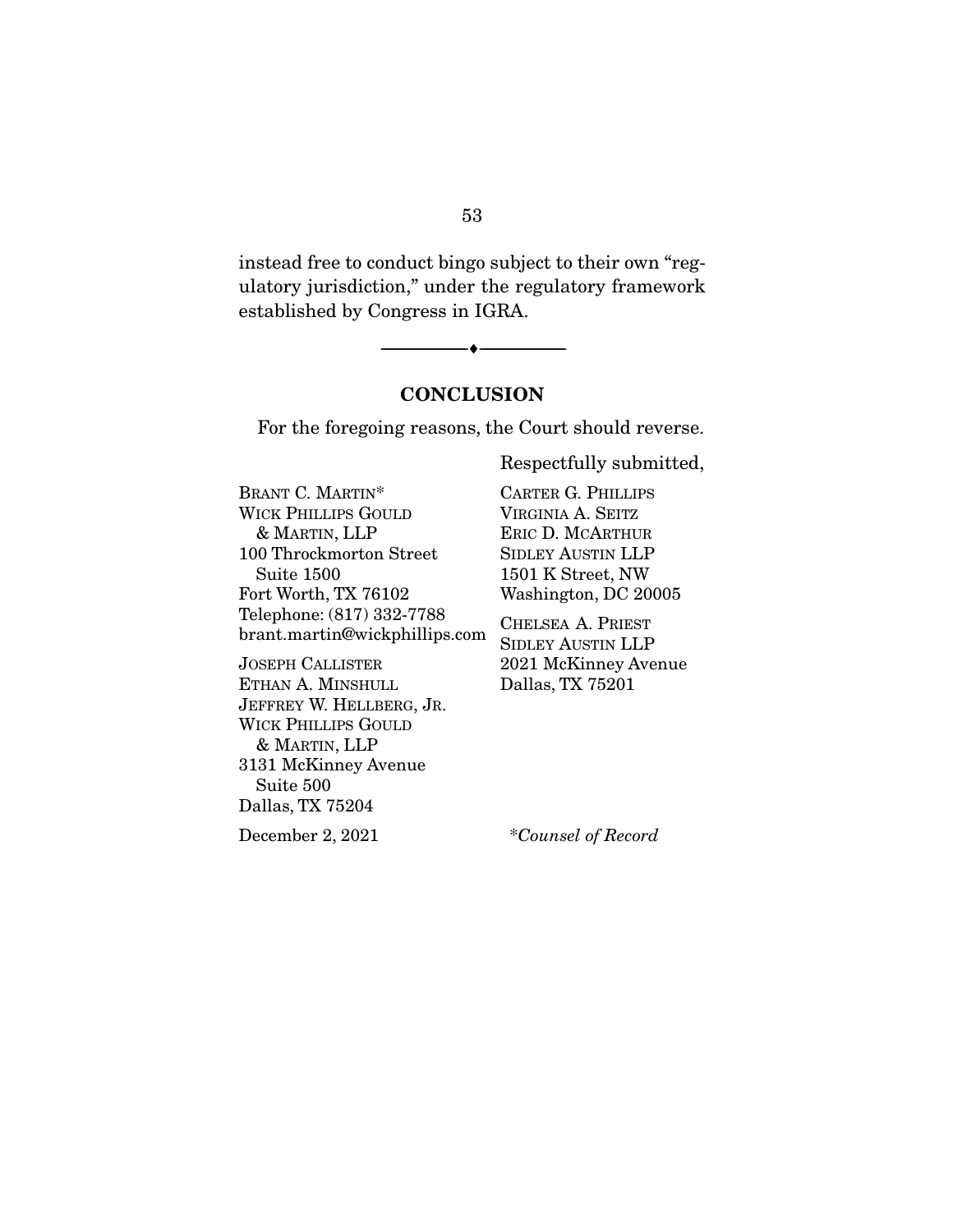instead free to conduct bingo subject to their own "regulatory jurisdiction," under the regulatory framework established by Congress in IGRA.

---

## CONCLUSION

For the foregoing reasons, the Court should reverse.

Respectfully submitted,

BRANT C. MARTIN*
WICK PHILLIPS GOULD
& MARTIN, LLP
100 Throckmorton Street
Suite 1500
Fort Worth, TX 76102
Telephone: (817) 332-7788
brant.martin@wickphillips.com

JOSEPH CALLISTER
ETHAN A. MINSHULL
JEFFREY W. HELLBERG, JR.
WICK PHILLIPS GOULD
& MARTIN, LLP
3131 McKinney Avenue
Suite 500
Dallas, TX 75204

CARTER G. PHILLIPS
VIRGINIA A. SEITZ
ERIC D. MCARTHUR
SIDLEY AUSTIN LLP
1501 K Street, NW
Washington, DC 20005

CHELSEA A. PRIEST
SIDLEY AUSTIN LLP
2021 McKinney Avenue
Dallas, TX 75201

December 2, 2021

*\*Counsel of Record*